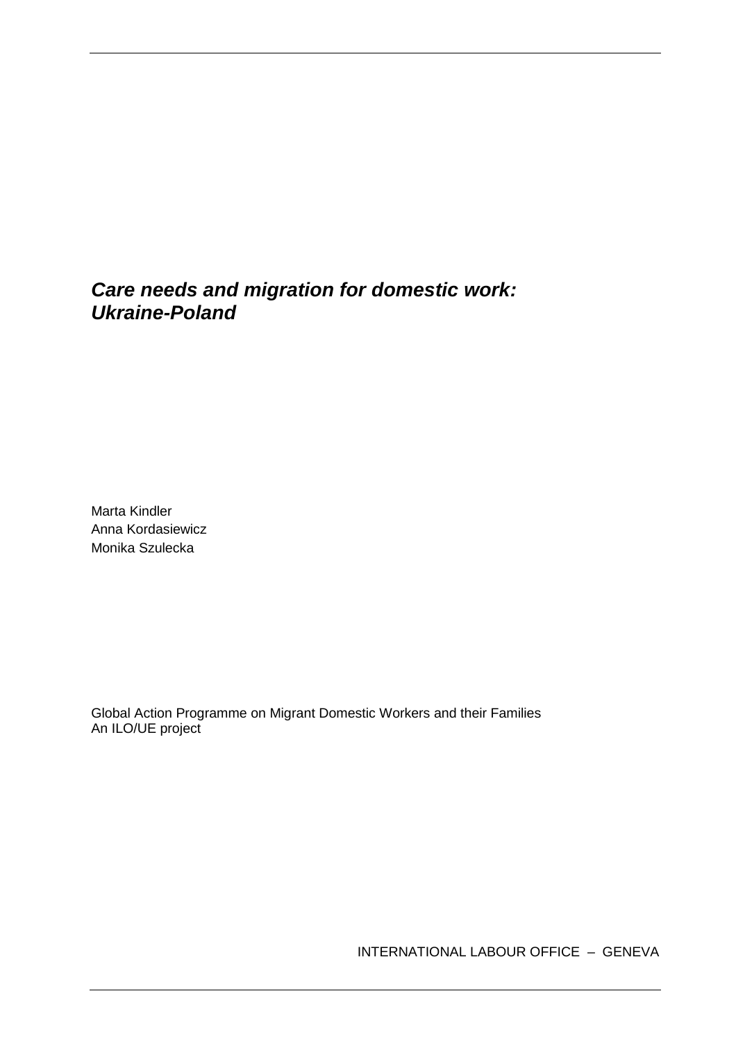# ***Care needs and migration for domestic work: Ukraine-Poland***

Marta Kindler
Anna Kordasiewicz
Monika Szulecka

Global Action Programme on Migrant Domestic Workers and their Families
An ILO/UE project

INTERNATIONAL LABOUR OFFICE – GENEVA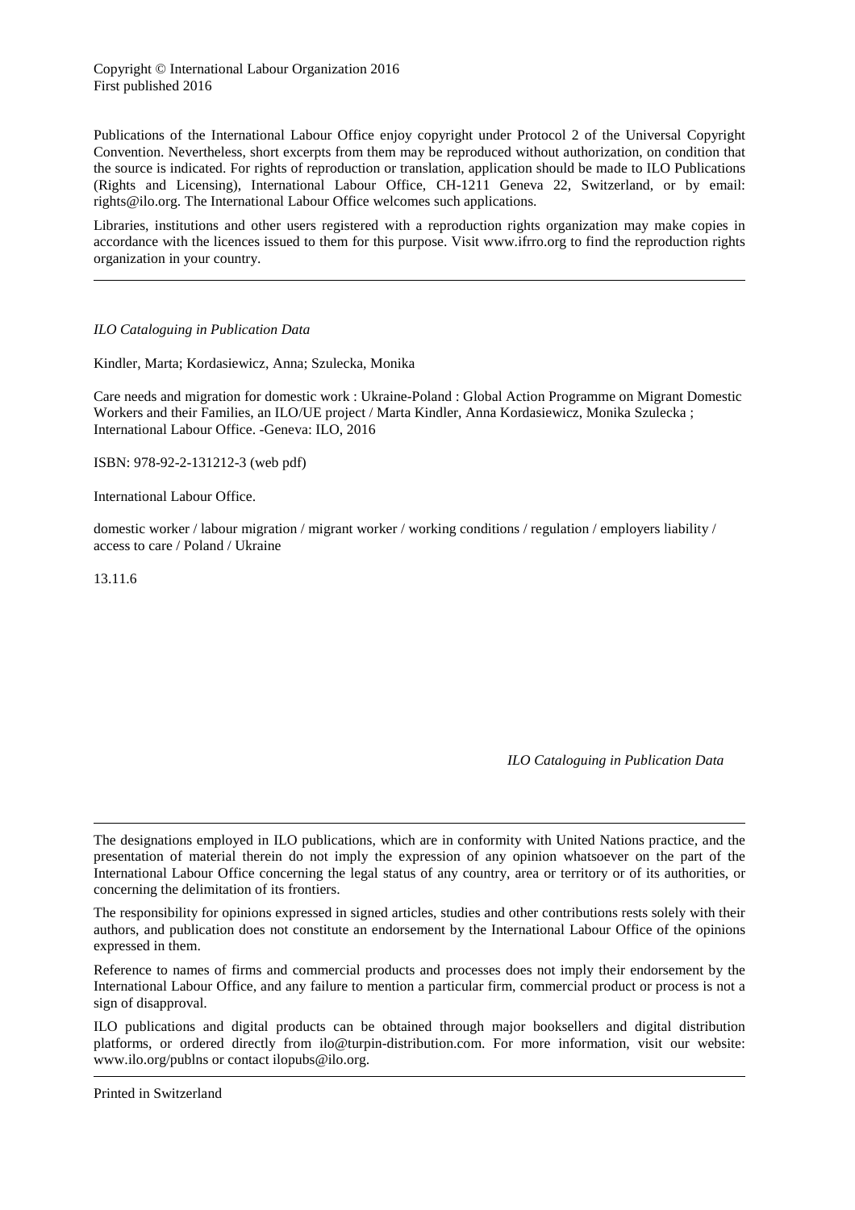Copyright © International Labour Organization 2016
First published 2016

Publications of the International Labour Office enjoy copyright under Protocol 2 of the Universal Copyright Convention. Nevertheless, short excerpts from them may be reproduced without authorization, on condition that the source is indicated. For rights of reproduction or translation, application should be made to ILO Publications (Rights and Licensing), International Labour Office, CH-1211 Geneva 22, Switzerland, or by email: rights@ilo.org. The International Labour Office welcomes such applications.

Libraries, institutions and other users registered with a reproduction rights organization may make copies in accordance with the licences issued to them for this purpose. Visit www.ifrro.org to find the reproduction rights organization in your country.

---

*ILO Cataloguing in Publication Data*

Kindler, Marta; Kordasiewicz, Anna; Szulecka, Monika

Care needs and migration for domestic work : Ukraine-Poland : Global Action Programme on Migrant Domestic Workers and their Families, an ILO/UE project / Marta Kindler, Anna Kordasiewicz, Monika Szulecka ; International Labour Office. -Geneva: ILO, 2016

ISBN: 978-92-2-131212-3 (web pdf)

International Labour Office.

domestic worker / labour migration / migrant worker / working conditions / regulation / employers liability / access to care / Poland / Ukraine

13.11.6

*ILO Cataloguing in Publication Data*

---

The designations employed in ILO publications, which are in conformity with United Nations practice, and the presentation of material therein do not imply the expression of any opinion whatsoever on the part of the International Labour Office concerning the legal status of any country, area or territory or of its authorities, or concerning the delimitation of its frontiers.

The responsibility for opinions expressed in signed articles, studies and other contributions rests solely with their authors, and publication does not constitute an endorsement by the International Labour Office of the opinions expressed in them.

Reference to names of firms and commercial products and processes does not imply their endorsement by the International Labour Office, and any failure to mention a particular firm, commercial product or process is not a sign of disapproval.

ILO publications and digital products can be obtained through major booksellers and digital distribution platforms, or ordered directly from ilo@turpin-distribution.com. For more information, visit our website: www.ilo.org/publns or contact ilopubs@ilo.org.

---

Printed in Switzerland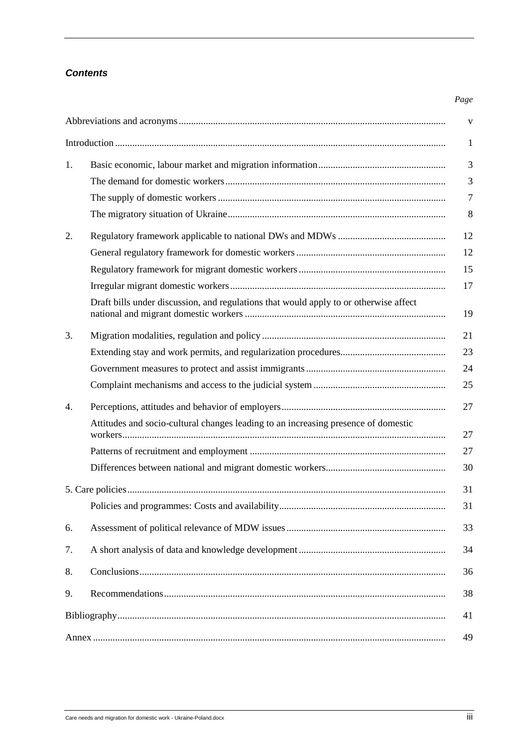## *Contents*

| | | *Page* |
|---|---|---|
| Abbreviations and acronyms | | v |
| Introduction | | 1 |
| 1. | Basic economic, labour market and migration information | 3 |
| | The demand for domestic workers | 3 |
| | The supply of domestic workers | 7 |
| | The migratory situation of Ukraine | 8 |
| 2. | Regulatory framework applicable to national DWs and MDWs | 12 |
| | General regulatory framework for domestic workers | 12 |
| | Regulatory framework for migrant domestic workers | 15 |
| | Irregular migrant domestic workers | 17 |
| | Draft bills under discussion, and regulations that would apply to or otherwise affect national and migrant domestic workers | 19 |
| 3. | Migration modalities, regulation and policy | 21 |
| | Extending stay and work permits, and regularization procedures | 23 |
| | Government measures to protect and assist immigrants | 24 |
| | Complaint mechanisms and access to the judicial system | 25 |
| 4. | Perceptions, attitudes and behavior of employers | 27 |
| | Attitudes and socio-cultural changes leading to an increasing presence of domestic workers | 27 |
| | Patterns of recruitment and employment | 27 |
| | Differences between national and migrant domestic workers | 30 |
| 5. Care policies | | 31 |
| | Policies and programmes: Costs and availability | 31 |
| 6. | Assessment of political relevance of MDW issues | 33 |
| 7. | A short analysis of data and knowledge development | 34 |
| 8. | Conclusions | 36 |
| 9. | Recommendations | 38 |
| Bibliography | | 41 |
| Annex | | 49 |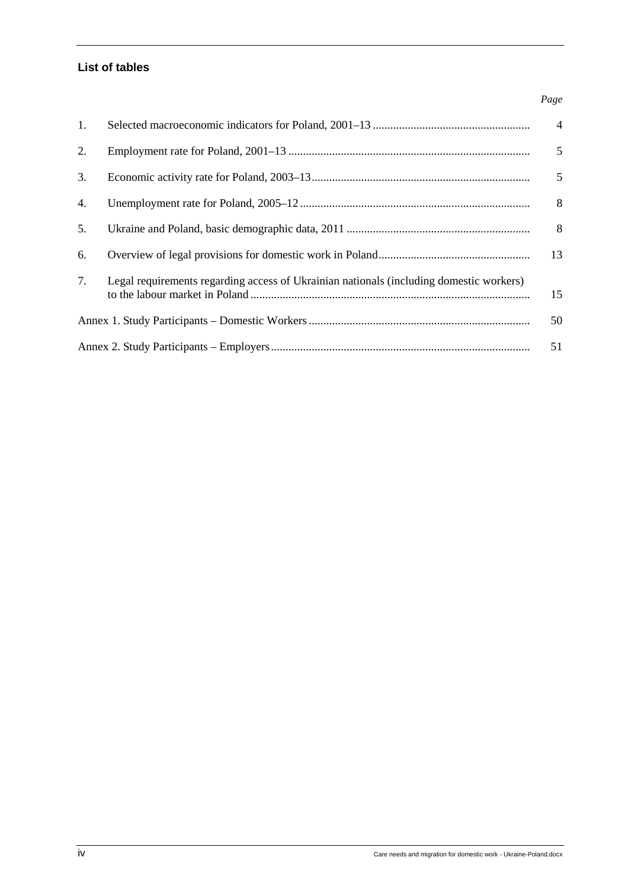## List of tables

| | | *Page* |
|---|---|---|
| 1. | Selected macroeconomic indicators for Poland, 2001–13 | 4 |
| 2. | Employment rate for Poland, 2001–13 | 5 |
| 3. | Economic activity rate for Poland, 2003–13 | 5 |
| 4. | Unemployment rate for Poland, 2005–12 | 8 |
| 5. | Ukraine and Poland, basic demographic data, 2011 | 8 |
| 6. | Overview of legal provisions for domestic work in Poland | 13 |
| 7. | Legal requirements regarding access of Ukrainian nationals (including domestic workers) to the labour market in Poland | 15 |
| Annex 1. Study Participants – Domestic Workers | | 50 |
| Annex 2. Study Participants – Employers | | 51 |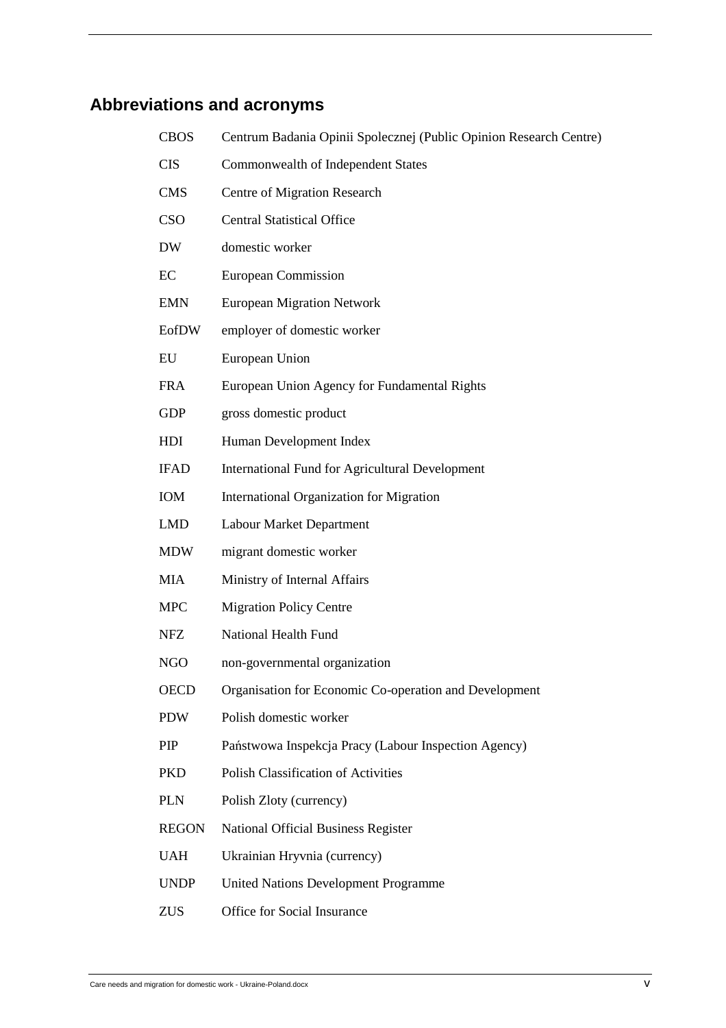## Abbreviations and acronyms

| | |
|---|---|
| CBOS | Centrum Badania Opinii Spolecznej (Public Opinion Research Centre) |
| CIS | Commonwealth of Independent States |
| CMS | Centre of Migration Research |
| CSO | Central Statistical Office |
| DW | domestic worker |
| EC | European Commission |
| EMN | European Migration Network |
| EofDW | employer of domestic worker |
| EU | European Union |
| FRA | European Union Agency for Fundamental Rights |
| GDP | gross domestic product |
| HDI | Human Development Index |
| IFAD | International Fund for Agricultural Development |
| IOM | International Organization for Migration |
| LMD | Labour Market Department |
| MDW | migrant domestic worker |
| MIA | Ministry of Internal Affairs |
| MPC | Migration Policy Centre |
| NFZ | National Health Fund |
| NGO | non-governmental organization |
| OECD | Organisation for Economic Co-operation and Development |
| PDW | Polish domestic worker |
| PIP | Państwowa Inspekcja Pracy (Labour Inspection Agency) |
| PKD | Polish Classification of Activities |
| PLN | Polish Zloty (currency) |
| REGON | National Official Business Register |
| UAH | Ukrainian Hryvnia (currency) |
| UNDP | United Nations Development Programme |
| ZUS | Office for Social Insurance |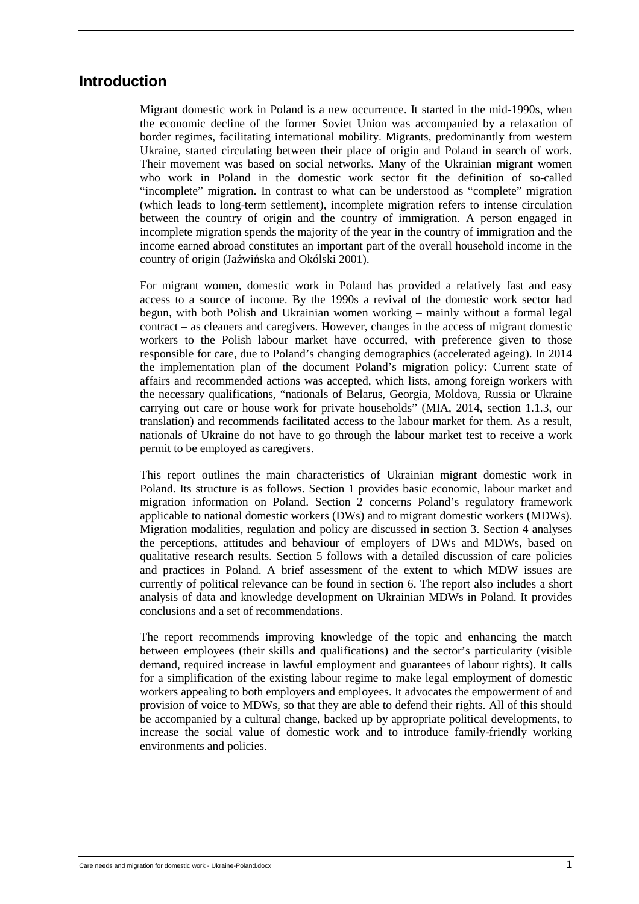## Introduction

Migrant domestic work in Poland is a new occurrence. It started in the mid-1990s, when the economic decline of the former Soviet Union was accompanied by a relaxation of border regimes, facilitating international mobility. Migrants, predominantly from western Ukraine, started circulating between their place of origin and Poland in search of work. Their movement was based on social networks. Many of the Ukrainian migrant women who work in Poland in the domestic work sector fit the definition of so-called "incomplete" migration. In contrast to what can be understood as "complete" migration (which leads to long-term settlement), incomplete migration refers to intense circulation between the country of origin and the country of immigration. A person engaged in incomplete migration spends the majority of the year in the country of immigration and the income earned abroad constitutes an important part of the overall household income in the country of origin (Jaźwińska and Okólski 2001).

For migrant women, domestic work in Poland has provided a relatively fast and easy access to a source of income. By the 1990s a revival of the domestic work sector had begun, with both Polish and Ukrainian women working – mainly without a formal legal contract – as cleaners and caregivers. However, changes in the access of migrant domestic workers to the Polish labour market have occurred, with preference given to those responsible for care, due to Poland's changing demographics (accelerated ageing). In 2014 the implementation plan of the document Poland's migration policy: Current state of affairs and recommended actions was accepted, which lists, among foreign workers with the necessary qualifications, "nationals of Belarus, Georgia, Moldova, Russia or Ukraine carrying out care or house work for private households" (MIA, 2014, section 1.1.3, our translation) and recommends facilitated access to the labour market for them. As a result, nationals of Ukraine do not have to go through the labour market test to receive a work permit to be employed as caregivers.

This report outlines the main characteristics of Ukrainian migrant domestic work in Poland. Its structure is as follows. Section 1 provides basic economic, labour market and migration information on Poland. Section 2 concerns Poland's regulatory framework applicable to national domestic workers (DWs) and to migrant domestic workers (MDWs). Migration modalities, regulation and policy are discussed in section 3. Section 4 analyses the perceptions, attitudes and behaviour of employers of DWs and MDWs, based on qualitative research results. Section 5 follows with a detailed discussion of care policies and practices in Poland. A brief assessment of the extent to which MDW issues are currently of political relevance can be found in section 6. The report also includes a short analysis of data and knowledge development on Ukrainian MDWs in Poland. It provides conclusions and a set of recommendations.

The report recommends improving knowledge of the topic and enhancing the match between employees (their skills and qualifications) and the sector's particularity (visible demand, required increase in lawful employment and guarantees of labour rights). It calls for a simplification of the existing labour regime to make legal employment of domestic workers appealing to both employers and employees. It advocates the empowerment of and provision of voice to MDWs, so that they are able to defend their rights. All of this should be accompanied by a cultural change, backed up by appropriate political developments, to increase the social value of domestic work and to introduce family-friendly working environments and policies.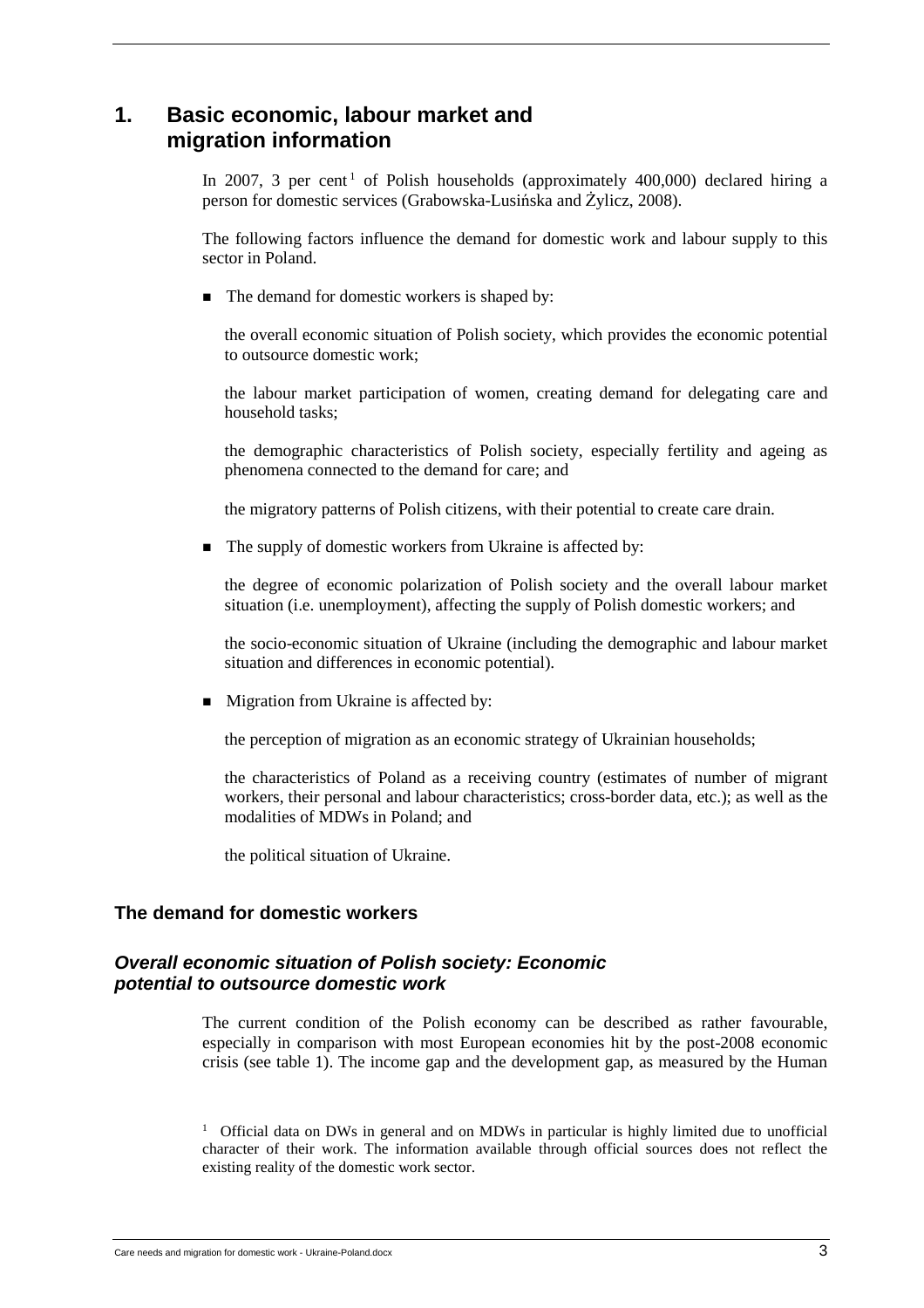# 1. Basic economic, labour market and migration information

In 2007, 3 per cent[1] of Polish households (approximately 400,000) declared hiring a person for domestic services (Grabowska-Lusińska and Żylicz, 2008).

The following factors influence the demand for domestic work and labour supply to this sector in Poland.

- The demand for domestic workers is shaped by:

  the overall economic situation of Polish society, which provides the economic potential to outsource domestic work;

  the labour market participation of women, creating demand for delegating care and household tasks;

  the demographic characteristics of Polish society, especially fertility and ageing as phenomena connected to the demand for care; and

  the migratory patterns of Polish citizens, with their potential to create care drain.

- The supply of domestic workers from Ukraine is affected by:

  the degree of economic polarization of Polish society and the overall labour market situation (i.e. unemployment), affecting the supply of Polish domestic workers; and

  the socio-economic situation of Ukraine (including the demographic and labour market situation and differences in economic potential).

- Migration from Ukraine is affected by:

  the perception of migration as an economic strategy of Ukrainian households;

  the characteristics of Poland as a receiving country (estimates of number of migrant workers, their personal and labour characteristics; cross-border data, etc.); as well as the modalities of MDWs in Poland; and

  the political situation of Ukraine.

## The demand for domestic workers

### *Overall economic situation of Polish society: Economic potential to outsource domestic work*

The current condition of the Polish economy can be described as rather favourable, especially in comparison with most European economies hit by the post-2008 economic crisis (see table 1). The income gap and the development gap, as measured by the Human

[1] Official data on DWs in general and on MDWs in particular is highly limited due to unofficial character of their work. The information available through official sources does not reflect the existing reality of the domestic work sector.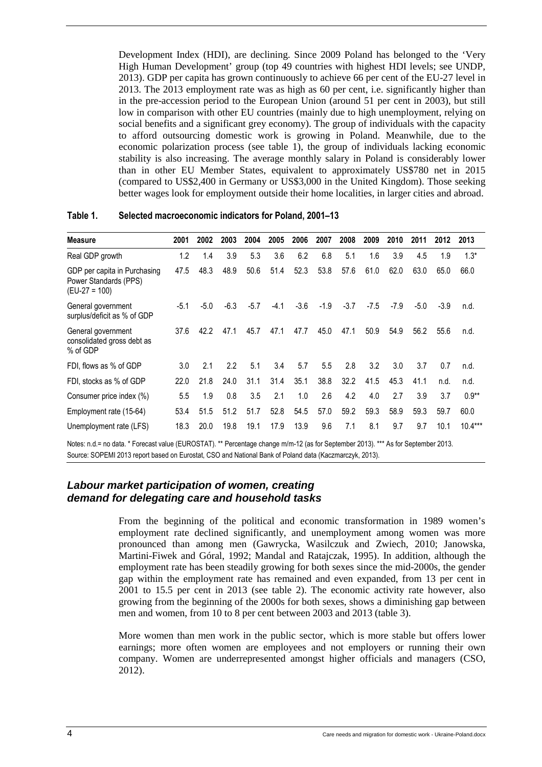Development Index (HDI), are declining. Since 2009 Poland has belonged to the 'Very High Human Development' group (top 49 countries with highest HDI levels; see UNDP, 2013). GDP per capita has grown continuously to achieve 66 per cent of the EU-27 level in 2013. The 2013 employment rate was as high as 60 per cent, i.e. significantly higher than in the pre-accession period to the European Union (around 51 per cent in 2003), but still low in comparison with other EU countries (mainly due to high unemployment, relying on social benefits and a significant grey economy). The group of individuals with the capacity to afford outsourcing domestic work is growing in Poland. Meanwhile, due to the economic polarization process (see table 1), the group of individuals lacking economic stability is also increasing. The average monthly salary in Poland is considerably lower than in other EU Member States, equivalent to approximately US$780 net in 2015 (compared to US$2,400 in Germany or US$3,000 in the United Kingdom). Those seeking better wages look for employment outside their home localities, in larger cities and abroad.

**Table 1. Selected macroeconomic indicators for Poland, 2001–13**

| Measure | 2001 | 2002 | 2003 | 2004 | 2005 | 2006 | 2007 | 2008 | 2009 | 2010 | 2011 | 2012 | 2013 |
|---|---|---|---|---|---|---|---|---|---|---|---|---|---|
| Real GDP growth | 1.2 | 1.4 | 3.9 | 5.3 | 3.6 | 6.2 | 6.8 | 5.1 | 1.6 | 3.9 | 4.5 | 1.9 | 1.3* |
| GDP per capita in Purchasing Power Standards (PPS) (EU-27 = 100) | 47.5 | 48.3 | 48.9 | 50.6 | 51.4 | 52.3 | 53.8 | 57.6 | 61.0 | 62.0 | 63.0 | 65.0 | 66.0 |
| General government surplus/deficit as % of GDP | -5.1 | -5.0 | -6.3 | -5.7 | -4.1 | -3.6 | -1.9 | -3.7 | -7.5 | -7.9 | -5.0 | -3.9 | n.d. |
| General government consolidated gross debt as % of GDP | 37.6 | 42.2 | 47.1 | 45.7 | 47.1 | 47.7 | 45.0 | 47.1 | 50.9 | 54.9 | 56.2 | 55.6 | n.d. |
| FDI, flows as % of GDP | 3.0 | 2.1 | 2.2 | 5.1 | 3.4 | 5.7 | 5.5 | 2.8 | 3.2 | 3.0 | 3.7 | 0.7 | n.d. |
| FDI, stocks as % of GDP | 22.0 | 21.8 | 24.0 | 31.1 | 31.4 | 35.1 | 38.8 | 32.2 | 41.5 | 45.3 | 41.1 | n.d. | n.d. |
| Consumer price index (%) | 5.5 | 1.9 | 0.8 | 3.5 | 2.1 | 1.0 | 2.6 | 4.2 | 4.0 | 2.7 | 3.9 | 3.7 | 0.9** |
| Employment rate (15-64) | 53.4 | 51.5 | 51.2 | 51.7 | 52.8 | 54.5 | 57.0 | 59.2 | 59.3 | 58.9 | 59.3 | 59.7 | 60.0 |
| Unemployment rate (LFS) | 18.3 | 20.0 | 19.8 | 19.1 | 17.9 | 13.9 | 9.6 | 7.1 | 8.1 | 9.7 | 9.7 | 10.1 | 10.4*** |

Notes: n.d.= no data. * Forecast value (EUROSTAT). ** Percentage change m/m-12 (as for September 2013). *** As for September 2013.
Source: SOPEMI 2013 report based on Eurostat, CSO and National Bank of Poland data (Kaczmarczyk, 2013).

### *Labour market participation of women, creating demand for delegating care and household tasks*

From the beginning of the political and economic transformation in 1989 women's employment rate declined significantly, and unemployment among women was more pronounced than among men (Gawrycka, Wasilczuk and Zwiech, 2010; Janowska, Martini-Fiwek and Góral, 1992; Mandal and Ratajczak, 1995). In addition, although the employment rate has been steadily growing for both sexes since the mid-2000s, the gender gap within the employment rate has remained and even expanded, from 13 per cent in 2001 to 15.5 per cent in 2013 (see table 2). The economic activity rate however, also growing from the beginning of the 2000s for both sexes, shows a diminishing gap between men and women, from 10 to 8 per cent between 2003 and 2013 (table 3).

More women than men work in the public sector, which is more stable but offers lower earnings; more often women are employees and not employers or running their own company. Women are underrepresented amongst higher officials and managers (CSO, 2012).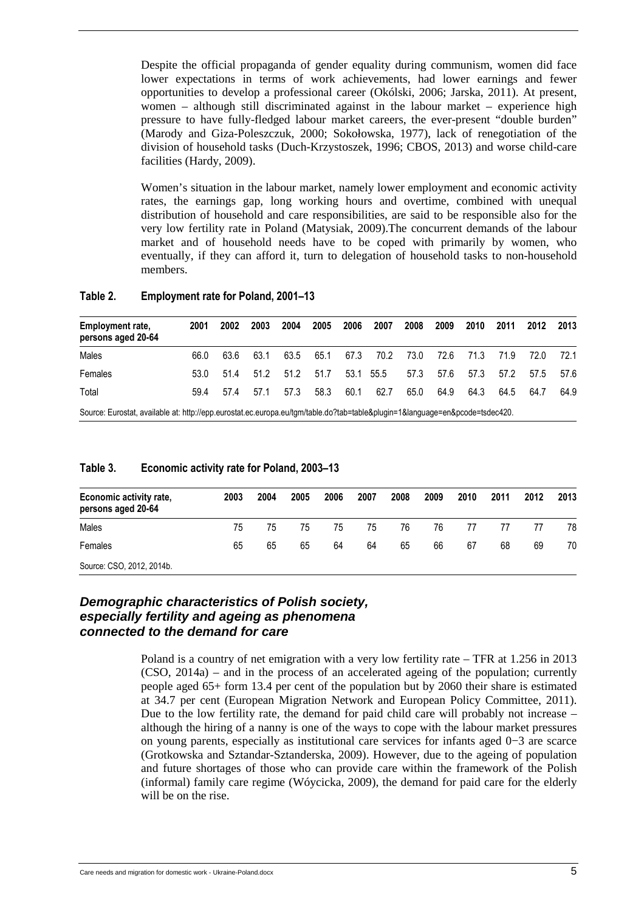Despite the official propaganda of gender equality during communism, women did face lower expectations in terms of work achievements, had lower earnings and fewer opportunities to develop a professional career (Okólski, 2006; Jarska, 2011). At present, women – although still discriminated against in the labour market – experience high pressure to have fully-fledged labour market careers, the ever-present "double burden" (Marody and Giza-Poleszczuk, 2000; Sokołowska, 1977), lack of renegotiation of the division of household tasks (Duch-Krzystoszek, 1996; CBOS, 2013) and worse child-care facilities (Hardy, 2009).

Women's situation in the labour market, namely lower employment and economic activity rates, the earnings gap, long working hours and overtime, combined with unequal distribution of household and care responsibilities, are said to be responsible also for the very low fertility rate in Poland (Matysiak, 2009).The concurrent demands of the labour market and of household needs have to be coped with primarily by women, who eventually, if they can afford it, turn to delegation of household tasks to non-household members.

**Table 2. Employment rate for Poland, 2001–13**

| Employment rate, persons aged 20-64 | 2001 | 2002 | 2003 | 2004 | 2005 | 2006 | 2007 | 2008 | 2009 | 2010 | 2011 | 2012 | 2013 |
|---|---|---|---|---|---|---|---|---|---|---|---|---|---|
| Males | 66.0 | 63.6 | 63.1 | 63.5 | 65.1 | 67.3 | 70.2 | 73.0 | 72.6 | 71.3 | 71.9 | 72.0 | 72.1 |
| Females | 53.0 | 51.4 | 51.2 | 51.2 | 51.7 | 53.1 | 55.5 | 57.3 | 57.6 | 57.3 | 57.2 | 57.5 | 57.6 |
| Total | 59.4 | 57.4 | 57.1 | 57.3 | 58.3 | 60.1 | 62.7 | 65.0 | 64.9 | 64.3 | 64.5 | 64.7 | 64.9 |

Source: Eurostat, available at: http://epp.eurostat.ec.europa.eu/tgm/table.do?tab=table&plugin=1&language=en&pcode=tsdec420.

**Table 3. Economic activity rate for Poland, 2003–13**

| Economic activity rate, persons aged 20-64 | 2003 | 2004 | 2005 | 2006 | 2007 | 2008 | 2009 | 2010 | 2011 | 2012 | 2013 |
|---|---|---|---|---|---|---|---|---|---|---|---|
| Males | 75 | 75 | 75 | 75 | 75 | 76 | 76 | 77 | 77 | 77 | 78 |
| Females | 65 | 65 | 65 | 64 | 64 | 65 | 66 | 67 | 68 | 69 | 70 |

Source: CSO, 2012, 2014b.

### *Demographic characteristics of Polish society, especially fertility and ageing as phenomena connected to the demand for care*

Poland is a country of net emigration with a very low fertility rate – TFR at 1.256 in 2013 (CSO, 2014a) – and in the process of an accelerated ageing of the population; currently people aged 65+ form 13.4 per cent of the population but by 2060 their share is estimated at 34.7 per cent (European Migration Network and European Policy Committee, 2011). Due to the low fertility rate, the demand for paid child care will probably not increase – although the hiring of a nanny is one of the ways to cope with the labour market pressures on young parents, especially as institutional care services for infants aged 0−3 are scarce (Grotkowska and Sztandar-Sztanderska, 2009). However, due to the ageing of population and future shortages of those who can provide care within the framework of the Polish (informal) family care regime (Wóycicka, 2009), the demand for paid care for the elderly will be on the rise.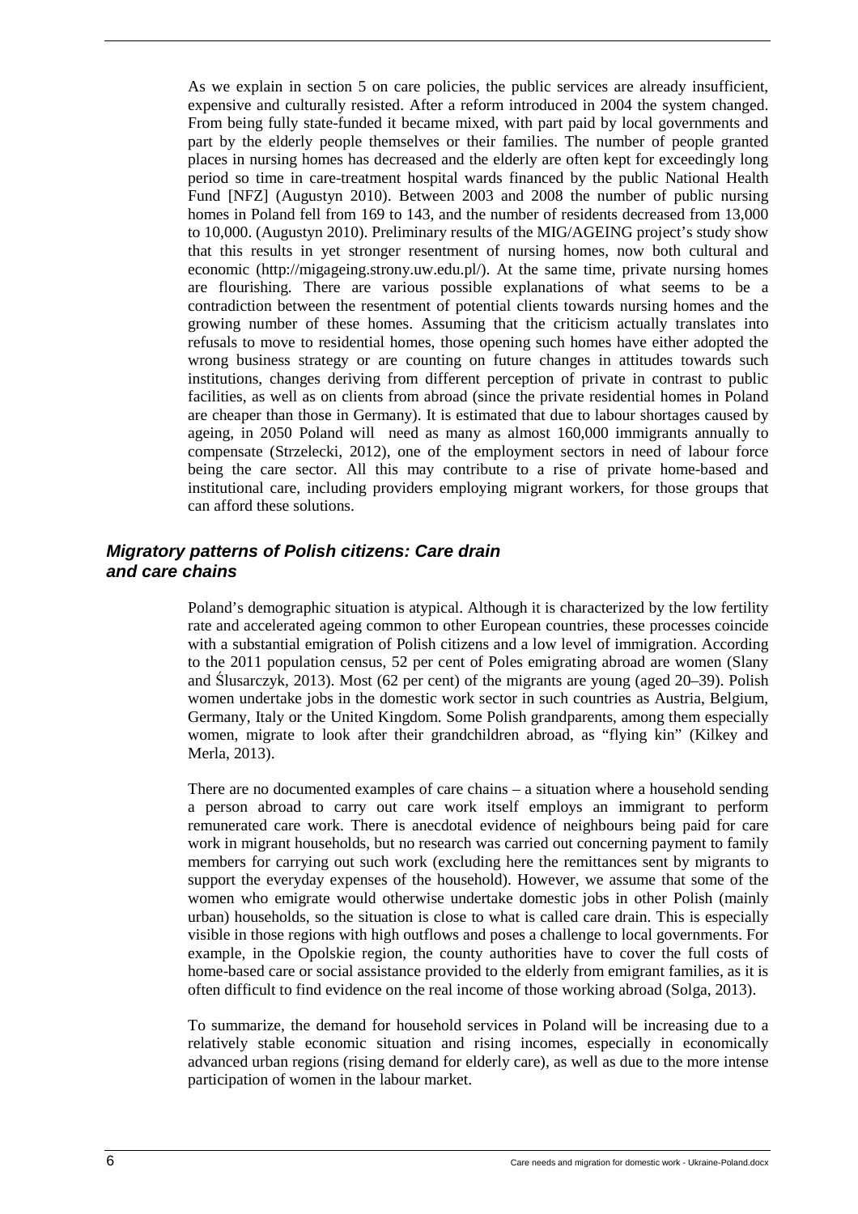As we explain in section 5 on care policies, the public services are already insufficient, expensive and culturally resisted. After a reform introduced in 2004 the system changed. From being fully state-funded it became mixed, with part paid by local governments and part by the elderly people themselves or their families. The number of people granted places in nursing homes has decreased and the elderly are often kept for exceedingly long period so time in care-treatment hospital wards financed by the public National Health Fund [NFZ] (Augustyn 2010). Between 2003 and 2008 the number of public nursing homes in Poland fell from 169 to 143, and the number of residents decreased from 13,000 to 10,000. (Augustyn 2010). Preliminary results of the MIG/AGEING project's study show that this results in yet stronger resentment of nursing homes, now both cultural and economic (http://migageing.strony.uw.edu.pl/). At the same time, private nursing homes are flourishing. There are various possible explanations of what seems to be a contradiction between the resentment of potential clients towards nursing homes and the growing number of these homes. Assuming that the criticism actually translates into refusals to move to residential homes, those opening such homes have either adopted the wrong business strategy or are counting on future changes in attitudes towards such institutions, changes deriving from different perception of private in contrast to public facilities, as well as on clients from abroad (since the private residential homes in Poland are cheaper than those in Germany). It is estimated that due to labour shortages caused by ageing, in 2050 Poland will need as many as almost 160,000 immigrants annually to compensate (Strzelecki, 2012), one of the employment sectors in need of labour force being the care sector. All this may contribute to a rise of private home-based and institutional care, including providers employing migrant workers, for those groups that can afford these solutions.

### *Migratory patterns of Polish citizens: Care drain and care chains*

Poland's demographic situation is atypical. Although it is characterized by the low fertility rate and accelerated ageing common to other European countries, these processes coincide with a substantial emigration of Polish citizens and a low level of immigration. According to the 2011 population census, 52 per cent of Poles emigrating abroad are women (Slany and Ślusarczyk, 2013). Most (62 per cent) of the migrants are young (aged 20–39). Polish women undertake jobs in the domestic work sector in such countries as Austria, Belgium, Germany, Italy or the United Kingdom. Some Polish grandparents, among them especially women, migrate to look after their grandchildren abroad, as "flying kin" (Kilkey and Merla, 2013).

There are no documented examples of care chains – a situation where a household sending a person abroad to carry out care work itself employs an immigrant to perform remunerated care work. There is anecdotal evidence of neighbours being paid for care work in migrant households, but no research was carried out concerning payment to family members for carrying out such work (excluding here the remittances sent by migrants to support the everyday expenses of the household). However, we assume that some of the women who emigrate would otherwise undertake domestic jobs in other Polish (mainly urban) households, so the situation is close to what is called care drain. This is especially visible in those regions with high outflows and poses a challenge to local governments. For example, in the Opolskie region, the county authorities have to cover the full costs of home-based care or social assistance provided to the elderly from emigrant families, as it is often difficult to find evidence on the real income of those working abroad (Solga, 2013).

To summarize, the demand for household services in Poland will be increasing due to a relatively stable economic situation and rising incomes, especially in economically advanced urban regions (rising demand for elderly care), as well as due to the more intense participation of women in the labour market.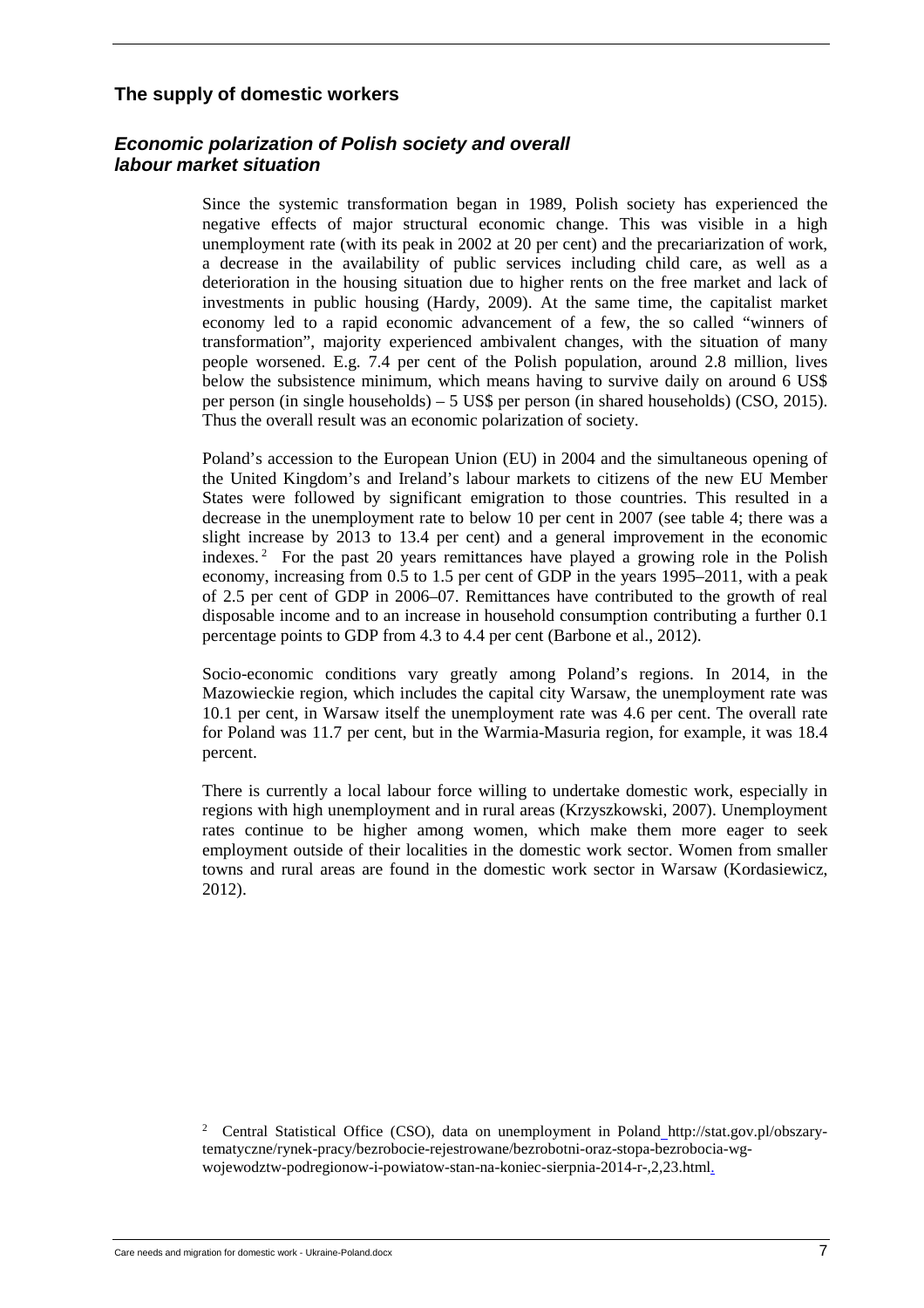## The supply of domestic workers

### *Economic polarization of Polish society and overall labour market situation*

Since the systemic transformation began in 1989, Polish society has experienced the negative effects of major structural economic change. This was visible in a high unemployment rate (with its peak in 2002 at 20 per cent) and the precariarization of work, a decrease in the availability of public services including child care, as well as a deterioration in the housing situation due to higher rents on the free market and lack of investments in public housing (Hardy, 2009). At the same time, the capitalist market economy led to a rapid economic advancement of a few, the so called "winners of transformation", majority experienced ambivalent changes, with the situation of many people worsened. E.g. 7.4 per cent of the Polish population, around 2.8 million, lives below the subsistence minimum, which means having to survive daily on around 6 US$ per person (in single households) – 5 US$ per person (in shared households) (CSO, 2015). Thus the overall result was an economic polarization of society.

Poland's accession to the European Union (EU) in 2004 and the simultaneous opening of the United Kingdom's and Ireland's labour markets to citizens of the new EU Member States were followed by significant emigration to those countries. This resulted in a decrease in the unemployment rate to below 10 per cent in 2007 (see table 4; there was a slight increase by 2013 to 13.4 per cent) and a general improvement in the economic indexes.[2] For the past 20 years remittances have played a growing role in the Polish economy, increasing from 0.5 to 1.5 per cent of GDP in the years 1995–2011, with a peak of 2.5 per cent of GDP in 2006–07. Remittances have contributed to the growth of real disposable income and to an increase in household consumption contributing a further 0.1 percentage points to GDP from 4.3 to 4.4 per cent (Barbone et al., 2012).

Socio-economic conditions vary greatly among Poland's regions. In 2014, in the Mazowieckie region, which includes the capital city Warsaw, the unemployment rate was 10.1 per cent, in Warsaw itself the unemployment rate was 4.6 per cent. The overall rate for Poland was 11.7 per cent, but in the Warmia-Masuria region, for example, it was 18.4 percent.

There is currently a local labour force willing to undertake domestic work, especially in regions with high unemployment and in rural areas (Krzyszkowski, 2007). Unemployment rates continue to be higher among women, which make them more eager to seek employment outside of their localities in the domestic work sector. Women from smaller towns and rural areas are found in the domestic work sector in Warsaw (Kordasiewicz, 2012).

[2] Central Statistical Office (CSO), data on unemployment in Poland http://stat.gov.pl/obszary-tematyczne/rynek-pracy/bezrobocie-rejestrowane/bezrobotni-oraz-stopa-bezrobocia-wg-wojewodztw-podregionow-i-powiatow-stan-na-koniec-sierpnia-2014-r-,2,23.html.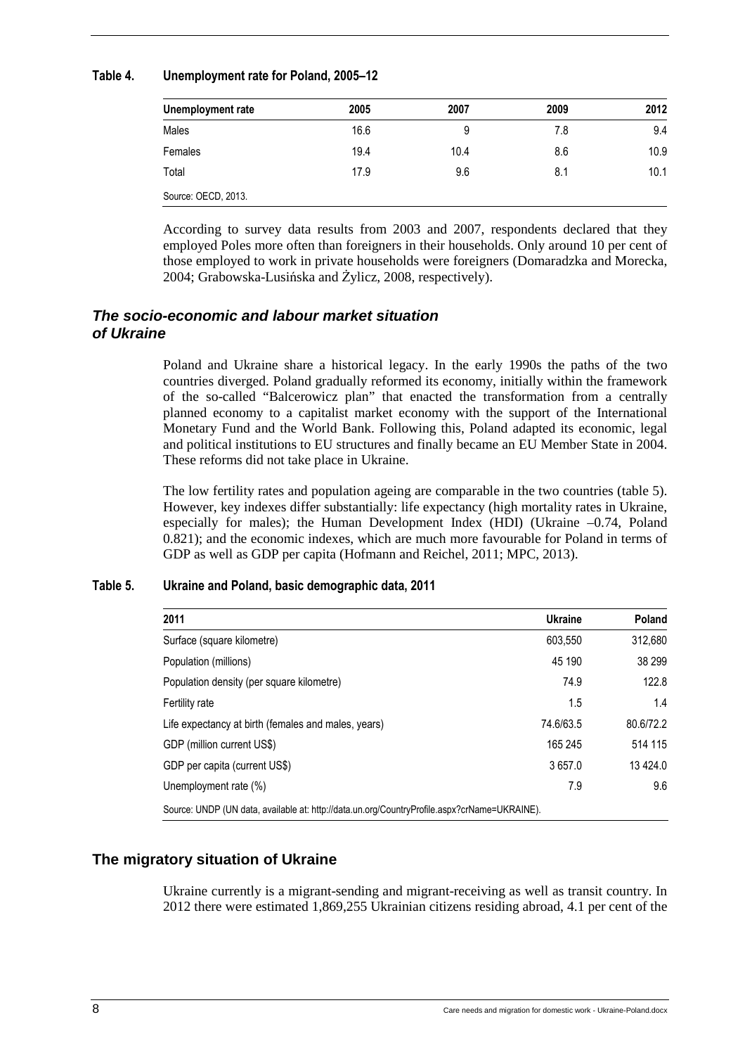**Table 4. Unemployment rate for Poland, 2005–12**

| Unemployment rate | 2005 | 2007 | 2009 | 2012 |
|---|---|---|---|---|
| Males | 16.6 | 9 | 7.8 | 9.4 |
| Females | 19.4 | 10.4 | 8.6 | 10.9 |
| Total | 17.9 | 9.6 | 8.1 | 10.1 |

Source: OECD, 2013.

According to survey data results from 2003 and 2007, respondents declared that they employed Poles more often than foreigners in their households. Only around 10 per cent of those employed to work in private households were foreigners (Domaradzka and Morecka, 2004; Grabowska-Lusińska and Żylicz, 2008, respectively).

## *The socio-economic and labour market situation of Ukraine*

Poland and Ukraine share a historical legacy. In the early 1990s the paths of the two countries diverged. Poland gradually reformed its economy, initially within the framework of the so-called "Balcerowicz plan" that enacted the transformation from a centrally planned economy to a capitalist market economy with the support of the International Monetary Fund and the World Bank. Following this, Poland adapted its economic, legal and political institutions to EU structures and finally became an EU Member State in 2004. These reforms did not take place in Ukraine.

The low fertility rates and population ageing are comparable in the two countries (table 5). However, key indexes differ substantially: life expectancy (high mortality rates in Ukraine, especially for males); the Human Development Index (HDI) (Ukraine –0.74, Poland 0.821); and the economic indexes, which are much more favourable for Poland in terms of GDP as well as GDP per capita (Hofmann and Reichel, 2011; MPC, 2013).

**Table 5. Ukraine and Poland, basic demographic data, 2011**

| 2011 | Ukraine | Poland |
|---|---|---|
| Surface (square kilometre) | 603,550 | 312,680 |
| Population (millions) | 45 190 | 38 299 |
| Population density (per square kilometre) | 74.9 | 122.8 |
| Fertility rate | 1.5 | 1.4 |
| Life expectancy at birth (females and males, years) | 74.6/63.5 | 80.6/72.2 |
| GDP (million current US$) | 165 245 | 514 115 |
| GDP per capita (current US$) | 3 657.0 | 13 424.0 |
| Unemployment rate (%) | 7.9 | 9.6 |

Source: UNDP (UN data, available at: http://data.un.org/CountryProfile.aspx?crName=UKRAINE).

## The migratory situation of Ukraine

Ukraine currently is a migrant-sending and migrant-receiving as well as transit country. In 2012 there were estimated 1,869,255 Ukrainian citizens residing abroad, 4.1 per cent of the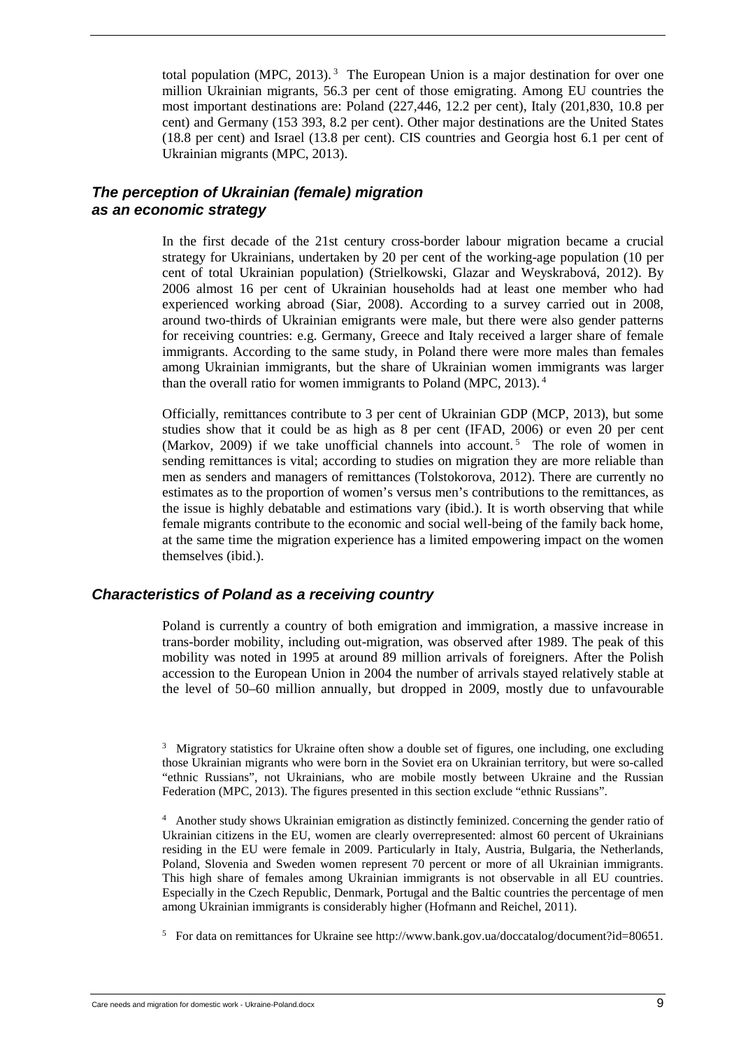total population (MPC, 2013).[3] The European Union is a major destination for over one million Ukrainian migrants, 56.3 per cent of those emigrating. Among EU countries the most important destinations are: Poland (227,446, 12.2 per cent), Italy (201,830, 10.8 per cent) and Germany (153 393, 8.2 per cent). Other major destinations are the United States (18.8 per cent) and Israel (13.8 per cent). CIS countries and Georgia host 6.1 per cent of Ukrainian migrants (MPC, 2013).

### *The perception of Ukrainian (female) migration as an economic strategy*

In the first decade of the 21st century cross-border labour migration became a crucial strategy for Ukrainians, undertaken by 20 per cent of the working-age population (10 per cent of total Ukrainian population) (Strielkowski, Glazar and Weyskrabová, 2012). By 2006 almost 16 per cent of Ukrainian households had at least one member who had experienced working abroad (Siar, 2008). According to a survey carried out in 2008, around two-thirds of Ukrainian emigrants were male, but there were also gender patterns for receiving countries: e.g. Germany, Greece and Italy received a larger share of female immigrants. According to the same study, in Poland there were more males than females among Ukrainian immigrants, but the share of Ukrainian women immigrants was larger than the overall ratio for women immigrants to Poland (MPC, 2013).[4]

Officially, remittances contribute to 3 per cent of Ukrainian GDP (MCP, 2013), but some studies show that it could be as high as 8 per cent (IFAD, 2006) or even 20 per cent (Markov, 2009) if we take unofficial channels into account.[5] The role of women in sending remittances is vital; according to studies on migration they are more reliable than men as senders and managers of remittances (Tolstokorova, 2012). There are currently no estimates as to the proportion of women's versus men's contributions to the remittances, as the issue is highly debatable and estimations vary (ibid.). It is worth observing that while female migrants contribute to the economic and social well-being of the family back home, at the same time the migration experience has a limited empowering impact on the women themselves (ibid.).

### *Characteristics of Poland as a receiving country*

Poland is currently a country of both emigration and immigration, a massive increase in trans-border mobility, including out-migration, was observed after 1989. The peak of this mobility was noted in 1995 at around 89 million arrivals of foreigners. After the Polish accession to the European Union in 2004 the number of arrivals stayed relatively stable at the level of 50–60 million annually, but dropped in 2009, mostly due to unfavourable

[3] Migratory statistics for Ukraine often show a double set of figures, one including, one excluding those Ukrainian migrants who were born in the Soviet era on Ukrainian territory, but were so-called "ethnic Russians", not Ukrainians, who are mobile mostly between Ukraine and the Russian Federation (MPC, 2013). The figures presented in this section exclude "ethnic Russians".

[4] Another study shows Ukrainian emigration as distinctly feminized. Concerning the gender ratio of Ukrainian citizens in the EU, women are clearly overrepresented: almost 60 percent of Ukrainians residing in the EU were female in 2009. Particularly in Italy, Austria, Bulgaria, the Netherlands, Poland, Slovenia and Sweden women represent 70 percent or more of all Ukrainian immigrants. This high share of females among Ukrainian immigrants is not observable in all EU countries. Especially in the Czech Republic, Denmark, Portugal and the Baltic countries the percentage of men among Ukrainian immigrants is considerably higher (Hofmann and Reichel, 2011).

[5] For data on remittances for Ukraine see http://www.bank.gov.ua/doccatalog/document?id=80651.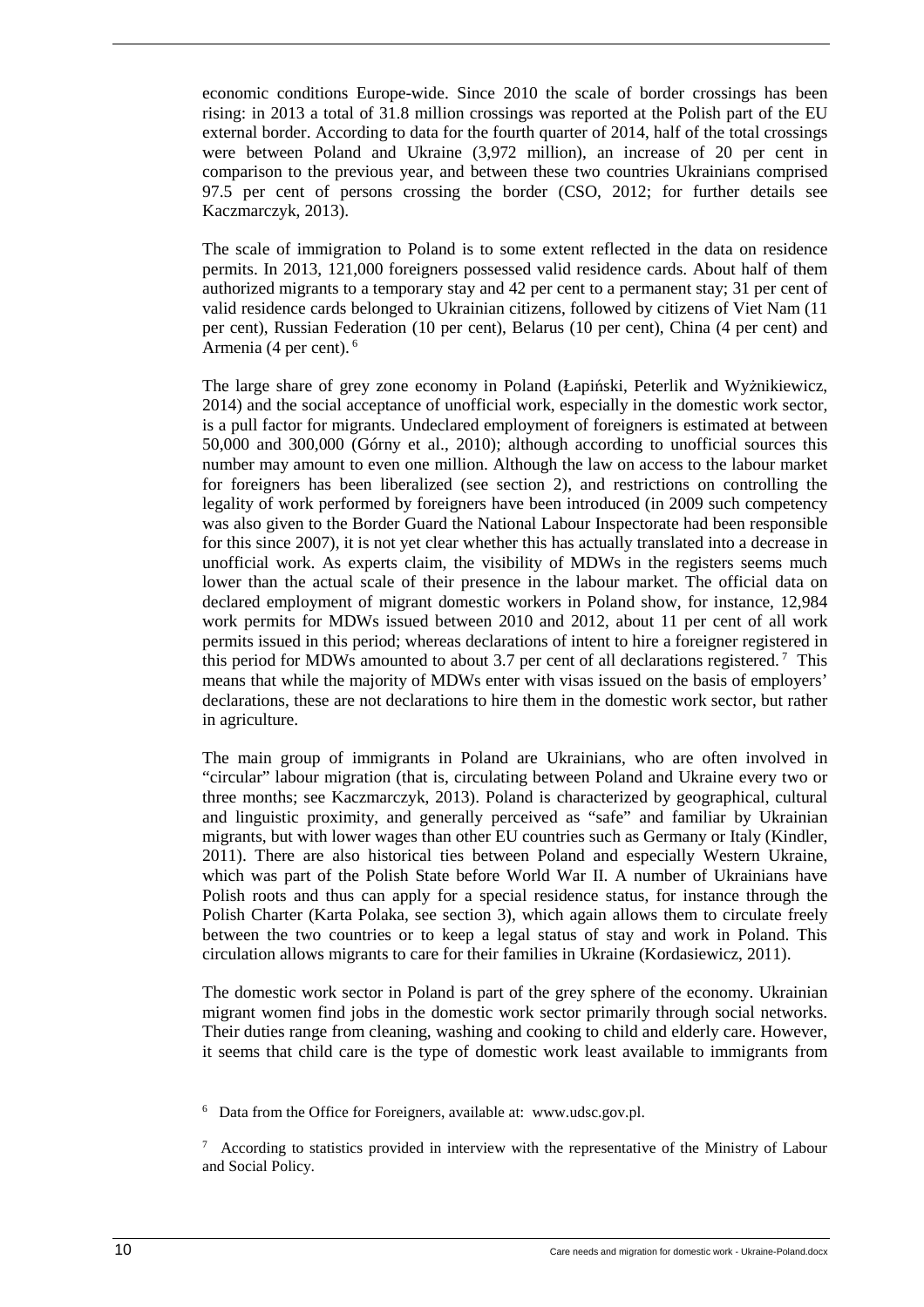economic conditions Europe-wide. Since 2010 the scale of border crossings has been rising: in 2013 a total of 31.8 million crossings was reported at the Polish part of the EU external border. According to data for the fourth quarter of 2014, half of the total crossings were between Poland and Ukraine (3,972 million), an increase of 20 per cent in comparison to the previous year, and between these two countries Ukrainians comprised 97.5 per cent of persons crossing the border (CSO, 2012; for further details see Kaczmarczyk, 2013).

The scale of immigration to Poland is to some extent reflected in the data on residence permits. In 2013, 121,000 foreigners possessed valid residence cards. About half of them authorized migrants to a temporary stay and 42 per cent to a permanent stay; 31 per cent of valid residence cards belonged to Ukrainian citizens, followed by citizens of Viet Nam (11 per cent), Russian Federation (10 per cent), Belarus (10 per cent), China (4 per cent) and Armenia (4 per cent).[6]

The large share of grey zone economy in Poland (Łapiński, Peterlik and Wyżnikiewicz, 2014) and the social acceptance of unofficial work, especially in the domestic work sector, is a pull factor for migrants. Undeclared employment of foreigners is estimated at between 50,000 and 300,000 (Górny et al., 2010); although according to unofficial sources this number may amount to even one million. Although the law on access to the labour market for foreigners has been liberalized (see section 2), and restrictions on controlling the legality of work performed by foreigners have been introduced (in 2009 such competency was also given to the Border Guard the National Labour Inspectorate had been responsible for this since 2007), it is not yet clear whether this has actually translated into a decrease in unofficial work. As experts claim, the visibility of MDWs in the registers seems much lower than the actual scale of their presence in the labour market. The official data on declared employment of migrant domestic workers in Poland show, for instance, 12,984 work permits for MDWs issued between 2010 and 2012, about 11 per cent of all work permits issued in this period; whereas declarations of intent to hire a foreigner registered in this period for MDWs amounted to about 3.7 per cent of all declarations registered.[7] This means that while the majority of MDWs enter with visas issued on the basis of employers' declarations, these are not declarations to hire them in the domestic work sector, but rather in agriculture.

The main group of immigrants in Poland are Ukrainians, who are often involved in "circular" labour migration (that is, circulating between Poland and Ukraine every two or three months; see Kaczmarczyk, 2013). Poland is characterized by geographical, cultural and linguistic proximity, and generally perceived as "safe" and familiar by Ukrainian migrants, but with lower wages than other EU countries such as Germany or Italy (Kindler, 2011). There are also historical ties between Poland and especially Western Ukraine, which was part of the Polish State before World War II. A number of Ukrainians have Polish roots and thus can apply for a special residence status, for instance through the Polish Charter (Karta Polaka, see section 3), which again allows them to circulate freely between the two countries or to keep a legal status of stay and work in Poland. This circulation allows migrants to care for their families in Ukraine (Kordasiewicz, 2011).

The domestic work sector in Poland is part of the grey sphere of the economy. Ukrainian migrant women find jobs in the domestic work sector primarily through social networks. Their duties range from cleaning, washing and cooking to child and elderly care. However, it seems that child care is the type of domestic work least available to immigrants from

[6] Data from the Office for Foreigners, available at: www.udsc.gov.pl.

[7] According to statistics provided in interview with the representative of the Ministry of Labour and Social Policy.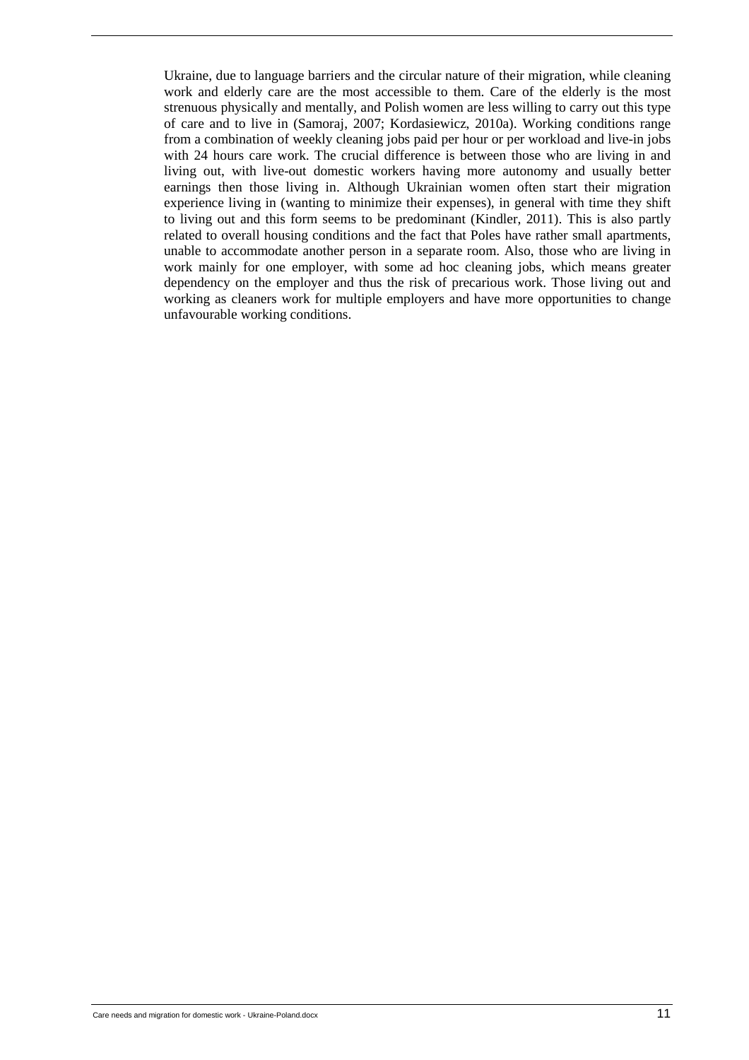Ukraine, due to language barriers and the circular nature of their migration, while cleaning work and elderly care are the most accessible to them. Care of the elderly is the most strenuous physically and mentally, and Polish women are less willing to carry out this type of care and to live in (Samoraj, 2007; Kordasiewicz, 2010a). Working conditions range from a combination of weekly cleaning jobs paid per hour or per workload and live-in jobs with 24 hours care work. The crucial difference is between those who are living in and living out, with live-out domestic workers having more autonomy and usually better earnings then those living in. Although Ukrainian women often start their migration experience living in (wanting to minimize their expenses), in general with time they shift to living out and this form seems to be predominant (Kindler, 2011). This is also partly related to overall housing conditions and the fact that Poles have rather small apartments, unable to accommodate another person in a separate room. Also, those who are living in work mainly for one employer, with some ad hoc cleaning jobs, which means greater dependency on the employer and thus the risk of precarious work. Those living out and working as cleaners work for multiple employers and have more opportunities to change unfavourable working conditions.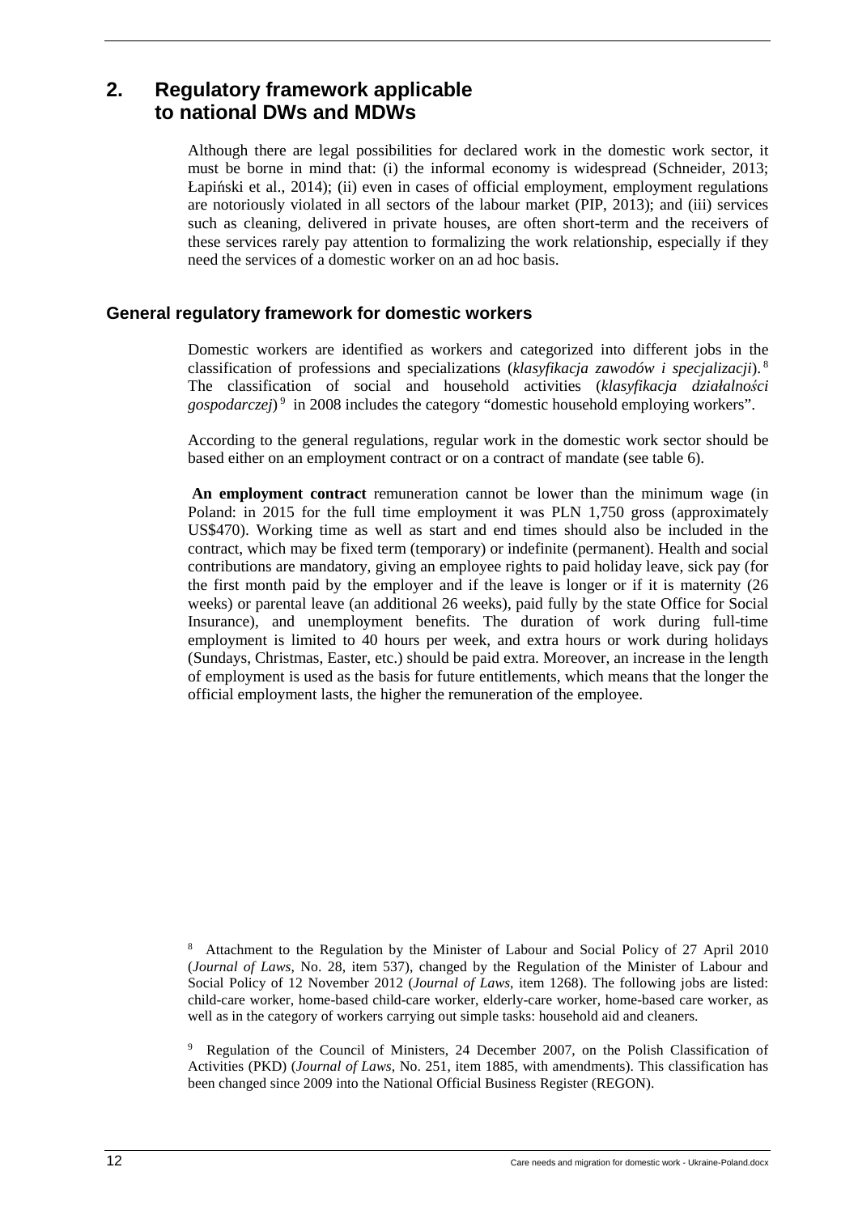## 2. Regulatory framework applicable to national DWs and MDWs

Although there are legal possibilities for declared work in the domestic work sector, it must be borne in mind that: (i) the informal economy is widespread (Schneider, 2013; Łapiński et al., 2014); (ii) even in cases of official employment, employment regulations are notoriously violated in all sectors of the labour market (PIP, 2013); and (iii) services such as cleaning, delivered in private houses, are often short-term and the receivers of these services rarely pay attention to formalizing the work relationship, especially if they need the services of a domestic worker on an ad hoc basis.

### General regulatory framework for domestic workers

Domestic workers are identified as workers and categorized into different jobs in the classification of professions and specializations (*klasyfikacja zawodów i specjalizacji*).[8] The classification of social and household activities (*klasyfikacja działalności gospodarczej*)[9] in 2008 includes the category "domestic household employing workers".

According to the general regulations, regular work in the domestic work sector should be based either on an employment contract or on a contract of mandate (see table 6).

**An employment contract** remuneration cannot be lower than the minimum wage (in Poland: in 2015 for the full time employment it was PLN 1,750 gross (approximately US$470). Working time as well as start and end times should also be included in the contract, which may be fixed term (temporary) or indefinite (permanent). Health and social contributions are mandatory, giving an employee rights to paid holiday leave, sick pay (for the first month paid by the employer and if the leave is longer or if it is maternity (26 weeks) or parental leave (an additional 26 weeks), paid fully by the state Office for Social Insurance), and unemployment benefits. The duration of work during full-time employment is limited to 40 hours per week, and extra hours or work during holidays (Sundays, Christmas, Easter, etc.) should be paid extra. Moreover, an increase in the length of employment is used as the basis for future entitlements, which means that the longer the official employment lasts, the higher the remuneration of the employee.

[8] Attachment to the Regulation by the Minister of Labour and Social Policy of 27 April 2010 (*Journal of Laws*, No. 28, item 537), changed by the Regulation of the Minister of Labour and Social Policy of 12 November 2012 (*Journal of Laws*, item 1268). The following jobs are listed: child-care worker, home-based child-care worker, elderly-care worker, home-based care worker, as well as in the category of workers carrying out simple tasks: household aid and cleaners.

[9] Regulation of the Council of Ministers, 24 December 2007, on the Polish Classification of Activities (PKD) (*Journal of Laws*, No. 251, item 1885, with amendments). This classification has been changed since 2009 into the National Official Business Register (REGON).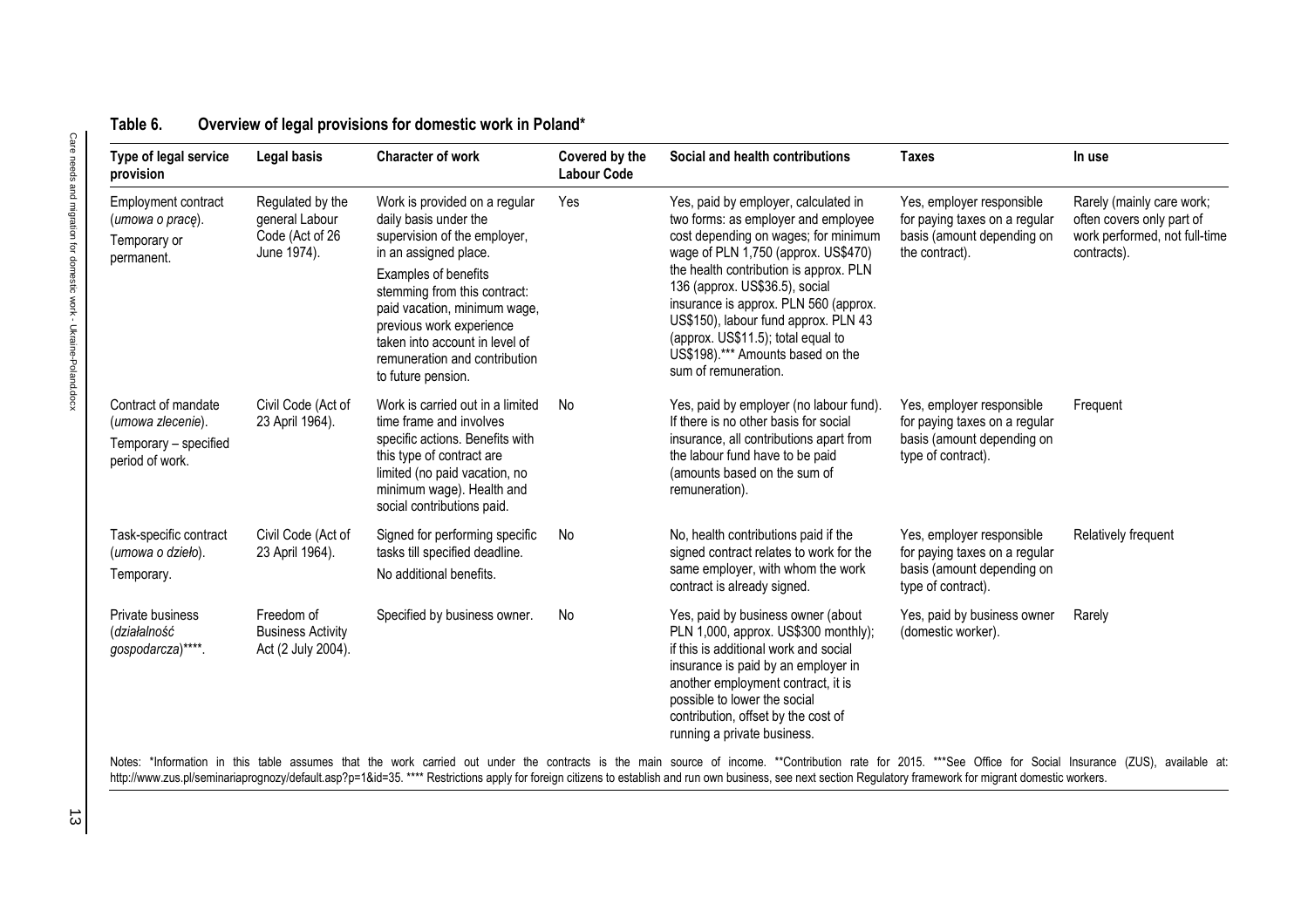**Table 6. Overview of legal provisions for domestic work in Poland***

| Type of legal service provision | Legal basis | Character of work | Covered by the Labour Code | Social and health contributions | Taxes | In use |
|---|---|---|---|---|---|---|
| Employment contract (*umowa o pracę*). Temporary or permanent. | Regulated by the general Labour Code (Act of 26 June 1974). | Work is provided on a regular daily basis under the supervision of the employer, in an assigned place. Examples of benefits stemming from this contract: paid vacation, minimum wage, previous work experience taken into account in level of remuneration and contribution to future pension. | Yes | Yes, paid by employer, calculated in two forms: as employer and employee cost depending on wages; for minimum wage of PLN 1,750 (approx. US$470) the health contribution is approx. PLN 136 (approx. US$36.5), social insurance is approx. PLN 560 (approx. US$150), labour fund approx. PLN 43 (approx. US$11.5); total equal to US$198).*** Amounts based on the sum of remuneration. | Yes, employer responsible for paying taxes on a regular basis (amount depending on the contract). | Rarely (mainly care work; often covers only part of work performed, not full-time contracts). |
| Contract of mandate (*umowa zlecenie*). Temporary – specified period of work. | Civil Code (Act of 23 April 1964). | Work is carried out in a limited time frame and involves specific actions. Benefits with this type of contract are limited (no paid vacation, no minimum wage). Health and social contributions paid. | No | Yes, paid by employer (no labour fund). If there is no other basis for social insurance, all contributions apart from the labour fund have to be paid (amounts based on the sum of remuneration). | Yes, employer responsible for paying taxes on a regular basis (amount depending on type of contract). | Frequent |
| Task-specific contract (*umowa o dzieło*). Temporary. | Civil Code (Act of 23 April 1964). | Signed for performing specific tasks till specified deadline. No additional benefits. | No | No, health contributions paid if the signed contract relates to work for the same employer, with whom the work contract is already signed. | Yes, employer responsible for paying taxes on a regular basis (amount depending on type of contract). | Relatively frequent |
| Private business (*działalność gospodarcza*)****. | Freedom of Business Activity Act (2 July 2004). | Specified by business owner. | No | Yes, paid by business owner (about PLN 1,000, approx. US$300 monthly); if this is additional work and social insurance is paid by an employer in another employment contract, it is possible to lower the social contribution, offset by the cost of running a private business. | Yes, paid by business owner (domestic worker). | Rarely |

Notes: *Information in this table assumes that the work carried out under the contracts is the main source of income. **Contribution rate for 2015. ***See Office for Social Insurance (ZUS), available at: http://www.zus.pl/seminariaprognozy/default.asp?p=1&id=35. **** Restrictions apply for foreign citizens to establish and run own business, see next section Regulatory framework for migrant domestic workers.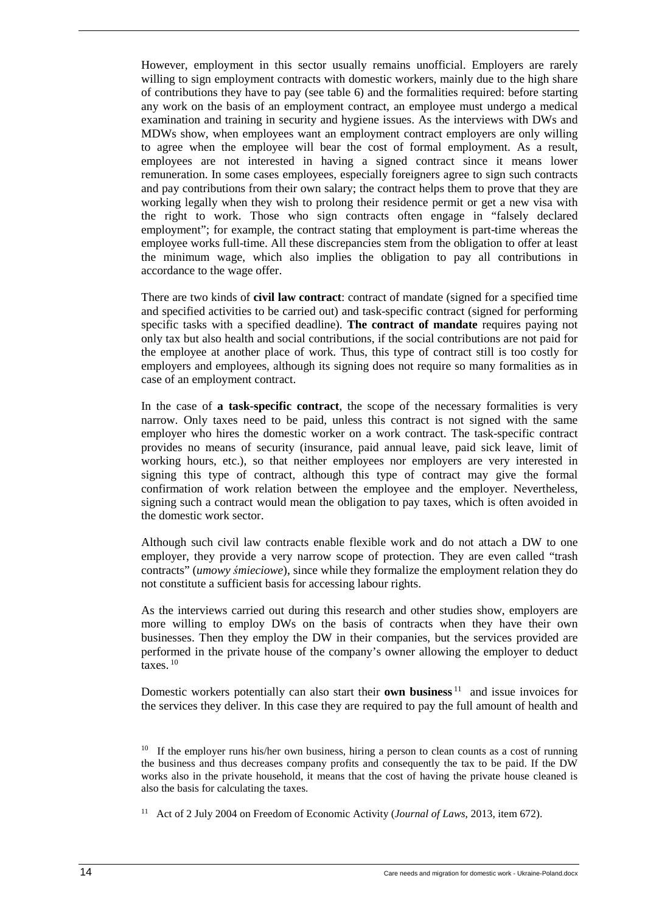However, employment in this sector usually remains unofficial. Employers are rarely willing to sign employment contracts with domestic workers, mainly due to the high share of contributions they have to pay (see table 6) and the formalities required: before starting any work on the basis of an employment contract, an employee must undergo a medical examination and training in security and hygiene issues. As the interviews with DWs and MDWs show, when employees want an employment contract employers are only willing to agree when the employee will bear the cost of formal employment. As a result, employees are not interested in having a signed contract since it means lower remuneration. In some cases employees, especially foreigners agree to sign such contracts and pay contributions from their own salary; the contract helps them to prove that they are working legally when they wish to prolong their residence permit or get a new visa with the right to work. Those who sign contracts often engage in "falsely declared employment"; for example, the contract stating that employment is part-time whereas the employee works full-time. All these discrepancies stem from the obligation to offer at least the minimum wage, which also implies the obligation to pay all contributions in accordance to the wage offer.

There are two kinds of **civil law contract**: contract of mandate (signed for a specified time and specified activities to be carried out) and task-specific contract (signed for performing specific tasks with a specified deadline). **The contract of mandate** requires paying not only tax but also health and social contributions, if the social contributions are not paid for the employee at another place of work. Thus, this type of contract still is too costly for employers and employees, although its signing does not require so many formalities as in case of an employment contract.

In the case of **a task-specific contract**, the scope of the necessary formalities is very narrow. Only taxes need to be paid, unless this contract is not signed with the same employer who hires the domestic worker on a work contract. The task-specific contract provides no means of security (insurance, paid annual leave, paid sick leave, limit of working hours, etc.), so that neither employees nor employers are very interested in signing this type of contract, although this type of contract may give the formal confirmation of work relation between the employee and the employer. Nevertheless, signing such a contract would mean the obligation to pay taxes, which is often avoided in the domestic work sector.

Although such civil law contracts enable flexible work and do not attach a DW to one employer, they provide a very narrow scope of protection. They are even called "trash contracts" (*umowy śmieciowe*), since while they formalize the employment relation they do not constitute a sufficient basis for accessing labour rights.

As the interviews carried out during this research and other studies show, employers are more willing to employ DWs on the basis of contracts when they have their own businesses. Then they employ the DW in their companies, but the services provided are performed in the private house of the company's owner allowing the employer to deduct taxes.[10]

Domestic workers potentially can also start their **own business**[11] and issue invoices for the services they deliver. In this case they are required to pay the full amount of health and

[10] If the employer runs his/her own business, hiring a person to clean counts as a cost of running the business and thus decreases company profits and consequently the tax to be paid. If the DW works also in the private household, it means that the cost of having the private house cleaned is also the basis for calculating the taxes.

[11] Act of 2 July 2004 on Freedom of Economic Activity (*Journal of Laws*, 2013, item 672).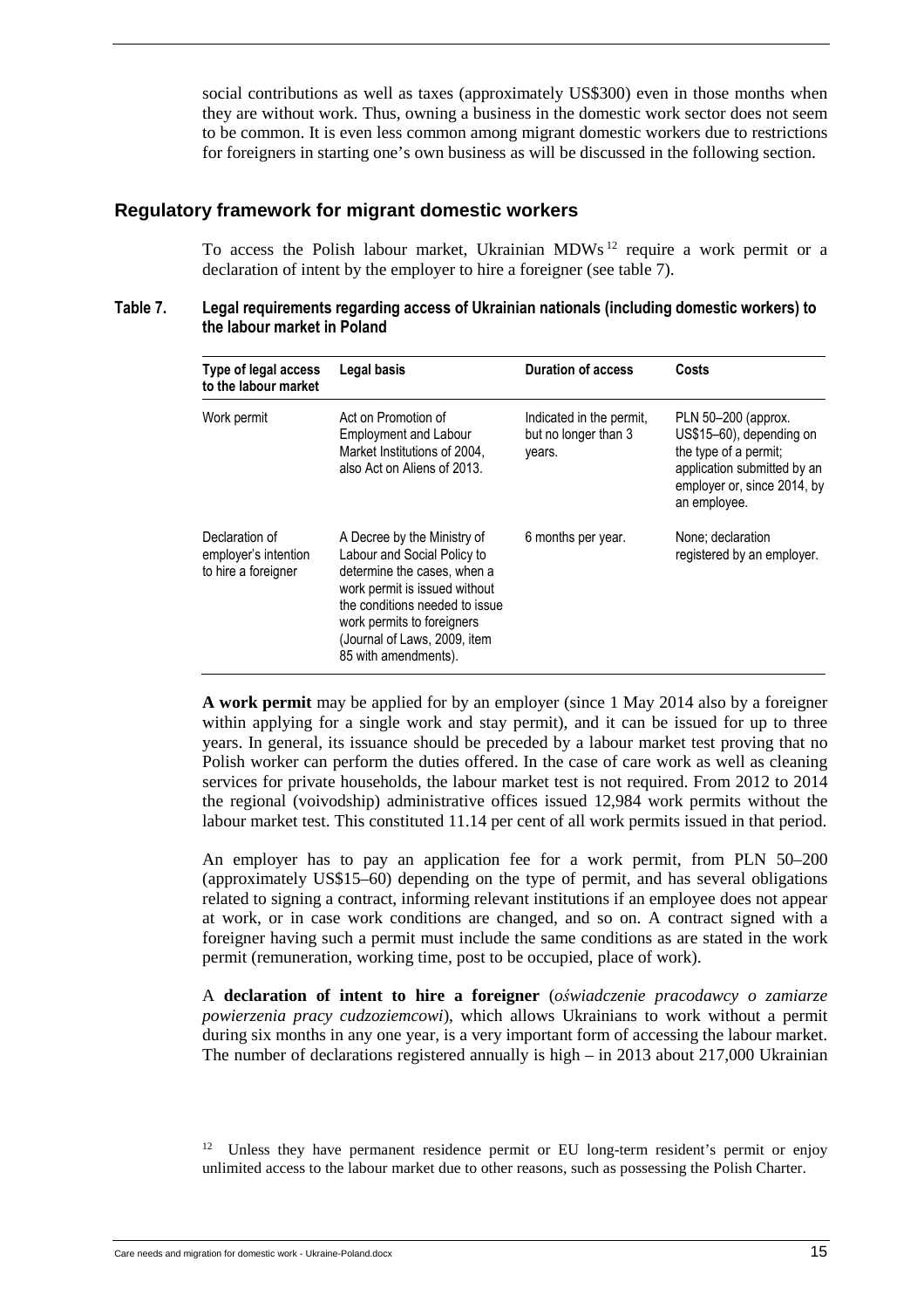social contributions as well as taxes (approximately US$300) even in those months when they are without work. Thus, owning a business in the domestic work sector does not seem to be common. It is even less common among migrant domestic workers due to restrictions for foreigners in starting one's own business as will be discussed in the following section.

## Regulatory framework for migrant domestic workers

To access the Polish labour market, Ukrainian MDWs[12] require a work permit or a declaration of intent by the employer to hire a foreigner (see table 7).

**Table 7. Legal requirements regarding access of Ukrainian nationals (including domestic workers) to the labour market in Poland**

| Type of legal access to the labour market | Legal basis | Duration of access | Costs |
|---|---|---|---|
| Work permit | Act on Promotion of Employment and Labour Market Institutions of 2004, also Act on Aliens of 2013. | Indicated in the permit, but no longer than 3 years. | PLN 50–200 (approx. US$15–60), depending on the type of a permit; application submitted by an employer or, since 2014, by an employee. |
| Declaration of employer's intention to hire a foreigner | A Decree by the Ministry of Labour and Social Policy to determine the cases, when a work permit is issued without the conditions needed to issue work permits to foreigners (Journal of Laws, 2009, item 85 with amendments). | 6 months per year. | None; declaration registered by an employer. |

**A work permit** may be applied for by an employer (since 1 May 2014 also by a foreigner within applying for a single work and stay permit), and it can be issued for up to three years. In general, its issuance should be preceded by a labour market test proving that no Polish worker can perform the duties offered. In the case of care work as well as cleaning services for private households, the labour market test is not required. From 2012 to 2014 the regional (voivodship) administrative offices issued 12,984 work permits without the labour market test. This constituted 11.14 per cent of all work permits issued in that period.

An employer has to pay an application fee for a work permit, from PLN 50–200 (approximately US$15–60) depending on the type of permit, and has several obligations related to signing a contract, informing relevant institutions if an employee does not appear at work, or in case work conditions are changed, and so on. A contract signed with a foreigner having such a permit must include the same conditions as are stated in the work permit (remuneration, working time, post to be occupied, place of work).

A **declaration of intent to hire a foreigner** (*oświadczenie pracodawcy o zamiarze powierzenia pracy cudzoziemcowi*), which allows Ukrainians to work without a permit during six months in any one year, is a very important form of accessing the labour market. The number of declarations registered annually is high – in 2013 about 217,000 Ukrainian

[12] Unless they have permanent residence permit or EU long-term resident's permit or enjoy unlimited access to the labour market due to other reasons, such as possessing the Polish Charter.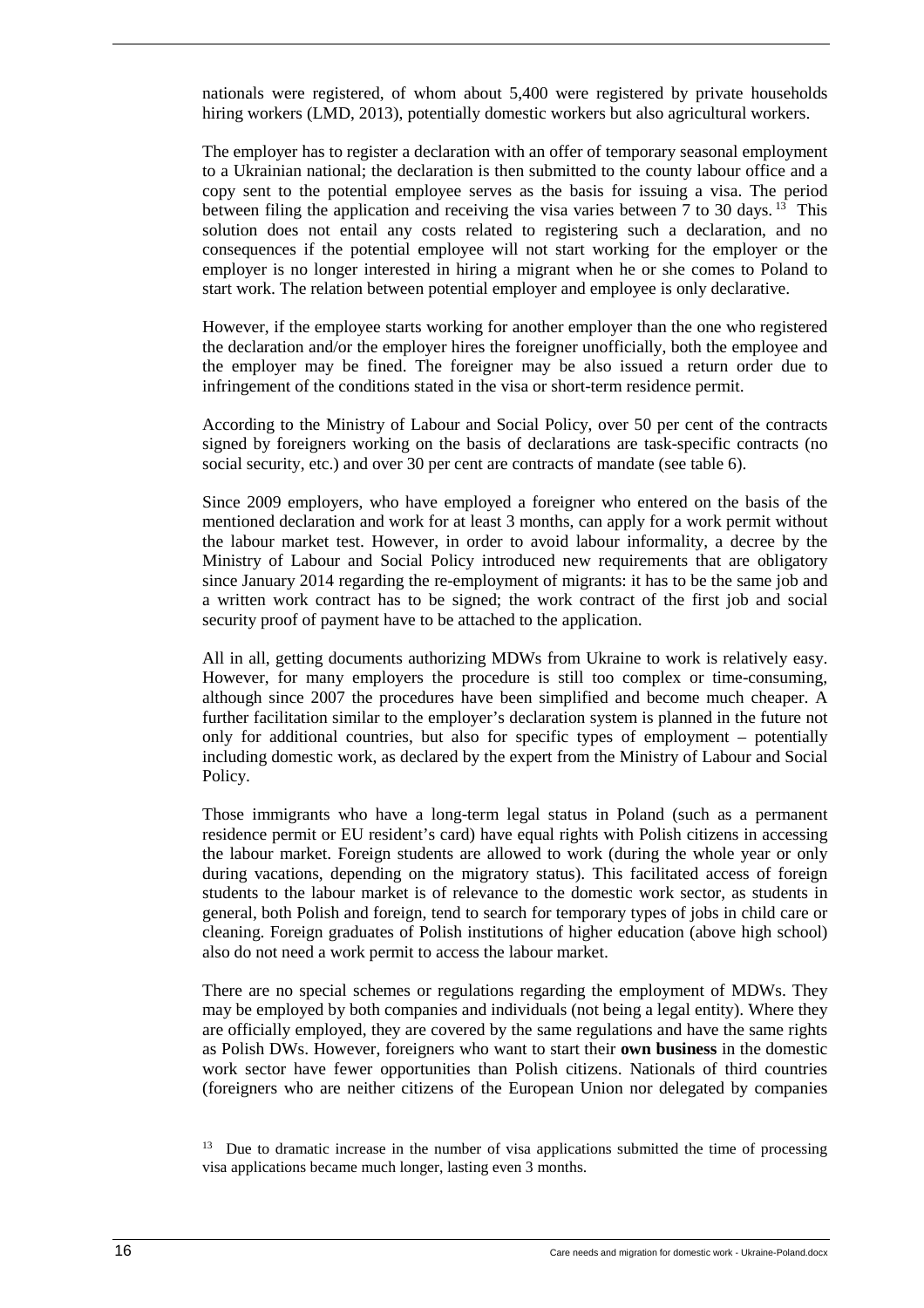nationals were registered, of whom about 5,400 were registered by private households hiring workers (LMD, 2013), potentially domestic workers but also agricultural workers.

The employer has to register a declaration with an offer of temporary seasonal employment to a Ukrainian national; the declaration is then submitted to the county labour office and a copy sent to the potential employee serves as the basis for issuing a visa. The period between filing the application and receiving the visa varies between 7 to 30 days.[13] This solution does not entail any costs related to registering such a declaration, and no consequences if the potential employee will not start working for the employer or the employer is no longer interested in hiring a migrant when he or she comes to Poland to start work. The relation between potential employer and employee is only declarative.

However, if the employee starts working for another employer than the one who registered the declaration and/or the employer hires the foreigner unofficially, both the employee and the employer may be fined. The foreigner may be also issued a return order due to infringement of the conditions stated in the visa or short-term residence permit.

According to the Ministry of Labour and Social Policy, over 50 per cent of the contracts signed by foreigners working on the basis of declarations are task-specific contracts (no social security, etc.) and over 30 per cent are contracts of mandate (see table 6).

Since 2009 employers, who have employed a foreigner who entered on the basis of the mentioned declaration and work for at least 3 months, can apply for a work permit without the labour market test. However, in order to avoid labour informality, a decree by the Ministry of Labour and Social Policy introduced new requirements that are obligatory since January 2014 regarding the re-employment of migrants: it has to be the same job and a written work contract has to be signed; the work contract of the first job and social security proof of payment have to be attached to the application.

All in all, getting documents authorizing MDWs from Ukraine to work is relatively easy. However, for many employers the procedure is still too complex or time-consuming, although since 2007 the procedures have been simplified and become much cheaper. A further facilitation similar to the employer's declaration system is planned in the future not only for additional countries, but also for specific types of employment – potentially including domestic work, as declared by the expert from the Ministry of Labour and Social Policy.

Those immigrants who have a long-term legal status in Poland (such as a permanent residence permit or EU resident's card) have equal rights with Polish citizens in accessing the labour market. Foreign students are allowed to work (during the whole year or only during vacations, depending on the migratory status). This facilitated access of foreign students to the labour market is of relevance to the domestic work sector, as students in general, both Polish and foreign, tend to search for temporary types of jobs in child care or cleaning. Foreign graduates of Polish institutions of higher education (above high school) also do not need a work permit to access the labour market.

There are no special schemes or regulations regarding the employment of MDWs. They may be employed by both companies and individuals (not being a legal entity). Where they are officially employed, they are covered by the same regulations and have the same rights as Polish DWs. However, foreigners who want to start their **own business** in the domestic work sector have fewer opportunities than Polish citizens. Nationals of third countries (foreigners who are neither citizens of the European Union nor delegated by companies

[13] Due to dramatic increase in the number of visa applications submitted the time of processing visa applications became much longer, lasting even 3 months.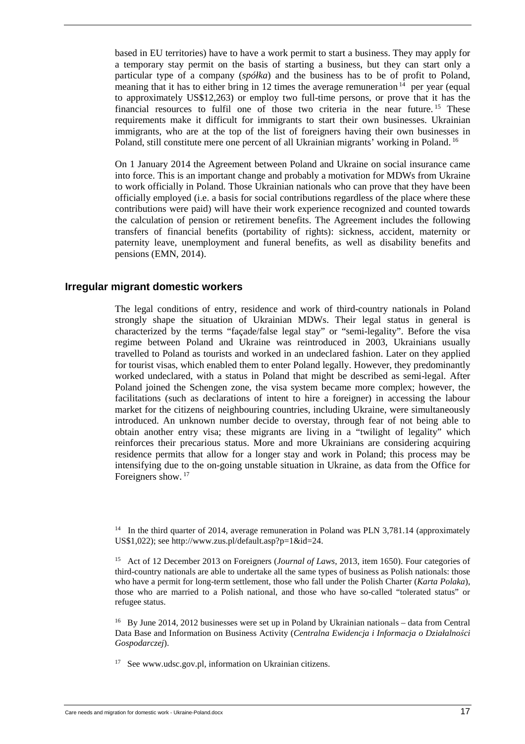based in EU territories) have to have a work permit to start a business. They may apply for a temporary stay permit on the basis of starting a business, but they can start only a particular type of a company (*spółka*) and the business has to be of profit to Poland, meaning that it has to either bring in 12 times the average remuneration[14] per year (equal to approximately US$12,263) or employ two full-time persons, or prove that it has the financial resources to fulfil one of those two criteria in the near future.[15] These requirements make it difficult for immigrants to start their own businesses. Ukrainian immigrants, who are at the top of the list of foreigners having their own businesses in Poland, still constitute mere one percent of all Ukrainian migrants' working in Poland.[16]

On 1 January 2014 the Agreement between Poland and Ukraine on social insurance came into force. This is an important change and probably a motivation for MDWs from Ukraine to work officially in Poland. Those Ukrainian nationals who can prove that they have been officially employed (i.e. a basis for social contributions regardless of the place where these contributions were paid) will have their work experience recognized and counted towards the calculation of pension or retirement benefits. The Agreement includes the following transfers of financial benefits (portability of rights): sickness, accident, maternity or paternity leave, unemployment and funeral benefits, as well as disability benefits and pensions (EMN, 2014).

## Irregular migrant domestic workers

The legal conditions of entry, residence and work of third-country nationals in Poland strongly shape the situation of Ukrainian MDWs. Their legal status in general is characterized by the terms "façade/false legal stay" or "semi-legality". Before the visa regime between Poland and Ukraine was reintroduced in 2003, Ukrainians usually travelled to Poland as tourists and worked in an undeclared fashion. Later on they applied for tourist visas, which enabled them to enter Poland legally. However, they predominantly worked undeclared, with a status in Poland that might be described as semi-legal. After Poland joined the Schengen zone, the visa system became more complex; however, the facilitations (such as declarations of intent to hire a foreigner) in accessing the labour market for the citizens of neighbouring countries, including Ukraine, were simultaneously introduced. An unknown number decide to overstay, through fear of not being able to obtain another entry visa; these migrants are living in a "twilight of legality" which reinforces their precarious status. More and more Ukrainians are considering acquiring residence permits that allow for a longer stay and work in Poland; this process may be intensifying due to the on-going unstable situation in Ukraine, as data from the Office for Foreigners show.[17]

[14] In the third quarter of 2014, average remuneration in Poland was PLN 3,781.14 (approximately US$1,022); see http://www.zus.pl/default.asp?p=1&id=24.

[15] Act of 12 December 2013 on Foreigners (*Journal of Laws*, 2013, item 1650). Four categories of third-country nationals are able to undertake all the same types of business as Polish nationals: those who have a permit for long-term settlement, those who fall under the Polish Charter (*Karta Polaka*), those who are married to a Polish national, and those who have so-called "tolerated status" or refugee status.

[16] By June 2014, 2012 businesses were set up in Poland by Ukrainian nationals – data from Central Data Base and Information on Business Activity (*Centralna Ewidencja i Informacja o Działalności Gospodarczej*).

[17] See www.udsc.gov.pl, information on Ukrainian citizens.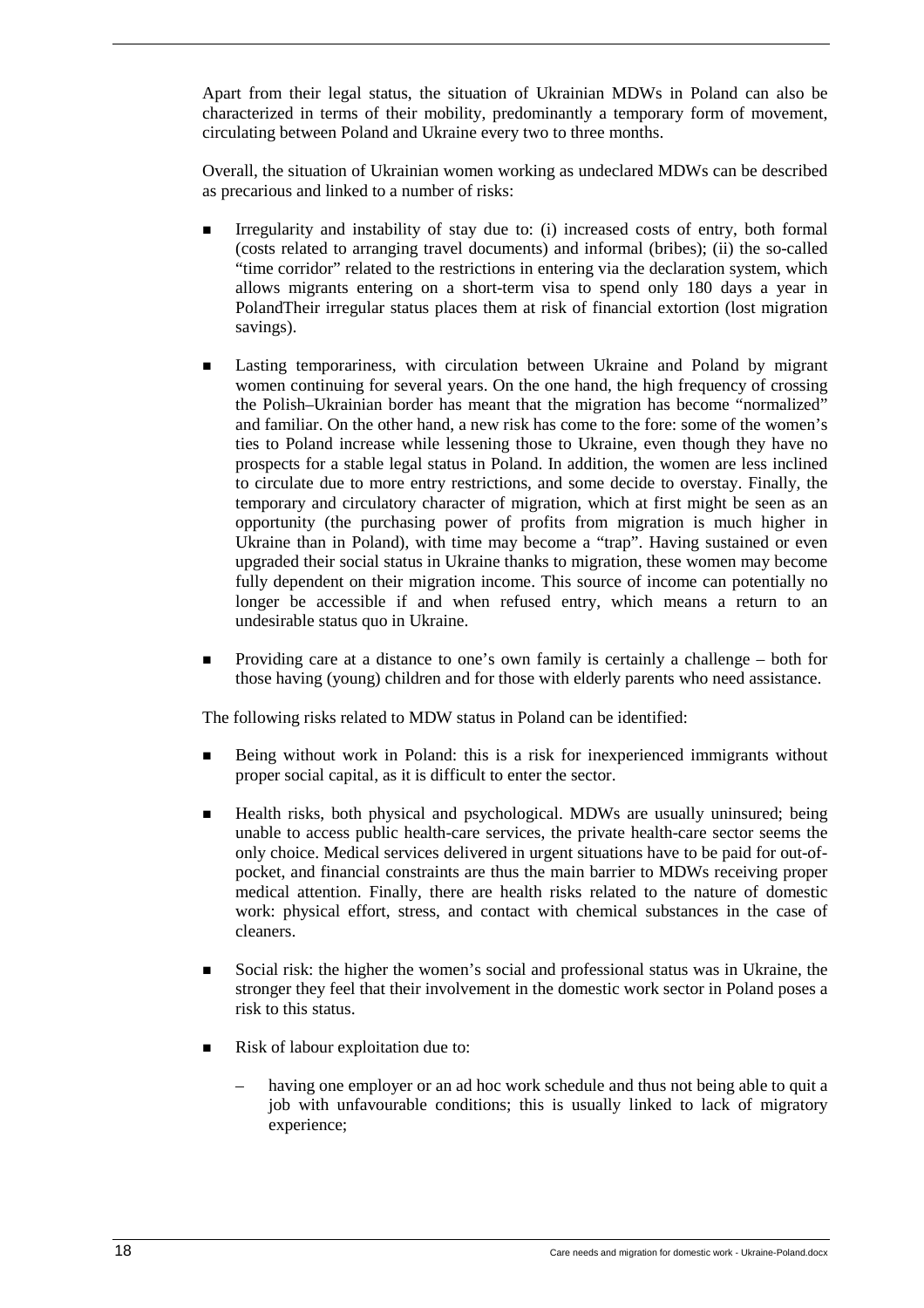Apart from their legal status, the situation of Ukrainian MDWs in Poland can also be characterized in terms of their mobility, predominantly a temporary form of movement, circulating between Poland and Ukraine every two to three months.

Overall, the situation of Ukrainian women working as undeclared MDWs can be described as precarious and linked to a number of risks:

- Irregularity and instability of stay due to: (i) increased costs of entry, both formal (costs related to arranging travel documents) and informal (bribes); (ii) the so-called "time corridor" related to the restrictions in entering via the declaration system, which allows migrants entering on a short-term visa to spend only 180 days a year in PolandTheir irregular status places them at risk of financial extortion (lost migration savings).

- Lasting temporariness, with circulation between Ukraine and Poland by migrant women continuing for several years. On the one hand, the high frequency of crossing the Polish–Ukrainian border has meant that the migration has become "normalized" and familiar. On the other hand, a new risk has come to the fore: some of the women's ties to Poland increase while lessening those to Ukraine, even though they have no prospects for a stable legal status in Poland. In addition, the women are less inclined to circulate due to more entry restrictions, and some decide to overstay. Finally, the temporary and circulatory character of migration, which at first might be seen as an opportunity (the purchasing power of profits from migration is much higher in Ukraine than in Poland), with time may become a "trap". Having sustained or even upgraded their social status in Ukraine thanks to migration, these women may become fully dependent on their migration income. This source of income can potentially no longer be accessible if and when refused entry, which means a return to an undesirable status quo in Ukraine.

- Providing care at a distance to one's own family is certainly a challenge – both for those having (young) children and for those with elderly parents who need assistance.

The following risks related to MDW status in Poland can be identified:

- Being without work in Poland: this is a risk for inexperienced immigrants without proper social capital, as it is difficult to enter the sector.

- Health risks, both physical and psychological. MDWs are usually uninsured; being unable to access public health-care services, the private health-care sector seems the only choice. Medical services delivered in urgent situations have to be paid for out-of-pocket, and financial constraints are thus the main barrier to MDWs receiving proper medical attention. Finally, there are health risks related to the nature of domestic work: physical effort, stress, and contact with chemical substances in the case of cleaners.

- Social risk: the higher the women's social and professional status was in Ukraine, the stronger they feel that their involvement in the domestic work sector in Poland poses a risk to this status.

- Risk of labour exploitation due to:
  - having one employer or an ad hoc work schedule and thus not being able to quit a job with unfavourable conditions; this is usually linked to lack of migratory experience;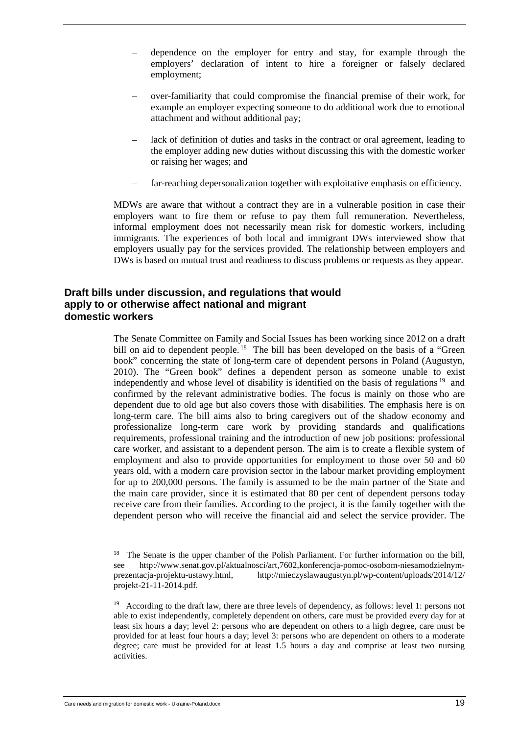- dependence on the employer for entry and stay, for example through the employers' declaration of intent to hire a foreigner or falsely declared employment;
- over-familiarity that could compromise the financial premise of their work, for example an employer expecting someone to do additional work due to emotional attachment and without additional pay;
- lack of definition of duties and tasks in the contract or oral agreement, leading to the employer adding new duties without discussing this with the domestic worker or raising her wages; and
- far-reaching depersonalization together with exploitative emphasis on efficiency.

MDWs are aware that without a contract they are in a vulnerable position in case their employers want to fire them or refuse to pay them full remuneration. Nevertheless, informal employment does not necessarily mean risk for domestic workers, including immigrants. The experiences of both local and immigrant DWs interviewed show that employers usually pay for the services provided. The relationship between employers and DWs is based on mutual trust and readiness to discuss problems or requests as they appear.

## Draft bills under discussion, and regulations that would apply to or otherwise affect national and migrant domestic workers

The Senate Committee on Family and Social Issues has been working since 2012 on a draft bill on aid to dependent people.[18] The bill has been developed on the basis of a "Green book" concerning the state of long-term care of dependent persons in Poland (Augustyn, 2010). The "Green book" defines a dependent person as someone unable to exist independently and whose level of disability is identified on the basis of regulations[19] and confirmed by the relevant administrative bodies. The focus is mainly on those who are dependent due to old age but also covers those with disabilities. The emphasis here is on long-term care. The bill aims also to bring caregivers out of the shadow economy and professionalize long-term care work by providing standards and qualifications requirements, professional training and the introduction of new job positions: professional care worker, and assistant to a dependent person. The aim is to create a flexible system of employment and also to provide opportunities for employment to those over 50 and 60 years old, with a modern care provision sector in the labour market providing employment for up to 200,000 persons. The family is assumed to be the main partner of the State and the main care provider, since it is estimated that 80 per cent of dependent persons today receive care from their families. According to the project, it is the family together with the dependent person who will receive the financial aid and select the service provider. The

[18] The Senate is the upper chamber of the Polish Parliament. For further information on the bill, see http://www.senat.gov.pl/aktualnosci/art,7602,konferencja-pomoc-osobom-niesamodzielnym-prezentacja-projektu-ustawy.html, http://mieczyslawaugustyn.pl/wp-content/uploads/2014/12/projekt-21-11-2014.pdf.

[19] According to the draft law, there are three levels of dependency, as follows: level 1: persons not able to exist independently, completely dependent on others, care must be provided every day for at least six hours a day; level 2: persons who are dependent on others to a high degree, care must be provided for at least four hours a day; level 3: persons who are dependent on others to a moderate degree; care must be provided for at least 1.5 hours a day and comprise at least two nursing activities.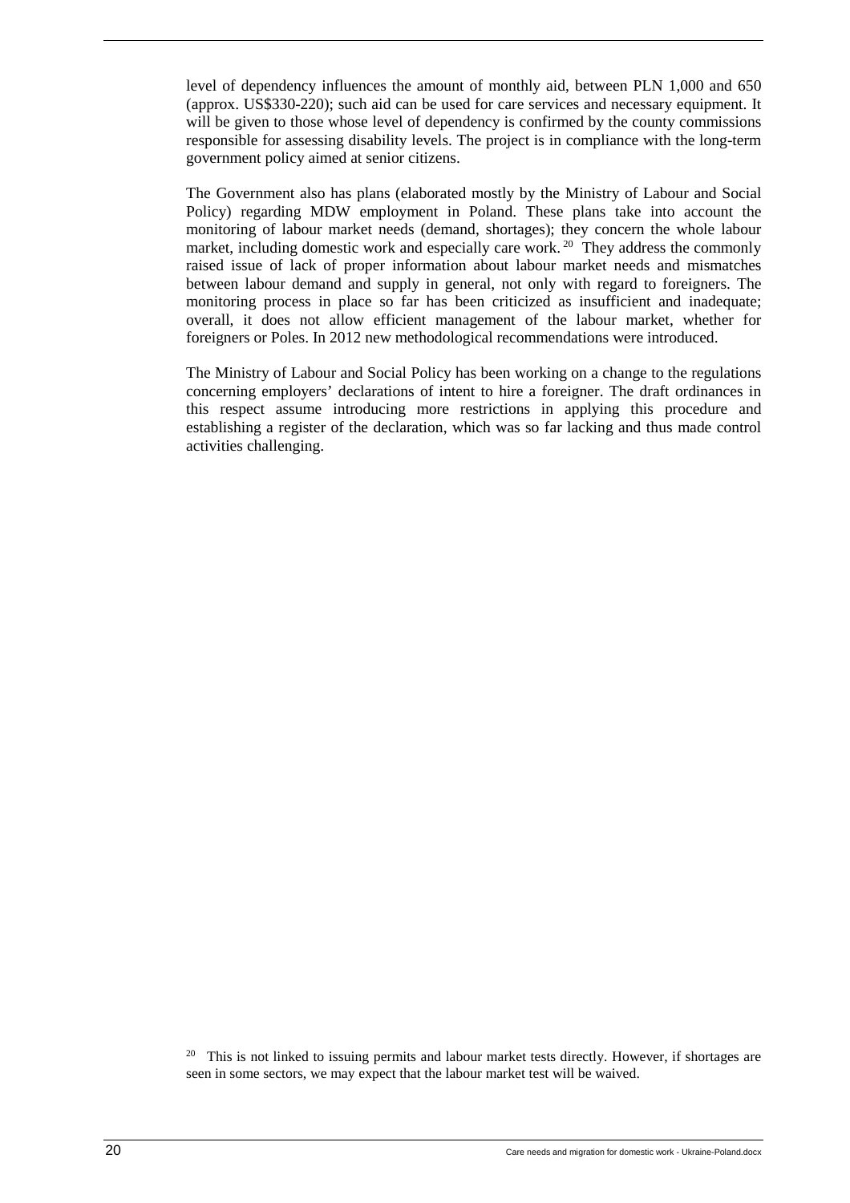level of dependency influences the amount of monthly aid, between PLN 1,000 and 650 (approx. US$330-220); such aid can be used for care services and necessary equipment. It will be given to those whose level of dependency is confirmed by the county commissions responsible for assessing disability levels. The project is in compliance with the long-term government policy aimed at senior citizens.

The Government also has plans (elaborated mostly by the Ministry of Labour and Social Policy) regarding MDW employment in Poland. These plans take into account the monitoring of labour market needs (demand, shortages); they concern the whole labour market, including domestic work and especially care work.[20] They address the commonly raised issue of lack of proper information about labour market needs and mismatches between labour demand and supply in general, not only with regard to foreigners. The monitoring process in place so far has been criticized as insufficient and inadequate; overall, it does not allow efficient management of the labour market, whether for foreigners or Poles. In 2012 new methodological recommendations were introduced.

The Ministry of Labour and Social Policy has been working on a change to the regulations concerning employers' declarations of intent to hire a foreigner. The draft ordinances in this respect assume introducing more restrictions in applying this procedure and establishing a register of the declaration, which was so far lacking and thus made control activities challenging.

[20] This is not linked to issuing permits and labour market tests directly. However, if shortages are seen in some sectors, we may expect that the labour market test will be waived.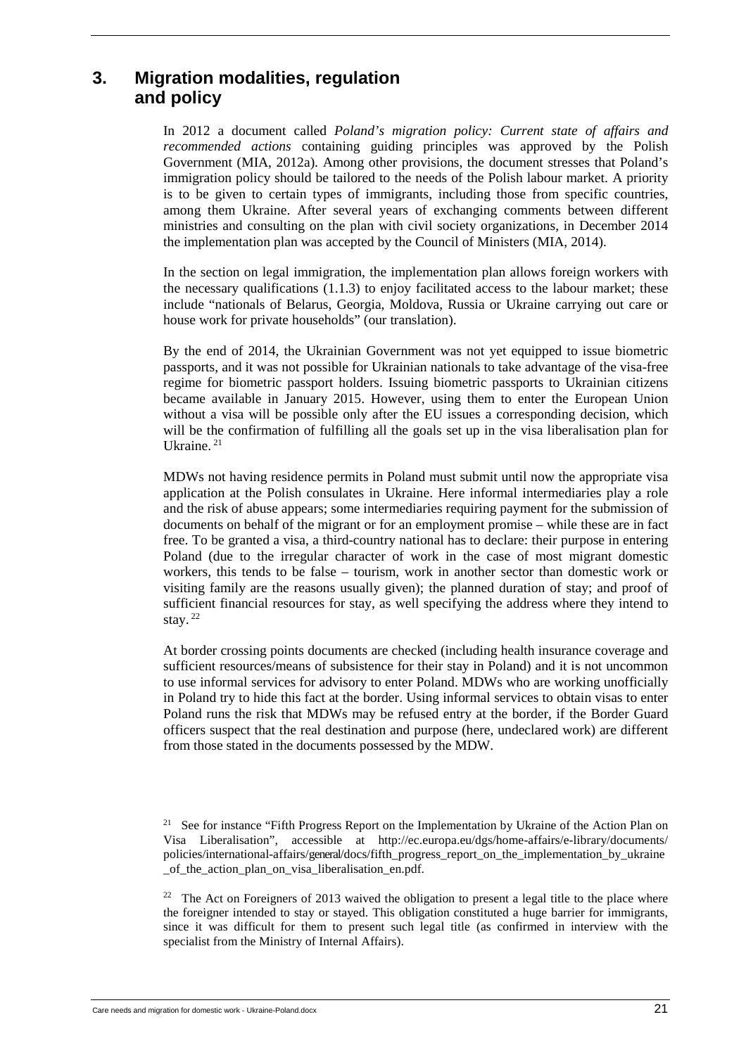# 3. Migration modalities, regulation and policy

In 2012 a document called *Poland's migration policy: Current state of affairs and recommended actions* containing guiding principles was approved by the Polish Government (MIA, 2012a). Among other provisions, the document stresses that Poland's immigration policy should be tailored to the needs of the Polish labour market. A priority is to be given to certain types of immigrants, including those from specific countries, among them Ukraine. After several years of exchanging comments between different ministries and consulting on the plan with civil society organizations, in December 2014 the implementation plan was accepted by the Council of Ministers (MIA, 2014).

In the section on legal immigration, the implementation plan allows foreign workers with the necessary qualifications (1.1.3) to enjoy facilitated access to the labour market; these include "nationals of Belarus, Georgia, Moldova, Russia or Ukraine carrying out care or house work for private households" (our translation).

By the end of 2014, the Ukrainian Government was not yet equipped to issue biometric passports, and it was not possible for Ukrainian nationals to take advantage of the visa-free regime for biometric passport holders. Issuing biometric passports to Ukrainian citizens became available in January 2015. However, using them to enter the European Union without a visa will be possible only after the EU issues a corresponding decision, which will be the confirmation of fulfilling all the goals set up in the visa liberalisation plan for Ukraine. [21]

MDWs not having residence permits in Poland must submit until now the appropriate visa application at the Polish consulates in Ukraine. Here informal intermediaries play a role and the risk of abuse appears; some intermediaries requiring payment for the submission of documents on behalf of the migrant or for an employment promise – while these are in fact free. To be granted a visa, a third-country national has to declare: their purpose in entering Poland (due to the irregular character of work in the case of most migrant domestic workers, this tends to be false – tourism, work in another sector than domestic work or visiting family are the reasons usually given); the planned duration of stay; and proof of sufficient financial resources for stay, as well specifying the address where they intend to stay. [22]

At border crossing points documents are checked (including health insurance coverage and sufficient resources/means of subsistence for their stay in Poland) and it is not uncommon to use informal services for advisory to enter Poland. MDWs who are working unofficially in Poland try to hide this fact at the border. Using informal services to obtain visas to enter Poland runs the risk that MDWs may be refused entry at the border, if the Border Guard officers suspect that the real destination and purpose (here, undeclared work) are different from those stated in the documents possessed by the MDW.

[21] See for instance "Fifth Progress Report on the Implementation by Ukraine of the Action Plan on Visa Liberalisation", accessible at http://ec.europa.eu/dgs/home-affairs/e-library/documents/policies/international-affairs/general/docs/fifth_progress_report_on_the_implementation_by_ukraine_of_the_action_plan_on_visa_liberalisation_en.pdf.

[22] The Act on Foreigners of 2013 waived the obligation to present a legal title to the place where the foreigner intended to stay or stayed. This obligation constituted a huge barrier for immigrants, since it was difficult for them to present such legal title (as confirmed in interview with the specialist from the Ministry of Internal Affairs).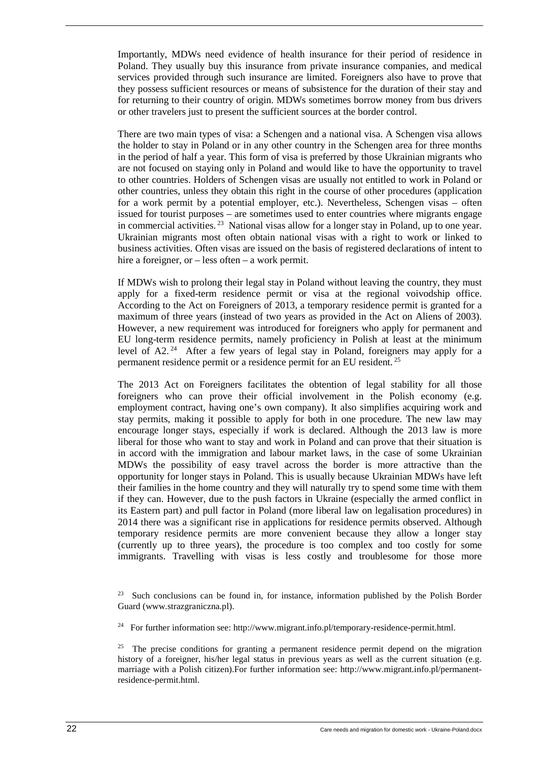Importantly, MDWs need evidence of health insurance for their period of residence in Poland. They usually buy this insurance from private insurance companies, and medical services provided through such insurance are limited. Foreigners also have to prove that they possess sufficient resources or means of subsistence for the duration of their stay and for returning to their country of origin. MDWs sometimes borrow money from bus drivers or other travelers just to present the sufficient sources at the border control.

There are two main types of visa: a Schengen and a national visa. A Schengen visa allows the holder to stay in Poland or in any other country in the Schengen area for three months in the period of half a year. This form of visa is preferred by those Ukrainian migrants who are not focused on staying only in Poland and would like to have the opportunity to travel to other countries. Holders of Schengen visas are usually not entitled to work in Poland or other countries, unless they obtain this right in the course of other procedures (application for a work permit by a potential employer, etc.). Nevertheless, Schengen visas – often issued for tourist purposes – are sometimes used to enter countries where migrants engage in commercial activities.[23] National visas allow for a longer stay in Poland, up to one year. Ukrainian migrants most often obtain national visas with a right to work or linked to business activities. Often visas are issued on the basis of registered declarations of intent to hire a foreigner, or – less often – a work permit.

If MDWs wish to prolong their legal stay in Poland without leaving the country, they must apply for a fixed-term residence permit or visa at the regional voivodship office. According to the Act on Foreigners of 2013, a temporary residence permit is granted for a maximum of three years (instead of two years as provided in the Act on Aliens of 2003). However, a new requirement was introduced for foreigners who apply for permanent and EU long-term residence permits, namely proficiency in Polish at least at the minimum level of A2.[24] After a few years of legal stay in Poland, foreigners may apply for a permanent residence permit or a residence permit for an EU resident.[25]

The 2013 Act on Foreigners facilitates the obtention of legal stability for all those foreigners who can prove their official involvement in the Polish economy (e.g. employment contract, having one's own company). It also simplifies acquiring work and stay permits, making it possible to apply for both in one procedure. The new law may encourage longer stays, especially if work is declared. Although the 2013 law is more liberal for those who want to stay and work in Poland and can prove that their situation is in accord with the immigration and labour market laws, in the case of some Ukrainian MDWs the possibility of easy travel across the border is more attractive than the opportunity for longer stays in Poland. This is usually because Ukrainian MDWs have left their families in the home country and they will naturally try to spend some time with them if they can. However, due to the push factors in Ukraine (especially the armed conflict in its Eastern part) and pull factor in Poland (more liberal law on legalisation procedures) in 2014 there was a significant rise in applications for residence permits observed. Although temporary residence permits are more convenient because they allow a longer stay (currently up to three years), the procedure is too complex and too costly for some immigrants. Travelling with visas is less costly and troublesome for those more

[23] Such conclusions can be found in, for instance, information published by the Polish Border Guard (www.strazgraniczna.pl).

[24] For further information see: http://www.migrant.info.pl/temporary-residence-permit.html.

[25] The precise conditions for granting a permanent residence permit depend on the migration history of a foreigner, his/her legal status in previous years as well as the current situation (e.g. marriage with a Polish citizen).For further information see: http://www.migrant.info.pl/permanent-residence-permit.html.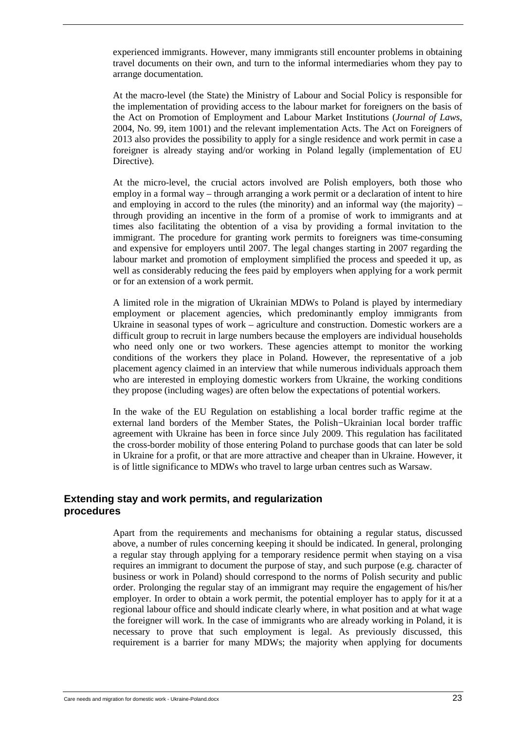experienced immigrants. However, many immigrants still encounter problems in obtaining travel documents on their own, and turn to the informal intermediaries whom they pay to arrange documentation.

At the macro-level (the State) the Ministry of Labour and Social Policy is responsible for the implementation of providing access to the labour market for foreigners on the basis of the Act on Promotion of Employment and Labour Market Institutions (*Journal of Laws*, 2004, No. 99, item 1001) and the relevant implementation Acts. The Act on Foreigners of 2013 also provides the possibility to apply for a single residence and work permit in case a foreigner is already staying and/or working in Poland legally (implementation of EU Directive).

At the micro-level, the crucial actors involved are Polish employers, both those who employ in a formal way – through arranging a work permit or a declaration of intent to hire and employing in accord to the rules (the minority) and an informal way (the majority) – through providing an incentive in the form of a promise of work to immigrants and at times also facilitating the obtention of a visa by providing a formal invitation to the immigrant. The procedure for granting work permits to foreigners was time-consuming and expensive for employers until 2007. The legal changes starting in 2007 regarding the labour market and promotion of employment simplified the process and speeded it up, as well as considerably reducing the fees paid by employers when applying for a work permit or for an extension of a work permit.

A limited role in the migration of Ukrainian MDWs to Poland is played by intermediary employment or placement agencies, which predominantly employ immigrants from Ukraine in seasonal types of work – agriculture and construction. Domestic workers are a difficult group to recruit in large numbers because the employers are individual households who need only one or two workers. These agencies attempt to monitor the working conditions of the workers they place in Poland. However, the representative of a job placement agency claimed in an interview that while numerous individuals approach them who are interested in employing domestic workers from Ukraine, the working conditions they propose (including wages) are often below the expectations of potential workers.

In the wake of the EU Regulation on establishing a local border traffic regime at the external land borders of the Member States, the Polish−Ukrainian local border traffic agreement with Ukraine has been in force since July 2009. This regulation has facilitated the cross-border mobility of those entering Poland to purchase goods that can later be sold in Ukraine for a profit, or that are more attractive and cheaper than in Ukraine. However, it is of little significance to MDWs who travel to large urban centres such as Warsaw.

## Extending stay and work permits, and regularization procedures

Apart from the requirements and mechanisms for obtaining a regular status, discussed above, a number of rules concerning keeping it should be indicated. In general, prolonging a regular stay through applying for a temporary residence permit when staying on a visa requires an immigrant to document the purpose of stay, and such purpose (e.g. character of business or work in Poland) should correspond to the norms of Polish security and public order. Prolonging the regular stay of an immigrant may require the engagement of his/her employer. In order to obtain a work permit, the potential employer has to apply for it at a regional labour office and should indicate clearly where, in what position and at what wage the foreigner will work. In the case of immigrants who are already working in Poland, it is necessary to prove that such employment is legal. As previously discussed, this requirement is a barrier for many MDWs; the majority when applying for documents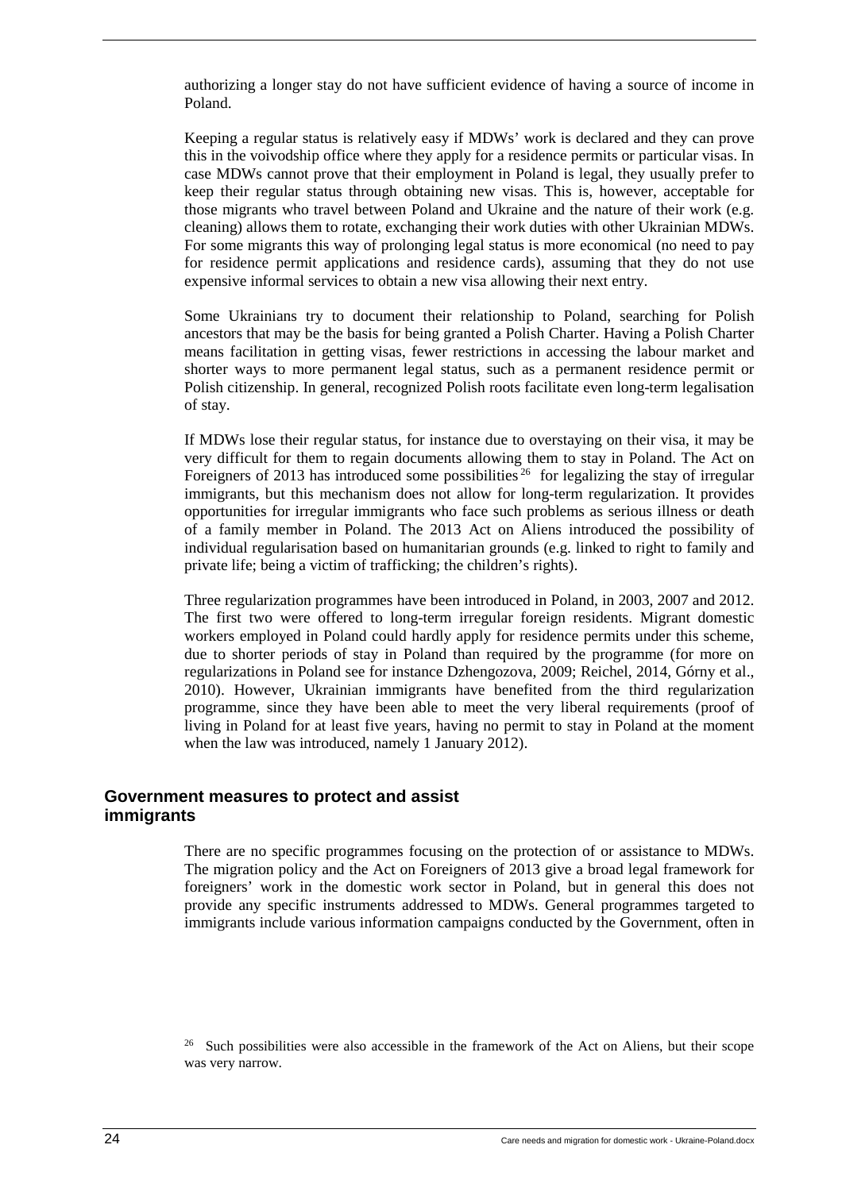authorizing a longer stay do not have sufficient evidence of having a source of income in Poland.

Keeping a regular status is relatively easy if MDWs' work is declared and they can prove this in the voivodship office where they apply for a residence permits or particular visas. In case MDWs cannot prove that their employment in Poland is legal, they usually prefer to keep their regular status through obtaining new visas. This is, however, acceptable for those migrants who travel between Poland and Ukraine and the nature of their work (e.g. cleaning) allows them to rotate, exchanging their work duties with other Ukrainian MDWs. For some migrants this way of prolonging legal status is more economical (no need to pay for residence permit applications and residence cards), assuming that they do not use expensive informal services to obtain a new visa allowing their next entry.

Some Ukrainians try to document their relationship to Poland, searching for Polish ancestors that may be the basis for being granted a Polish Charter. Having a Polish Charter means facilitation in getting visas, fewer restrictions in accessing the labour market and shorter ways to more permanent legal status, such as a permanent residence permit or Polish citizenship. In general, recognized Polish roots facilitate even long-term legalisation of stay.

If MDWs lose their regular status, for instance due to overstaying on their visa, it may be very difficult for them to regain documents allowing them to stay in Poland. The Act on Foreigners of 2013 has introduced some possibilities[26] for legalizing the stay of irregular immigrants, but this mechanism does not allow for long-term regularization. It provides opportunities for irregular immigrants who face such problems as serious illness or death of a family member in Poland. The 2013 Act on Aliens introduced the possibility of individual regularisation based on humanitarian grounds (e.g. linked to right to family and private life; being a victim of trafficking; the children's rights).

Three regularization programmes have been introduced in Poland, in 2003, 2007 and 2012. The first two were offered to long-term irregular foreign residents. Migrant domestic workers employed in Poland could hardly apply for residence permits under this scheme, due to shorter periods of stay in Poland than required by the programme (for more on regularizations in Poland see for instance Dzhengozova, 2009; Reichel, 2014, Górny et al., 2010). However, Ukrainian immigrants have benefited from the third regularization programme, since they have been able to meet the very liberal requirements (proof of living in Poland for at least five years, having no permit to stay in Poland at the moment when the law was introduced, namely 1 January 2012).

## Government measures to protect and assist immigrants

There are no specific programmes focusing on the protection of or assistance to MDWs. The migration policy and the Act on Foreigners of 2013 give a broad legal framework for foreigners' work in the domestic work sector in Poland, but in general this does not provide any specific instruments addressed to MDWs. General programmes targeted to immigrants include various information campaigns conducted by the Government, often in

[26] Such possibilities were also accessible in the framework of the Act on Aliens, but their scope was very narrow.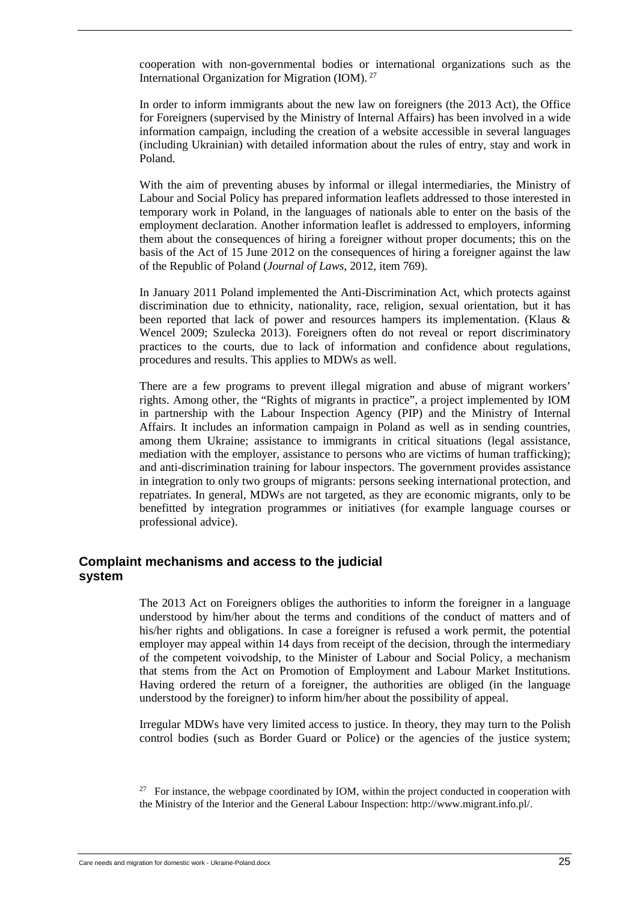cooperation with non-governmental bodies or international organizations such as the International Organization for Migration (IOM). [27]

In order to inform immigrants about the new law on foreigners (the 2013 Act), the Office for Foreigners (supervised by the Ministry of Internal Affairs) has been involved in a wide information campaign, including the creation of a website accessible in several languages (including Ukrainian) with detailed information about the rules of entry, stay and work in Poland.

With the aim of preventing abuses by informal or illegal intermediaries, the Ministry of Labour and Social Policy has prepared information leaflets addressed to those interested in temporary work in Poland, in the languages of nationals able to enter on the basis of the employment declaration. Another information leaflet is addressed to employers, informing them about the consequences of hiring a foreigner without proper documents; this on the basis of the Act of 15 June 2012 on the consequences of hiring a foreigner against the law of the Republic of Poland (*Journal of Laws*, 2012, item 769).

In January 2011 Poland implemented the Anti-Discrimination Act, which protects against discrimination due to ethnicity, nationality, race, religion, sexual orientation, but it has been reported that lack of power and resources hampers its implementation. (Klaus & Wencel 2009; Szulecka 2013). Foreigners often do not reveal or report discriminatory practices to the courts, due to lack of information and confidence about regulations, procedures and results. This applies to MDWs as well.

There are a few programs to prevent illegal migration and abuse of migrant workers' rights. Among other, the "Rights of migrants in practice", a project implemented by IOM in partnership with the Labour Inspection Agency (PIP) and the Ministry of Internal Affairs. It includes an information campaign in Poland as well as in sending countries, among them Ukraine; assistance to immigrants in critical situations (legal assistance, mediation with the employer, assistance to persons who are victims of human trafficking); and anti-discrimination training for labour inspectors. The government provides assistance in integration to only two groups of migrants: persons seeking international protection, and repatriates. In general, MDWs are not targeted, as they are economic migrants, only to be benefitted by integration programmes or initiatives (for example language courses or professional advice).

## Complaint mechanisms and access to the judicial system

The 2013 Act on Foreigners obliges the authorities to inform the foreigner in a language understood by him/her about the terms and conditions of the conduct of matters and of his/her rights and obligations. In case a foreigner is refused a work permit, the potential employer may appeal within 14 days from receipt of the decision, through the intermediary of the competent voivodship, to the Minister of Labour and Social Policy, a mechanism that stems from the Act on Promotion of Employment and Labour Market Institutions. Having ordered the return of a foreigner, the authorities are obliged (in the language understood by the foreigner) to inform him/her about the possibility of appeal.

Irregular MDWs have very limited access to justice. In theory, they may turn to the Polish control bodies (such as Border Guard or Police) or the agencies of the justice system;

[27] For instance, the webpage coordinated by IOM, within the project conducted in cooperation with the Ministry of the Interior and the General Labour Inspection: http://www.migrant.info.pl/.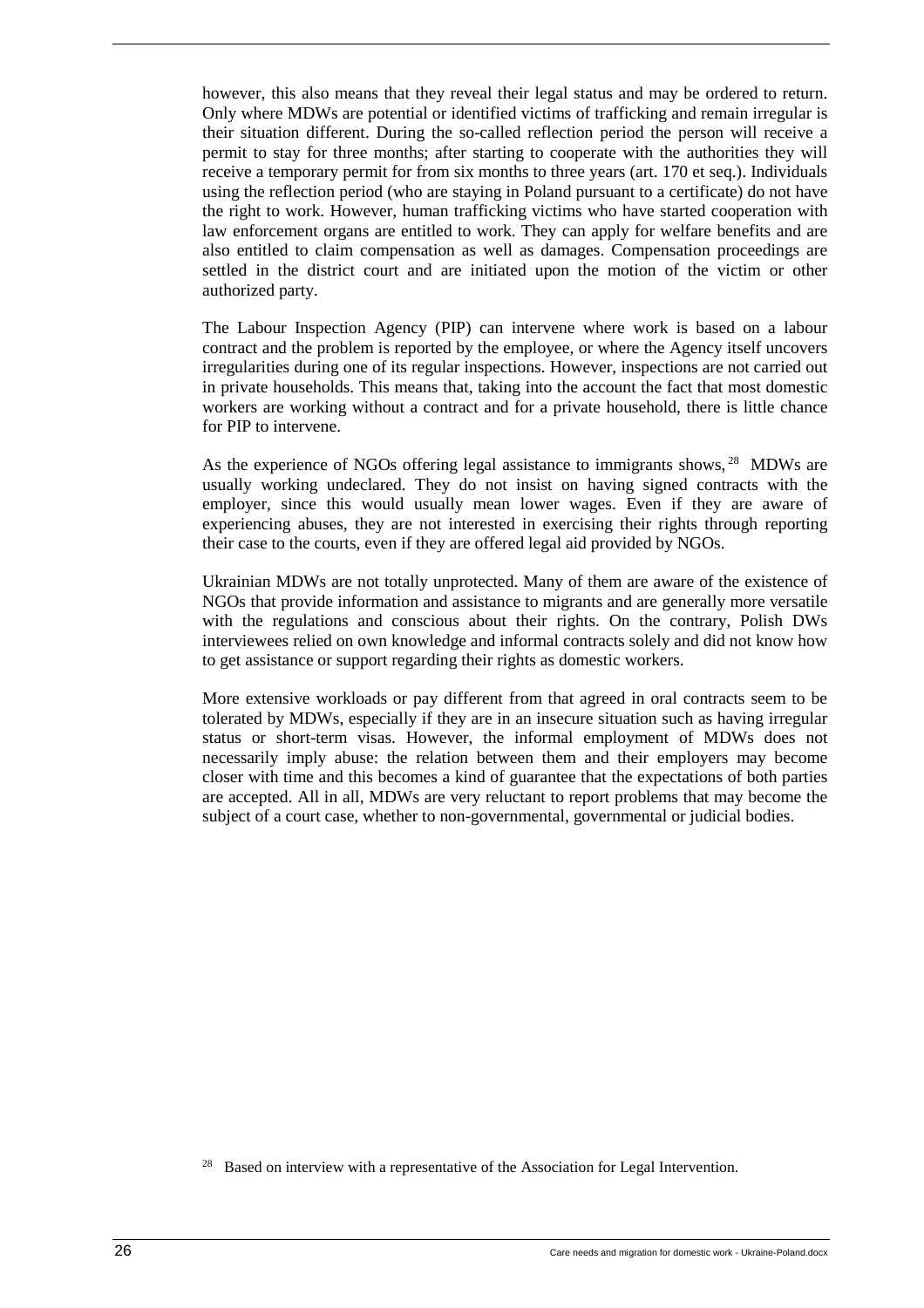however, this also means that they reveal their legal status and may be ordered to return. Only where MDWs are potential or identified victims of trafficking and remain irregular is their situation different. During the so-called reflection period the person will receive a permit to stay for three months; after starting to cooperate with the authorities they will receive a temporary permit for from six months to three years (art. 170 et seq.). Individuals using the reflection period (who are staying in Poland pursuant to a certificate) do not have the right to work. However, human trafficking victims who have started cooperation with law enforcement organs are entitled to work. They can apply for welfare benefits and are also entitled to claim compensation as well as damages. Compensation proceedings are settled in the district court and are initiated upon the motion of the victim or other authorized party.

The Labour Inspection Agency (PIP) can intervene where work is based on a labour contract and the problem is reported by the employee, or where the Agency itself uncovers irregularities during one of its regular inspections. However, inspections are not carried out in private households. This means that, taking into the account the fact that most domestic workers are working without a contract and for a private household, there is little chance for PIP to intervene.

As the experience of NGOs offering legal assistance to immigrants shows,[28] MDWs are usually working undeclared. They do not insist on having signed contracts with the employer, since this would usually mean lower wages. Even if they are aware of experiencing abuses, they are not interested in exercising their rights through reporting their case to the courts, even if they are offered legal aid provided by NGOs.

Ukrainian MDWs are not totally unprotected. Many of them are aware of the existence of NGOs that provide information and assistance to migrants and are generally more versatile with the regulations and conscious about their rights. On the contrary, Polish DWs interviewees relied on own knowledge and informal contracts solely and did not know how to get assistance or support regarding their rights as domestic workers.

More extensive workloads or pay different from that agreed in oral contracts seem to be tolerated by MDWs, especially if they are in an insecure situation such as having irregular status or short-term visas. However, the informal employment of MDWs does not necessarily imply abuse: the relation between them and their employers may become closer with time and this becomes a kind of guarantee that the expectations of both parties are accepted. All in all, MDWs are very reluctant to report problems that may become the subject of a court case, whether to non-governmental, governmental or judicial bodies.

[28] Based on interview with a representative of the Association for Legal Intervention.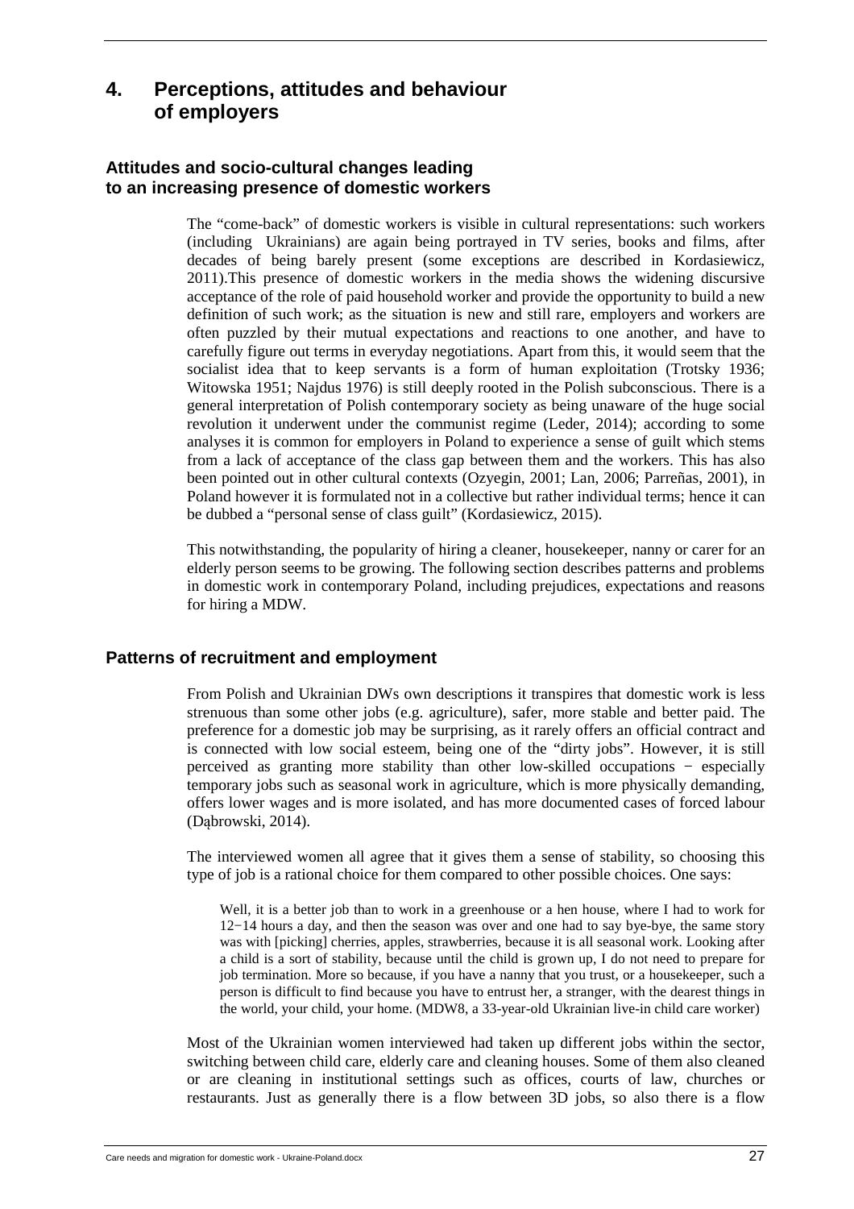# 4. Perceptions, attitudes and behaviour of employers

## Attitudes and socio-cultural changes leading to an increasing presence of domestic workers

The "come-back" of domestic workers is visible in cultural representations: such workers (including Ukrainians) are again being portrayed in TV series, books and films, after decades of being barely present (some exceptions are described in Kordasiewicz, 2011).This presence of domestic workers in the media shows the widening discursive acceptance of the role of paid household worker and provide the opportunity to build a new definition of such work; as the situation is new and still rare, employers and workers are often puzzled by their mutual expectations and reactions to one another, and have to carefully figure out terms in everyday negotiations. Apart from this, it would seem that the socialist idea that to keep servants is a form of human exploitation (Trotsky 1936; Witowska 1951; Najdus 1976) is still deeply rooted in the Polish subconscious. There is a general interpretation of Polish contemporary society as being unaware of the huge social revolution it underwent under the communist regime (Leder, 2014); according to some analyses it is common for employers in Poland to experience a sense of guilt which stems from a lack of acceptance of the class gap between them and the workers. This has also been pointed out in other cultural contexts (Ozyegin, 2001; Lan, 2006; Parreñas, 2001), in Poland however it is formulated not in a collective but rather individual terms; hence it can be dubbed a "personal sense of class guilt" (Kordasiewicz, 2015).

This notwithstanding, the popularity of hiring a cleaner, housekeeper, nanny or carer for an elderly person seems to be growing. The following section describes patterns and problems in domestic work in contemporary Poland, including prejudices, expectations and reasons for hiring a MDW.

## Patterns of recruitment and employment

From Polish and Ukrainian DWs own descriptions it transpires that domestic work is less strenuous than some other jobs (e.g. agriculture), safer, more stable and better paid. The preference for a domestic job may be surprising, as it rarely offers an official contract and is connected with low social esteem, being one of the "dirty jobs". However, it is still perceived as granting more stability than other low-skilled occupations − especially temporary jobs such as seasonal work in agriculture, which is more physically demanding, offers lower wages and is more isolated, and has more documented cases of forced labour (Dąbrowski, 2014).

The interviewed women all agree that it gives them a sense of stability, so choosing this type of job is a rational choice for them compared to other possible choices. One says:

> Well, it is a better job than to work in a greenhouse or a hen house, where I had to work for 12−14 hours a day, and then the season was over and one had to say bye-bye, the same story was with [picking] cherries, apples, strawberries, because it is all seasonal work. Looking after a child is a sort of stability, because until the child is grown up, I do not need to prepare for job termination. More so because, if you have a nanny that you trust, or a housekeeper, such a person is difficult to find because you have to entrust her, a stranger, with the dearest things in the world, your child, your home. (MDW8, a 33-year-old Ukrainian live-in child care worker)

Most of the Ukrainian women interviewed had taken up different jobs within the sector, switching between child care, elderly care and cleaning houses. Some of them also cleaned or are cleaning in institutional settings such as offices, courts of law, churches or restaurants. Just as generally there is a flow between 3D jobs, so also there is a flow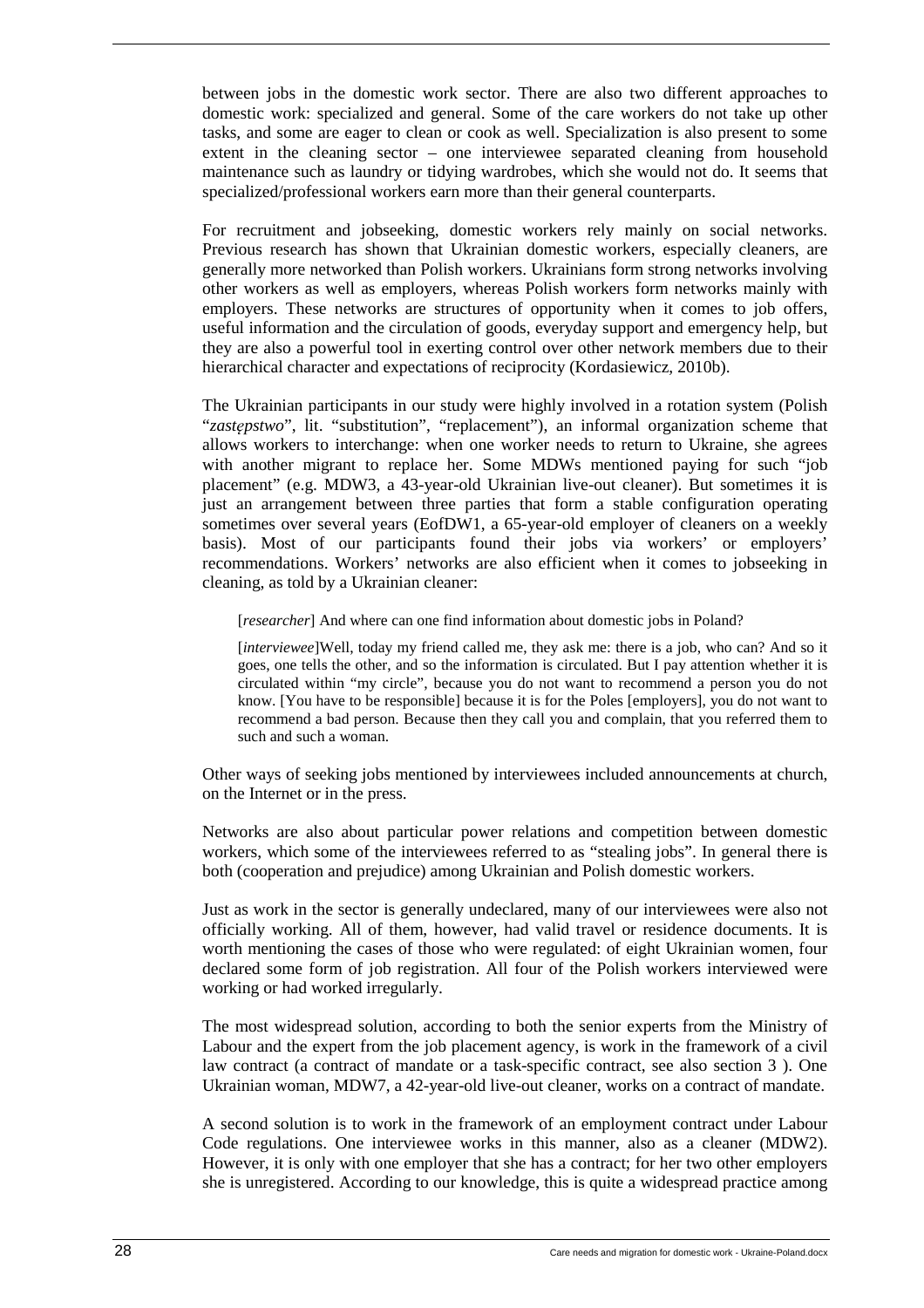between jobs in the domestic work sector. There are also two different approaches to domestic work: specialized and general. Some of the care workers do not take up other tasks, and some are eager to clean or cook as well. Specialization is also present to some extent in the cleaning sector – one interviewee separated cleaning from household maintenance such as laundry or tidying wardrobes, which she would not do. It seems that specialized/professional workers earn more than their general counterparts.

For recruitment and jobseeking, domestic workers rely mainly on social networks. Previous research has shown that Ukrainian domestic workers, especially cleaners, are generally more networked than Polish workers. Ukrainians form strong networks involving other workers as well as employers, whereas Polish workers form networks mainly with employers. These networks are structures of opportunity when it comes to job offers, useful information and the circulation of goods, everyday support and emergency help, but they are also a powerful tool in exerting control over other network members due to their hierarchical character and expectations of reciprocity (Kordasiewicz, 2010b).

The Ukrainian participants in our study were highly involved in a rotation system (Polish "*zastępstwo*", lit. "substitution", "replacement"), an informal organization scheme that allows workers to interchange: when one worker needs to return to Ukraine, she agrees with another migrant to replace her. Some MDWs mentioned paying for such "job placement" (e.g. MDW3, a 43-year-old Ukrainian live-out cleaner). But sometimes it is just an arrangement between three parties that form a stable configuration operating sometimes over several years (EofDW1, a 65-year-old employer of cleaners on a weekly basis). Most of our participants found their jobs via workers' or employers' recommendations. Workers' networks are also efficient when it comes to jobseeking in cleaning, as told by a Ukrainian cleaner:

> [*researcher*] And where can one find information about domestic jobs in Poland?
>
> [*interviewee*]Well, today my friend called me, they ask me: there is a job, who can? And so it goes, one tells the other, and so the information is circulated. But I pay attention whether it is circulated within "my circle", because you do not want to recommend a person you do not know. [You have to be responsible] because it is for the Poles [employers], you do not want to recommend a bad person. Because then they call you and complain, that you referred them to such and such a woman.

Other ways of seeking jobs mentioned by interviewees included announcements at church, on the Internet or in the press.

Networks are also about particular power relations and competition between domestic workers, which some of the interviewees referred to as "stealing jobs". In general there is both (cooperation and prejudice) among Ukrainian and Polish domestic workers.

Just as work in the sector is generally undeclared, many of our interviewees were also not officially working. All of them, however, had valid travel or residence documents. It is worth mentioning the cases of those who were regulated: of eight Ukrainian women, four declared some form of job registration. All four of the Polish workers interviewed were working or had worked irregularly.

The most widespread solution, according to both the senior experts from the Ministry of Labour and the expert from the job placement agency, is work in the framework of a civil law contract (a contract of mandate or a task-specific contract, see also section 3 ). One Ukrainian woman, MDW7, a 42-year-old live-out cleaner, works on a contract of mandate.

A second solution is to work in the framework of an employment contract under Labour Code regulations. One interviewee works in this manner, also as a cleaner (MDW2). However, it is only with one employer that she has a contract; for her two other employers she is unregistered. According to our knowledge, this is quite a widespread practice among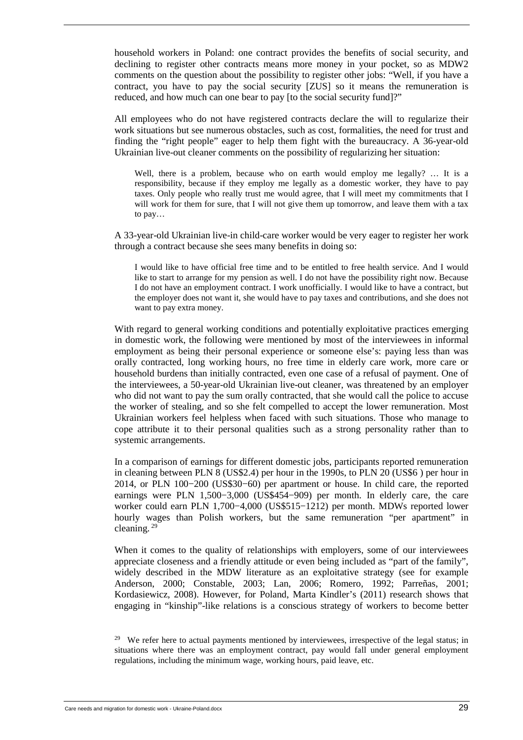household workers in Poland: one contract provides the benefits of social security, and declining to register other contracts means more money in your pocket, so as MDW2 comments on the question about the possibility to register other jobs: "Well, if you have a contract, you have to pay the social security [ZUS] so it means the remuneration is reduced, and how much can one bear to pay [to the social security fund]?"

All employees who do not have registered contracts declare the will to regularize their work situations but see numerous obstacles, such as cost, formalities, the need for trust and finding the "right people" eager to help them fight with the bureaucracy. A 36-year-old Ukrainian live-out cleaner comments on the possibility of regularizing her situation:

> Well, there is a problem, because who on earth would employ me legally? … It is a responsibility, because if they employ me legally as a domestic worker, they have to pay taxes. Only people who really trust me would agree, that I will meet my commitments that I will work for them for sure, that I will not give them up tomorrow, and leave them with a tax to pay…

A 33-year-old Ukrainian live-in child-care worker would be very eager to register her work through a contract because she sees many benefits in doing so:

> I would like to have official free time and to be entitled to free health service. And I would like to start to arrange for my pension as well. I do not have the possibility right now. Because I do not have an employment contract. I work unofficially. I would like to have a contract, but the employer does not want it, she would have to pay taxes and contributions, and she does not want to pay extra money.

With regard to general working conditions and potentially exploitative practices emerging in domestic work, the following were mentioned by most of the interviewees in informal employment as being their personal experience or someone else's: paying less than was orally contracted, long working hours, no free time in elderly care work, more care or household burdens than initially contracted, even one case of a refusal of payment. One of the interviewees, a 50-year-old Ukrainian live-out cleaner, was threatened by an employer who did not want to pay the sum orally contracted, that she would call the police to accuse the worker of stealing, and so she felt compelled to accept the lower remuneration. Most Ukrainian workers feel helpless when faced with such situations. Those who manage to cope attribute it to their personal qualities such as a strong personality rather than to systemic arrangements.

In a comparison of earnings for different domestic jobs, participants reported remuneration in cleaning between PLN 8 (US$2.4) per hour in the 1990s, to PLN 20 (US$6 ) per hour in 2014, or PLN 100−200 (US$30−60) per apartment or house. In child care, the reported earnings were PLN 1,500−3,000 (US$454−909) per month. In elderly care, the care worker could earn PLN 1,700−4,000 (US$515−1212) per month. MDWs reported lower hourly wages than Polish workers, but the same remuneration "per apartment" in cleaning.[29]

When it comes to the quality of relationships with employers, some of our interviewees appreciate closeness and a friendly attitude or even being included as "part of the family", widely described in the MDW literature as an exploitative strategy (see for example Anderson, 2000; Constable, 2003; Lan, 2006; Romero, 1992; Parreñas, 2001; Kordasiewicz, 2008). However, for Poland, Marta Kindler's (2011) research shows that engaging in "kinship"-like relations is a conscious strategy of workers to become better

[29] We refer here to actual payments mentioned by interviewees, irrespective of the legal status; in situations where there was an employment contract, pay would fall under general employment regulations, including the minimum wage, working hours, paid leave, etc.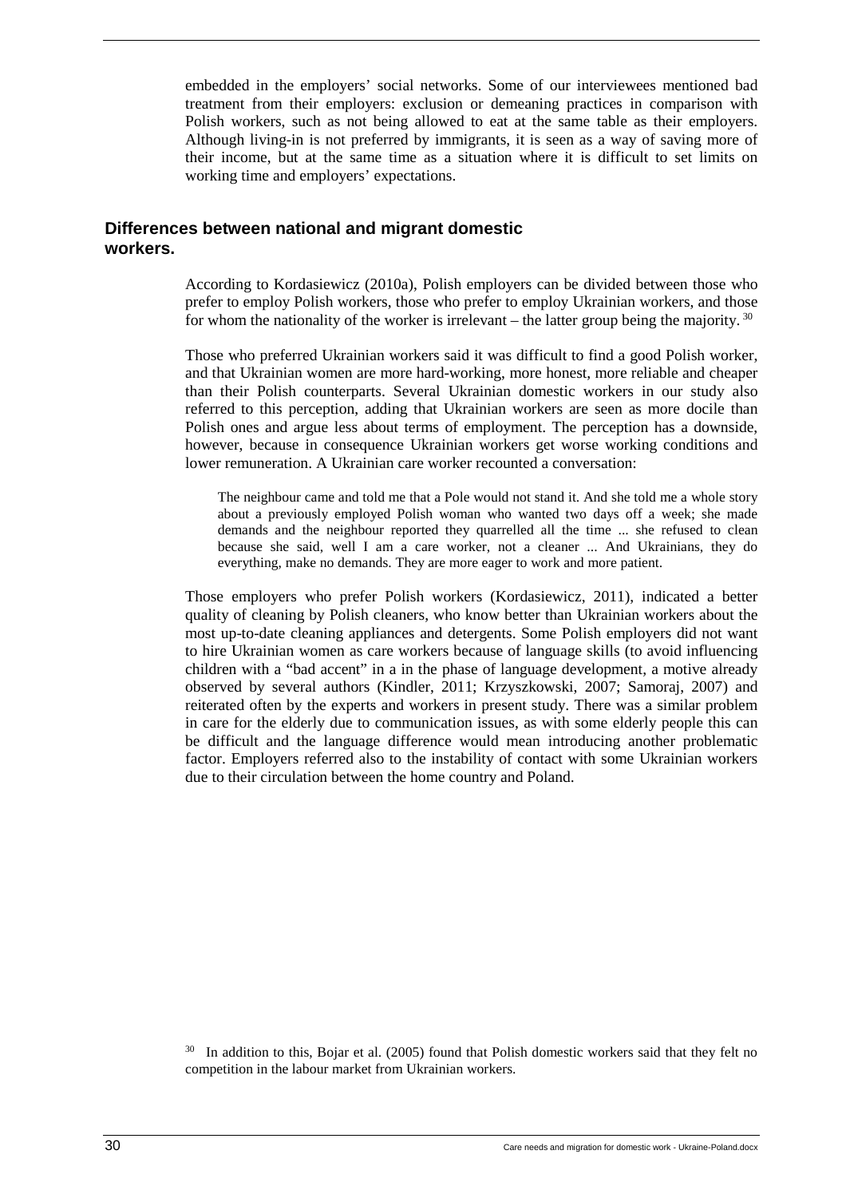embedded in the employers' social networks. Some of our interviewees mentioned bad treatment from their employers: exclusion or demeaning practices in comparison with Polish workers, such as not being allowed to eat at the same table as their employers. Although living-in is not preferred by immigrants, it is seen as a way of saving more of their income, but at the same time as a situation where it is difficult to set limits on working time and employers' expectations.

### Differences between national and migrant domestic workers.

According to Kordasiewicz (2010a), Polish employers can be divided between those who prefer to employ Polish workers, those who prefer to employ Ukrainian workers, and those for whom the nationality of the worker is irrelevant – the latter group being the majority. [30]

Those who preferred Ukrainian workers said it was difficult to find a good Polish worker, and that Ukrainian women are more hard-working, more honest, more reliable and cheaper than their Polish counterparts. Several Ukrainian domestic workers in our study also referred to this perception, adding that Ukrainian workers are seen as more docile than Polish ones and argue less about terms of employment. The perception has a downside, however, because in consequence Ukrainian workers get worse working conditions and lower remuneration. A Ukrainian care worker recounted a conversation:

> The neighbour came and told me that a Pole would not stand it. And she told me a whole story about a previously employed Polish woman who wanted two days off a week; she made demands and the neighbour reported they quarrelled all the time ... she refused to clean because she said, well I am a care worker, not a cleaner ... And Ukrainians, they do everything, make no demands. They are more eager to work and more patient.

Those employers who prefer Polish workers (Kordasiewicz, 2011), indicated a better quality of cleaning by Polish cleaners, who know better than Ukrainian workers about the most up-to-date cleaning appliances and detergents. Some Polish employers did not want to hire Ukrainian women as care workers because of language skills (to avoid influencing children with a "bad accent" in a in the phase of language development, a motive already observed by several authors (Kindler, 2011; Krzyszkowski, 2007; Samoraj, 2007) and reiterated often by the experts and workers in present study. There was a similar problem in care for the elderly due to communication issues, as with some elderly people this can be difficult and the language difference would mean introducing another problematic factor. Employers referred also to the instability of contact with some Ukrainian workers due to their circulation between the home country and Poland.

[30] In addition to this, Bojar et al. (2005) found that Polish domestic workers said that they felt no competition in the labour market from Ukrainian workers.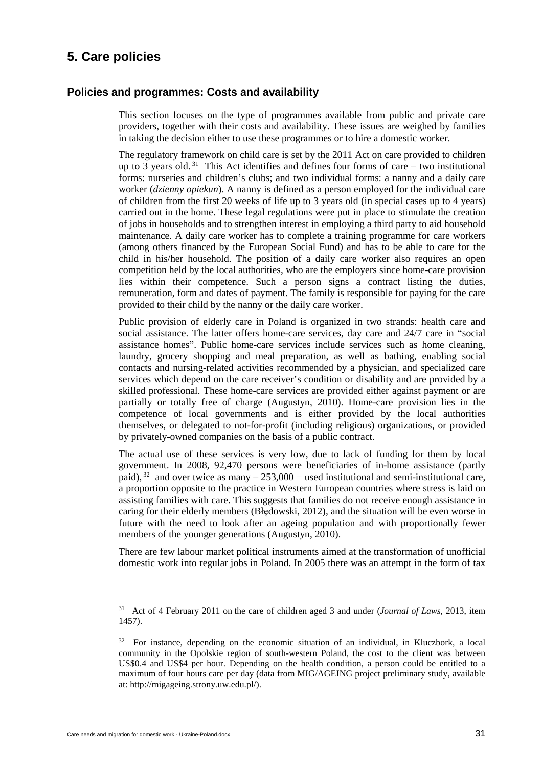## 5. Care policies

### Policies and programmes: Costs and availability

This section focuses on the type of programmes available from public and private care providers, together with their costs and availability. These issues are weighed by families in taking the decision either to use these programmes or to hire a domestic worker.

The regulatory framework on child care is set by the 2011 Act on care provided to children up to 3 years old.[31] This Act identifies and defines four forms of care – two institutional forms: nurseries and children's clubs; and two individual forms: a nanny and a daily care worker (*dzienny opiekun*). A nanny is defined as a person employed for the individual care of children from the first 20 weeks of life up to 3 years old (in special cases up to 4 years) carried out in the home. These legal regulations were put in place to stimulate the creation of jobs in households and to strengthen interest in employing a third party to aid household maintenance. A daily care worker has to complete a training programme for care workers (among others financed by the European Social Fund) and has to be able to care for the child in his/her household. The position of a daily care worker also requires an open competition held by the local authorities, who are the employers since home-care provision lies within their competence. Such a person signs a contract listing the duties, remuneration, form and dates of payment. The family is responsible for paying for the care provided to their child by the nanny or the daily care worker.

Public provision of elderly care in Poland is organized in two strands: health care and social assistance. The latter offers home-care services, day care and 24/7 care in "social assistance homes". Public home-care services include services such as home cleaning, laundry, grocery shopping and meal preparation, as well as bathing, enabling social contacts and nursing-related activities recommended by a physician, and specialized care services which depend on the care receiver's condition or disability and are provided by a skilled professional. These home-care services are provided either against payment or are partially or totally free of charge (Augustyn, 2010). Home-care provision lies in the competence of local governments and is either provided by the local authorities themselves, or delegated to not-for-profit (including religious) organizations, or provided by privately-owned companies on the basis of a public contract.

The actual use of these services is very low, due to lack of funding for them by local government. In 2008, 92,470 persons were beneficiaries of in-home assistance (partly paid),[32] and over twice as many – 253,000 − used institutional and semi-institutional care, a proportion opposite to the practice in Western European countries where stress is laid on assisting families with care. This suggests that families do not receive enough assistance in caring for their elderly members (Błędowski, 2012), and the situation will be even worse in future with the need to look after an ageing population and with proportionally fewer members of the younger generations (Augustyn, 2010).

There are few labour market political instruments aimed at the transformation of unofficial domestic work into regular jobs in Poland. In 2005 there was an attempt in the form of tax

---

[31] Act of 4 February 2011 on the care of children aged 3 and under (*Journal of Laws*, 2013, item 1457).

[32] For instance, depending on the economic situation of an individual, in Kluczbork, a local community in the Opolskie region of south-western Poland, the cost to the client was between US$0.4 and US$4 per hour. Depending on the health condition, a person could be entitled to a maximum of four hours care per day (data from MIG/AGEING project preliminary study, available at: http://migageing.strony.uw.edu.pl/).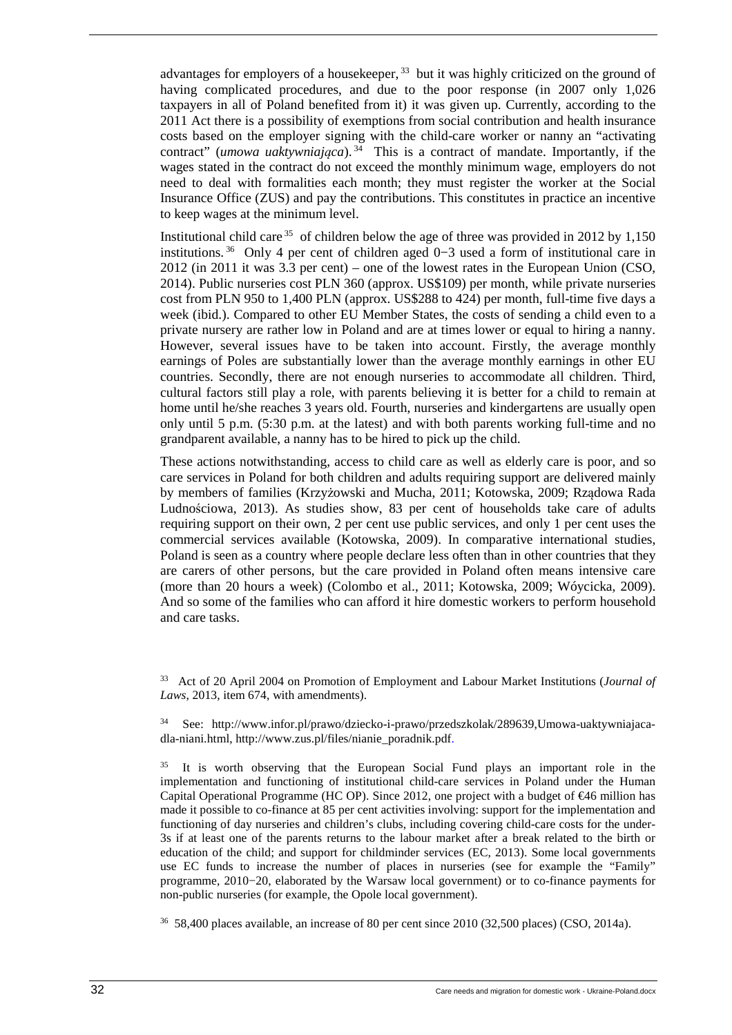advantages for employers of a housekeeper,[33] but it was highly criticized on the ground of having complicated procedures, and due to the poor response (in 2007 only 1,026 taxpayers in all of Poland benefited from it) it was given up. Currently, according to the 2011 Act there is a possibility of exemptions from social contribution and health insurance costs based on the employer signing with the child-care worker or nanny an "activating contract" (*umowa uaktywniająca*).[34] This is a contract of mandate. Importantly, if the wages stated in the contract do not exceed the monthly minimum wage, employers do not need to deal with formalities each month; they must register the worker at the Social Insurance Office (ZUS) and pay the contributions. This constitutes in practice an incentive to keep wages at the minimum level.

Institutional child care[35] of children below the age of three was provided in 2012 by 1,150 institutions.[36] Only 4 per cent of children aged 0−3 used a form of institutional care in 2012 (in 2011 it was 3.3 per cent) – one of the lowest rates in the European Union (CSO, 2014). Public nurseries cost PLN 360 (approx. US$109) per month, while private nurseries cost from PLN 950 to 1,400 PLN (approx. US$288 to 424) per month, full-time five days a week (ibid.). Compared to other EU Member States, the costs of sending a child even to a private nursery are rather low in Poland and are at times lower or equal to hiring a nanny. However, several issues have to be taken into account. Firstly, the average monthly earnings of Poles are substantially lower than the average monthly earnings in other EU countries. Secondly, there are not enough nurseries to accommodate all children. Third, cultural factors still play a role, with parents believing it is better for a child to remain at home until he/she reaches 3 years old. Fourth, nurseries and kindergartens are usually open only until 5 p.m. (5:30 p.m. at the latest) and with both parents working full-time and no grandparent available, a nanny has to be hired to pick up the child.

These actions notwithstanding, access to child care as well as elderly care is poor, and so care services in Poland for both children and adults requiring support are delivered mainly by members of families (Krzyżowski and Mucha, 2011; Kotowska, 2009; Rządowa Rada Ludnościowa, 2013). As studies show, 83 per cent of households take care of adults requiring support on their own, 2 per cent use public services, and only 1 per cent uses the commercial services available (Kotowska, 2009). In comparative international studies, Poland is seen as a country where people declare less often than in other countries that they are carers of other persons, but the care provided in Poland often means intensive care (more than 20 hours a week) (Colombo et al., 2011; Kotowska, 2009; Wóycicka, 2009). And so some of the families who can afford it hire domestic workers to perform household and care tasks.

[33] Act of 20 April 2004 on Promotion of Employment and Labour Market Institutions (*Journal of Laws*, 2013, item 674, with amendments).

[34] See: http://www.infor.pl/prawo/dziecko-i-prawo/przedszkolak/289639,Umowa-uaktywniajaca-dla-niani.html, http://www.zus.pl/files/nianie_poradnik.pdf.

[35] It is worth observing that the European Social Fund plays an important role in the implementation and functioning of institutional child-care services in Poland under the Human Capital Operational Programme (HC OP). Since 2012, one project with a budget of €46 million has made it possible to co-finance at 85 per cent activities involving: support for the implementation and functioning of day nurseries and children's clubs, including covering child-care costs for the under-3s if at least one of the parents returns to the labour market after a break related to the birth or education of the child; and support for childminder services (EC, 2013). Some local governments use EC funds to increase the number of places in nurseries (see for example the "Family" programme, 2010−20, elaborated by the Warsaw local government) or to co-finance payments for non-public nurseries (for example, the Opole local government).

[36] 58,400 places available, an increase of 80 per cent since 2010 (32,500 places) (CSO, 2014a).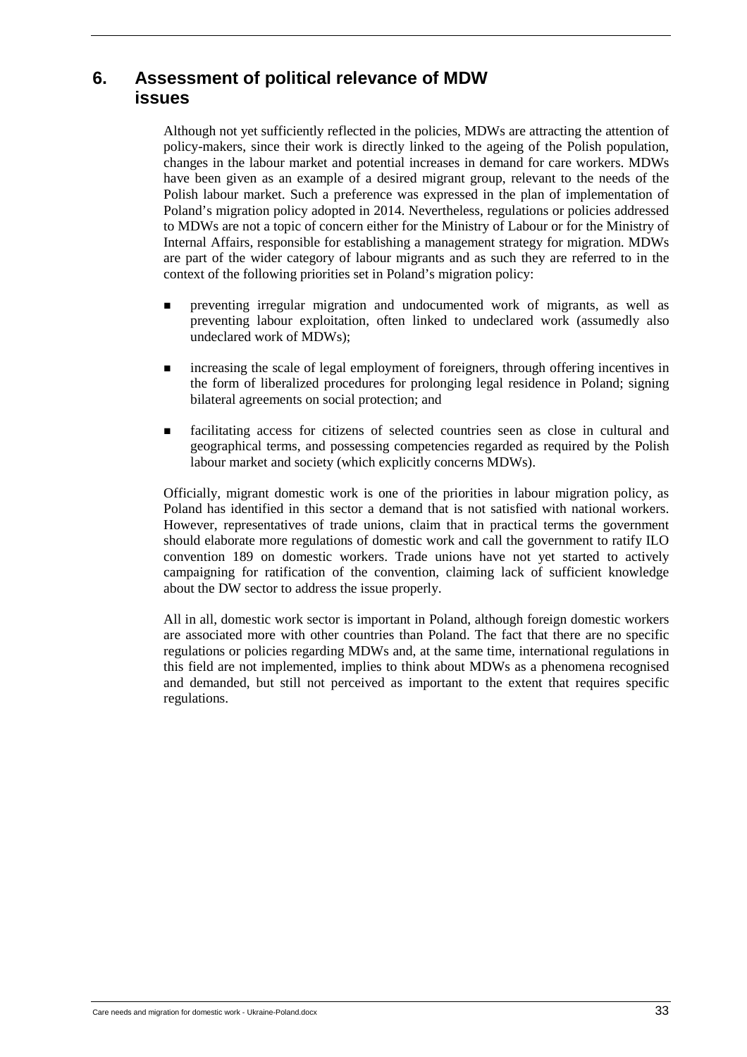# 6. Assessment of political relevance of MDW issues

Although not yet sufficiently reflected in the policies, MDWs are attracting the attention of policy-makers, since their work is directly linked to the ageing of the Polish population, changes in the labour market and potential increases in demand for care workers. MDWs have been given as an example of a desired migrant group, relevant to the needs of the Polish labour market. Such a preference was expressed in the plan of implementation of Poland's migration policy adopted in 2014. Nevertheless, regulations or policies addressed to MDWs are not a topic of concern either for the Ministry of Labour or for the Ministry of Internal Affairs, responsible for establishing a management strategy for migration. MDWs are part of the wider category of labour migrants and as such they are referred to in the context of the following priorities set in Poland's migration policy:

- preventing irregular migration and undocumented work of migrants, as well as preventing labour exploitation, often linked to undeclared work (assumedly also undeclared work of MDWs);
- increasing the scale of legal employment of foreigners, through offering incentives in the form of liberalized procedures for prolonging legal residence in Poland; signing bilateral agreements on social protection; and
- facilitating access for citizens of selected countries seen as close in cultural and geographical terms, and possessing competencies regarded as required by the Polish labour market and society (which explicitly concerns MDWs).

Officially, migrant domestic work is one of the priorities in labour migration policy, as Poland has identified in this sector a demand that is not satisfied with national workers. However, representatives of trade unions, claim that in practical terms the government should elaborate more regulations of domestic work and call the government to ratify ILO convention 189 on domestic workers. Trade unions have not yet started to actively campaigning for ratification of the convention, claiming lack of sufficient knowledge about the DW sector to address the issue properly.

All in all, domestic work sector is important in Poland, although foreign domestic workers are associated more with other countries than Poland. The fact that there are no specific regulations or policies regarding MDWs and, at the same time, international regulations in this field are not implemented, implies to think about MDWs as a phenomena recognised and demanded, but still not perceived as important to the extent that requires specific regulations.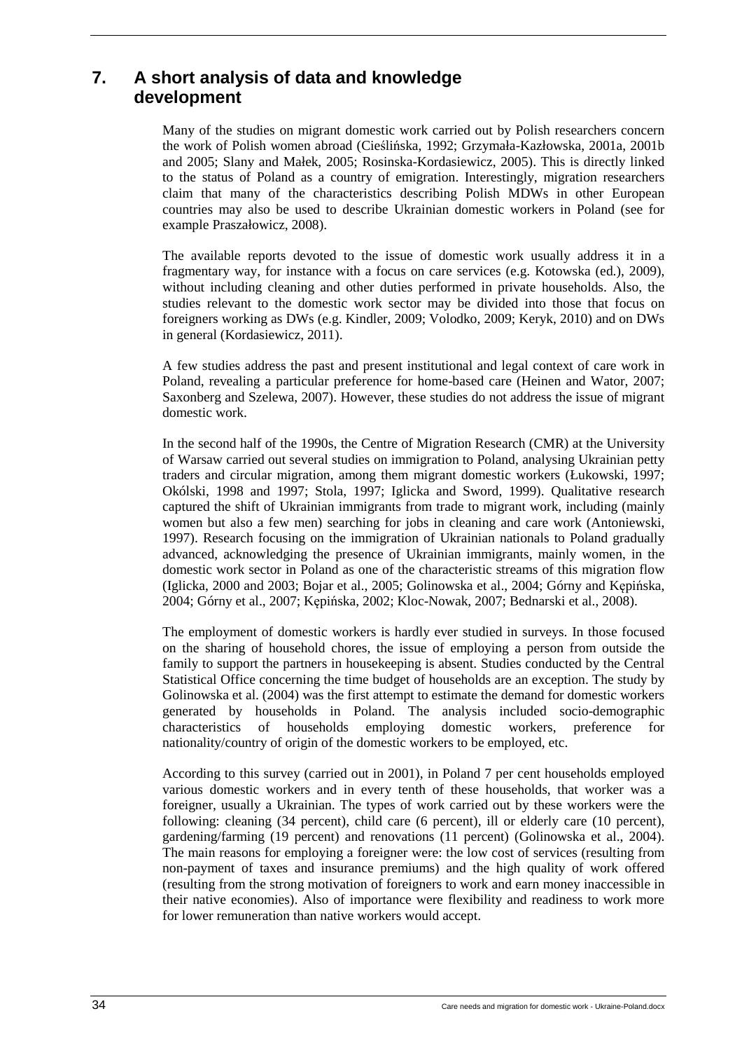## 7. A short analysis of data and knowledge development

Many of the studies on migrant domestic work carried out by Polish researchers concern the work of Polish women abroad (Cieślińska, 1992; Grzymała-Kazłowska, 2001a, 2001b and 2005; Slany and Małek, 2005; Rosinska-Kordasiewicz, 2005). This is directly linked to the status of Poland as a country of emigration. Interestingly, migration researchers claim that many of the characteristics describing Polish MDWs in other European countries may also be used to describe Ukrainian domestic workers in Poland (see for example Praszałowicz, 2008).

The available reports devoted to the issue of domestic work usually address it in a fragmentary way, for instance with a focus on care services (e.g. Kotowska (ed.), 2009), without including cleaning and other duties performed in private households. Also, the studies relevant to the domestic work sector may be divided into those that focus on foreigners working as DWs (e.g. Kindler, 2009; Volodko, 2009; Keryk, 2010) and on DWs in general (Kordasiewicz, 2011).

A few studies address the past and present institutional and legal context of care work in Poland, revealing a particular preference for home-based care (Heinen and Wator, 2007; Saxonberg and Szelewa, 2007). However, these studies do not address the issue of migrant domestic work.

In the second half of the 1990s, the Centre of Migration Research (CMR) at the University of Warsaw carried out several studies on immigration to Poland, analysing Ukrainian petty traders and circular migration, among them migrant domestic workers (Łukowski, 1997; Okólski, 1998 and 1997; Stola, 1997; Iglicka and Sword, 1999). Qualitative research captured the shift of Ukrainian immigrants from trade to migrant work, including (mainly women but also a few men) searching for jobs in cleaning and care work (Antoniewski, 1997). Research focusing on the immigration of Ukrainian nationals to Poland gradually advanced, acknowledging the presence of Ukrainian immigrants, mainly women, in the domestic work sector in Poland as one of the characteristic streams of this migration flow (Iglicka, 2000 and 2003; Bojar et al., 2005; Golinowska et al., 2004; Górny and Kępińska, 2004; Górny et al., 2007; Kępińska, 2002; Kloc-Nowak, 2007; Bednarski et al., 2008).

The employment of domestic workers is hardly ever studied in surveys. In those focused on the sharing of household chores, the issue of employing a person from outside the family to support the partners in housekeeping is absent. Studies conducted by the Central Statistical Office concerning the time budget of households are an exception. The study by Golinowska et al. (2004) was the first attempt to estimate the demand for domestic workers generated by households in Poland. The analysis included socio-demographic characteristics of households employing domestic workers, preference for nationality/country of origin of the domestic workers to be employed, etc.

According to this survey (carried out in 2001), in Poland 7 per cent households employed various domestic workers and in every tenth of these households, that worker was a foreigner, usually a Ukrainian. The types of work carried out by these workers were the following: cleaning (34 percent), child care (6 percent), ill or elderly care (10 percent), gardening/farming (19 percent) and renovations (11 percent) (Golinowska et al., 2004). The main reasons for employing a foreigner were: the low cost of services (resulting from non-payment of taxes and insurance premiums) and the high quality of work offered (resulting from the strong motivation of foreigners to work and earn money inaccessible in their native economies). Also of importance were flexibility and readiness to work more for lower remuneration than native workers would accept.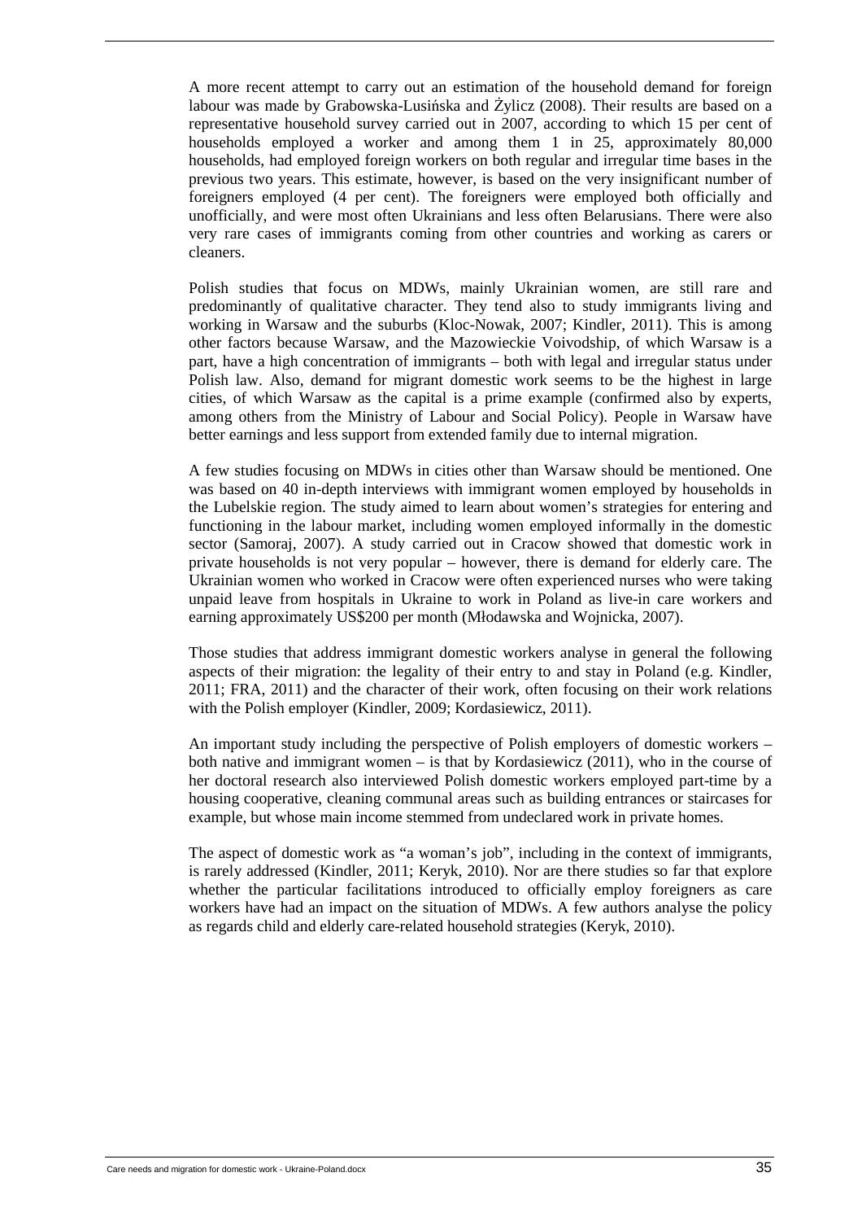A more recent attempt to carry out an estimation of the household demand for foreign labour was made by Grabowska-Lusińska and Żylicz (2008). Their results are based on a representative household survey carried out in 2007, according to which 15 per cent of households employed a worker and among them 1 in 25, approximately 80,000 households, had employed foreign workers on both regular and irregular time bases in the previous two years. This estimate, however, is based on the very insignificant number of foreigners employed (4 per cent). The foreigners were employed both officially and unofficially, and were most often Ukrainians and less often Belarusians. There were also very rare cases of immigrants coming from other countries and working as carers or cleaners.

Polish studies that focus on MDWs, mainly Ukrainian women, are still rare and predominantly of qualitative character. They tend also to study immigrants living and working in Warsaw and the suburbs (Kloc-Nowak, 2007; Kindler, 2011). This is among other factors because Warsaw, and the Mazowieckie Voivodship, of which Warsaw is a part, have a high concentration of immigrants – both with legal and irregular status under Polish law. Also, demand for migrant domestic work seems to be the highest in large cities, of which Warsaw as the capital is a prime example (confirmed also by experts, among others from the Ministry of Labour and Social Policy). People in Warsaw have better earnings and less support from extended family due to internal migration.

A few studies focusing on MDWs in cities other than Warsaw should be mentioned. One was based on 40 in-depth interviews with immigrant women employed by households in the Lubelskie region. The study aimed to learn about women's strategies for entering and functioning in the labour market, including women employed informally in the domestic sector (Samoraj, 2007). A study carried out in Cracow showed that domestic work in private households is not very popular – however, there is demand for elderly care. The Ukrainian women who worked in Cracow were often experienced nurses who were taking unpaid leave from hospitals in Ukraine to work in Poland as live-in care workers and earning approximately US$200 per month (Młodawska and Wojnicka, 2007).

Those studies that address immigrant domestic workers analyse in general the following aspects of their migration: the legality of their entry to and stay in Poland (e.g. Kindler, 2011; FRA, 2011) and the character of their work, often focusing on their work relations with the Polish employer (Kindler, 2009; Kordasiewicz, 2011).

An important study including the perspective of Polish employers of domestic workers – both native and immigrant women – is that by Kordasiewicz (2011), who in the course of her doctoral research also interviewed Polish domestic workers employed part-time by a housing cooperative, cleaning communal areas such as building entrances or staircases for example, but whose main income stemmed from undeclared work in private homes.

The aspect of domestic work as "a woman's job", including in the context of immigrants, is rarely addressed (Kindler, 2011; Keryk, 2010). Nor are there studies so far that explore whether the particular facilitations introduced to officially employ foreigners as care workers have had an impact on the situation of MDWs. A few authors analyse the policy as regards child and elderly care-related household strategies (Keryk, 2010).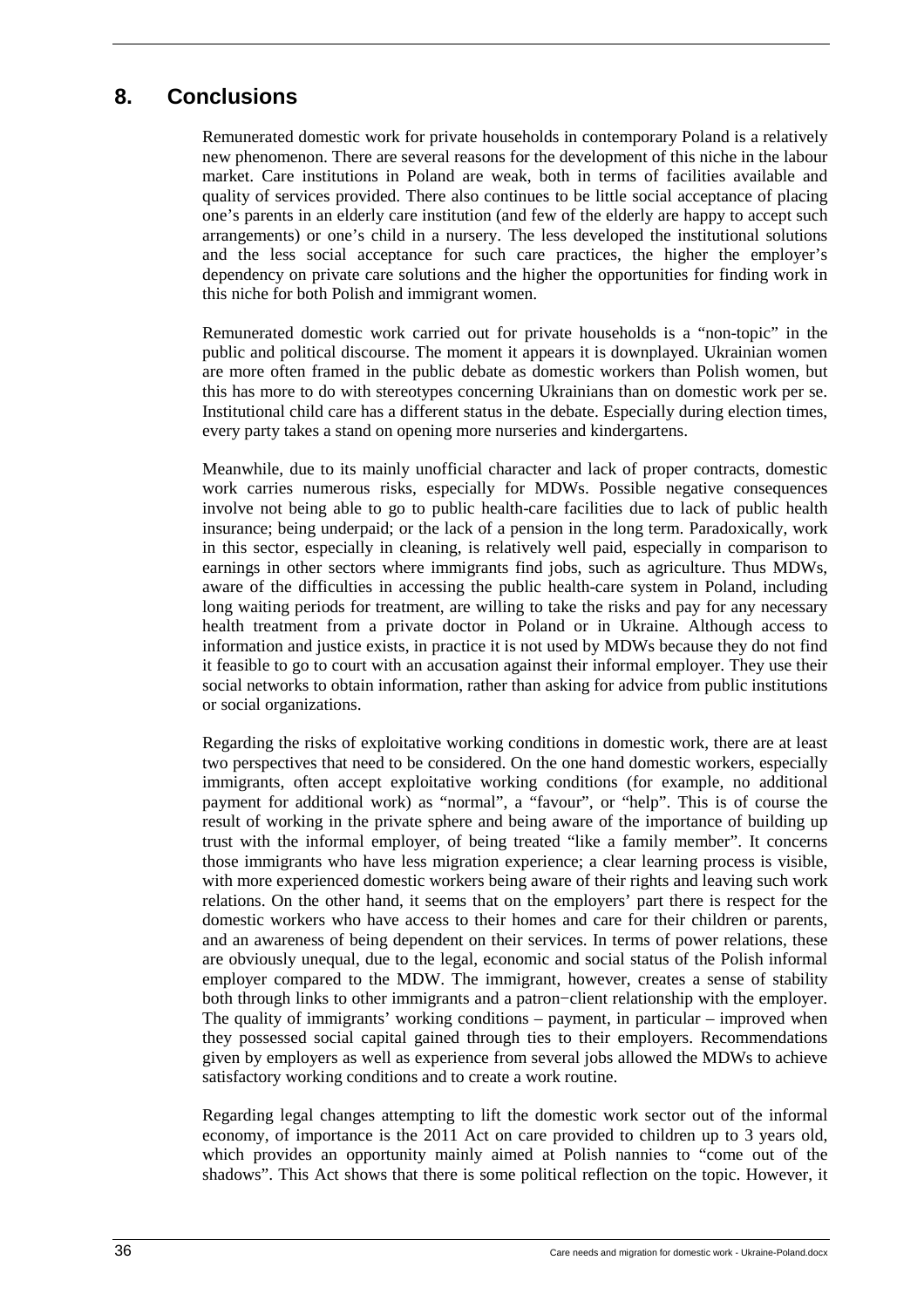# 8. Conclusions

Remunerated domestic work for private households in contemporary Poland is a relatively new phenomenon. There are several reasons for the development of this niche in the labour market. Care institutions in Poland are weak, both in terms of facilities available and quality of services provided. There also continues to be little social acceptance of placing one's parents in an elderly care institution (and few of the elderly are happy to accept such arrangements) or one's child in a nursery. The less developed the institutional solutions and the less social acceptance for such care practices, the higher the employer's dependency on private care solutions and the higher the opportunities for finding work in this niche for both Polish and immigrant women.

Remunerated domestic work carried out for private households is a "non-topic" in the public and political discourse. The moment it appears it is downplayed. Ukrainian women are more often framed in the public debate as domestic workers than Polish women, but this has more to do with stereotypes concerning Ukrainians than on domestic work per se. Institutional child care has a different status in the debate. Especially during election times, every party takes a stand on opening more nurseries and kindergartens.

Meanwhile, due to its mainly unofficial character and lack of proper contracts, domestic work carries numerous risks, especially for MDWs. Possible negative consequences involve not being able to go to public health-care facilities due to lack of public health insurance; being underpaid; or the lack of a pension in the long term. Paradoxically, work in this sector, especially in cleaning, is relatively well paid, especially in comparison to earnings in other sectors where immigrants find jobs, such as agriculture. Thus MDWs, aware of the difficulties in accessing the public health-care system in Poland, including long waiting periods for treatment, are willing to take the risks and pay for any necessary health treatment from a private doctor in Poland or in Ukraine. Although access to information and justice exists, in practice it is not used by MDWs because they do not find it feasible to go to court with an accusation against their informal employer. They use their social networks to obtain information, rather than asking for advice from public institutions or social organizations.

Regarding the risks of exploitative working conditions in domestic work, there are at least two perspectives that need to be considered. On the one hand domestic workers, especially immigrants, often accept exploitative working conditions (for example, no additional payment for additional work) as "normal", a "favour", or "help". This is of course the result of working in the private sphere and being aware of the importance of building up trust with the informal employer, of being treated "like a family member". It concerns those immigrants who have less migration experience; a clear learning process is visible, with more experienced domestic workers being aware of their rights and leaving such work relations. On the other hand, it seems that on the employers' part there is respect for the domestic workers who have access to their homes and care for their children or parents, and an awareness of being dependent on their services. In terms of power relations, these are obviously unequal, due to the legal, economic and social status of the Polish informal employer compared to the MDW. The immigrant, however, creates a sense of stability both through links to other immigrants and a patron−client relationship with the employer. The quality of immigrants' working conditions – payment, in particular – improved when they possessed social capital gained through ties to their employers. Recommendations given by employers as well as experience from several jobs allowed the MDWs to achieve satisfactory working conditions and to create a work routine.

Regarding legal changes attempting to lift the domestic work sector out of the informal economy, of importance is the 2011 Act on care provided to children up to 3 years old, which provides an opportunity mainly aimed at Polish nannies to "come out of the shadows". This Act shows that there is some political reflection on the topic. However, it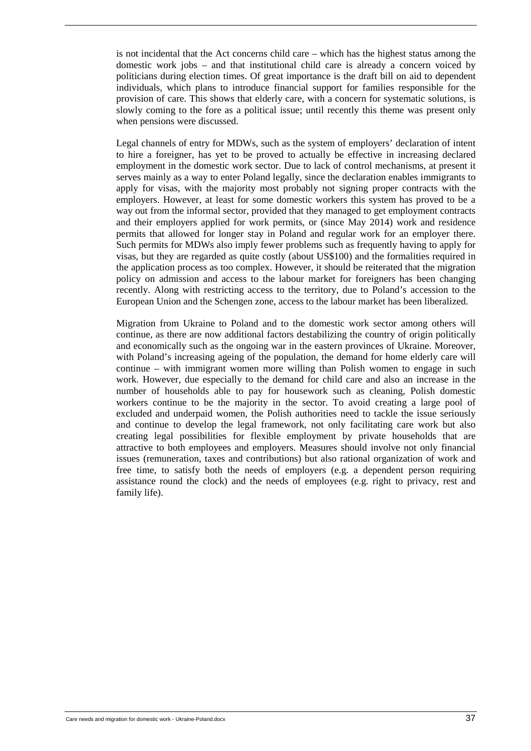is not incidental that the Act concerns child care – which has the highest status among the domestic work jobs – and that institutional child care is already a concern voiced by politicians during election times. Of great importance is the draft bill on aid to dependent individuals, which plans to introduce financial support for families responsible for the provision of care. This shows that elderly care, with a concern for systematic solutions, is slowly coming to the fore as a political issue; until recently this theme was present only when pensions were discussed.

Legal channels of entry for MDWs, such as the system of employers' declaration of intent to hire a foreigner, has yet to be proved to actually be effective in increasing declared employment in the domestic work sector. Due to lack of control mechanisms, at present it serves mainly as a way to enter Poland legally, since the declaration enables immigrants to apply for visas, with the majority most probably not signing proper contracts with the employers. However, at least for some domestic workers this system has proved to be a way out from the informal sector, provided that they managed to get employment contracts and their employers applied for work permits, or (since May 2014) work and residence permits that allowed for longer stay in Poland and regular work for an employer there. Such permits for MDWs also imply fewer problems such as frequently having to apply for visas, but they are regarded as quite costly (about US$100) and the formalities required in the application process as too complex. However, it should be reiterated that the migration policy on admission and access to the labour market for foreigners has been changing recently. Along with restricting access to the territory, due to Poland's accession to the European Union and the Schengen zone, access to the labour market has been liberalized.

Migration from Ukraine to Poland and to the domestic work sector among others will continue, as there are now additional factors destabilizing the country of origin politically and economically such as the ongoing war in the eastern provinces of Ukraine. Moreover, with Poland's increasing ageing of the population, the demand for home elderly care will continue – with immigrant women more willing than Polish women to engage in such work. However, due especially to the demand for child care and also an increase in the number of households able to pay for housework such as cleaning, Polish domestic workers continue to be the majority in the sector. To avoid creating a large pool of excluded and underpaid women, the Polish authorities need to tackle the issue seriously and continue to develop the legal framework, not only facilitating care work but also creating legal possibilities for flexible employment by private households that are attractive to both employees and employers. Measures should involve not only financial issues (remuneration, taxes and contributions) but also rational organization of work and free time, to satisfy both the needs of employers (e.g. a dependent person requiring assistance round the clock) and the needs of employees (e.g. right to privacy, rest and family life).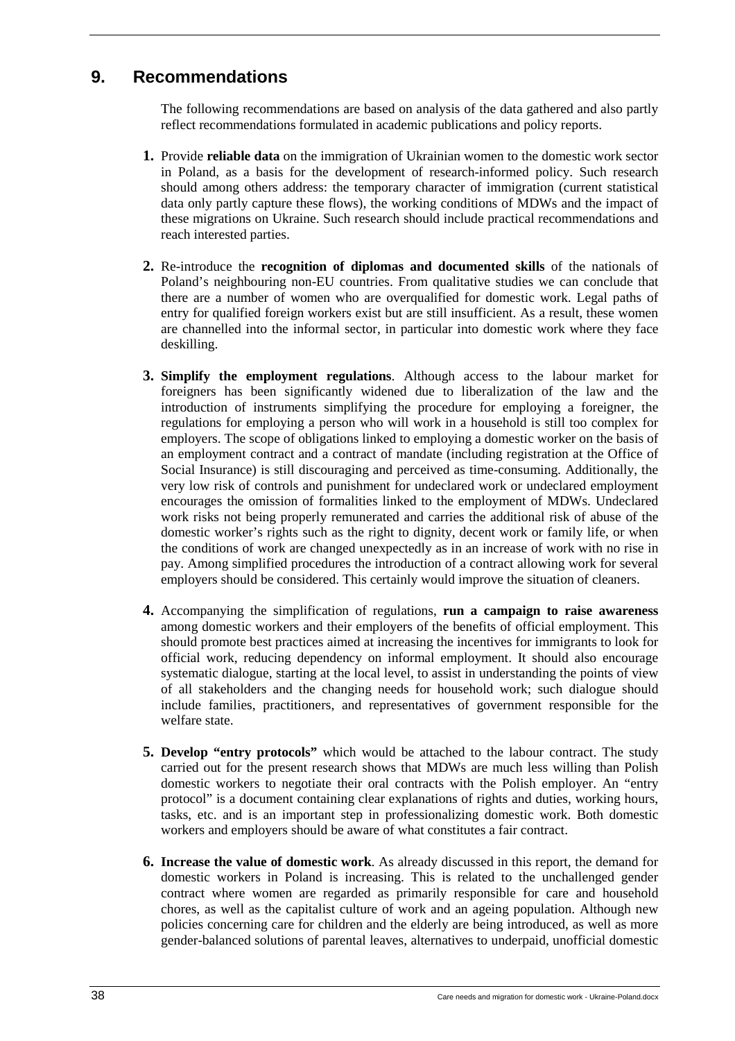## 9. Recommendations

The following recommendations are based on analysis of the data gathered and also partly reflect recommendations formulated in academic publications and policy reports.

1. Provide **reliable data** on the immigration of Ukrainian women to the domestic work sector in Poland, as a basis for the development of research-informed policy. Such research should among others address: the temporary character of immigration (current statistical data only partly capture these flows), the working conditions of MDWs and the impact of these migrations on Ukraine. Such research should include practical recommendations and reach interested parties.

2. Re-introduce the **recognition of diplomas and documented skills** of the nationals of Poland's neighbouring non-EU countries. From qualitative studies we can conclude that there are a number of women who are overqualified for domestic work. Legal paths of entry for qualified foreign workers exist but are still insufficient. As a result, these women are channelled into the informal sector, in particular into domestic work where they face deskilling.

3. **Simplify the employment regulations**. Although access to the labour market for foreigners has been significantly widened due to liberalization of the law and the introduction of instruments simplifying the procedure for employing a foreigner, the regulations for employing a person who will work in a household is still too complex for employers. The scope of obligations linked to employing a domestic worker on the basis of an employment contract and a contract of mandate (including registration at the Office of Social Insurance) is still discouraging and perceived as time-consuming. Additionally, the very low risk of controls and punishment for undeclared work or undeclared employment encourages the omission of formalities linked to the employment of MDWs. Undeclared work risks not being properly remunerated and carries the additional risk of abuse of the domestic worker's rights such as the right to dignity, decent work or family life, or when the conditions of work are changed unexpectedly as in an increase of work with no rise in pay. Among simplified procedures the introduction of a contract allowing work for several employers should be considered. This certainly would improve the situation of cleaners.

4. Accompanying the simplification of regulations, **run a campaign to raise awareness** among domestic workers and their employers of the benefits of official employment. This should promote best practices aimed at increasing the incentives for immigrants to look for official work, reducing dependency on informal employment. It should also encourage systematic dialogue, starting at the local level, to assist in understanding the points of view of all stakeholders and the changing needs for household work; such dialogue should include families, practitioners, and representatives of government responsible for the welfare state.

5. **Develop "entry protocols"** which would be attached to the labour contract. The study carried out for the present research shows that MDWs are much less willing than Polish domestic workers to negotiate their oral contracts with the Polish employer. An "entry protocol" is a document containing clear explanations of rights and duties, working hours, tasks, etc. and is an important step in professionalizing domestic work. Both domestic workers and employers should be aware of what constitutes a fair contract.

6. **Increase the value of domestic work**. As already discussed in this report, the demand for domestic workers in Poland is increasing. This is related to the unchallenged gender contract where women are regarded as primarily responsible for care and household chores, as well as the capitalist culture of work and an ageing population. Although new policies concerning care for children and the elderly are being introduced, as well as more gender-balanced solutions of parental leaves, alternatives to underpaid, unofficial domestic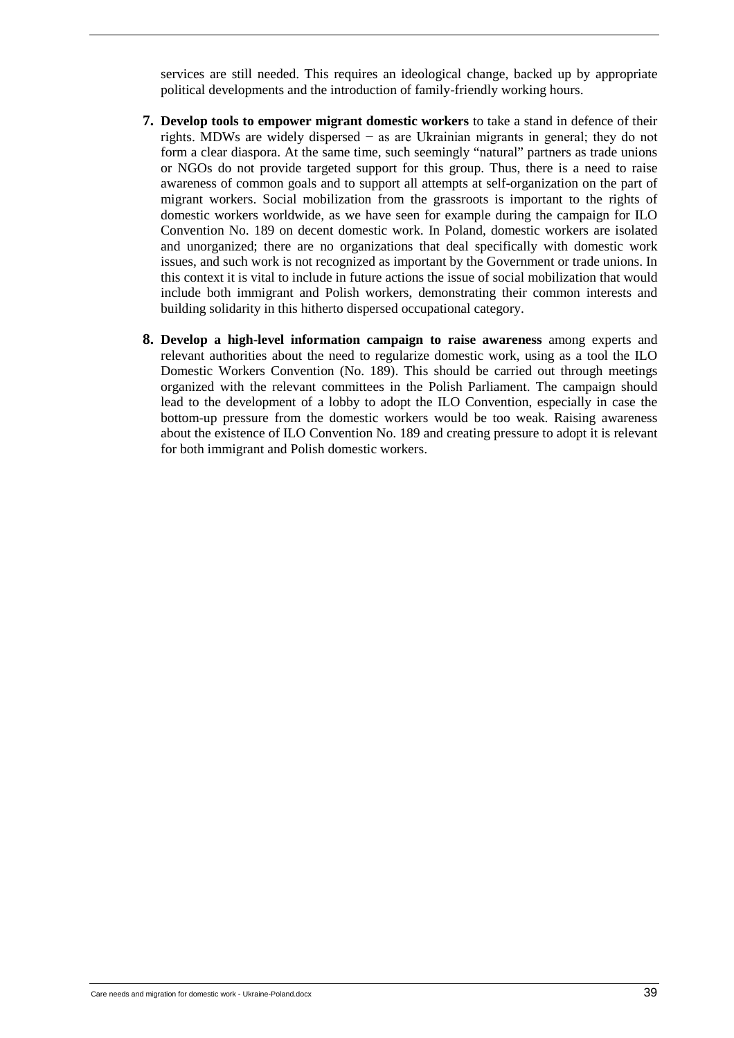services are still needed. This requires an ideological change, backed up by appropriate political developments and the introduction of family-friendly working hours.

7. **Develop tools to empower migrant domestic workers** to take a stand in defence of their rights. MDWs are widely dispersed − as are Ukrainian migrants in general; they do not form a clear diaspora. At the same time, such seemingly "natural" partners as trade unions or NGOs do not provide targeted support for this group. Thus, there is a need to raise awareness of common goals and to support all attempts at self-organization on the part of migrant workers. Social mobilization from the grassroots is important to the rights of domestic workers worldwide, as we have seen for example during the campaign for ILO Convention No. 189 on decent domestic work. In Poland, domestic workers are isolated and unorganized; there are no organizations that deal specifically with domestic work issues, and such work is not recognized as important by the Government or trade unions. In this context it is vital to include in future actions the issue of social mobilization that would include both immigrant and Polish workers, demonstrating their common interests and building solidarity in this hitherto dispersed occupational category.

8. **Develop a high-level information campaign to raise awareness** among experts and relevant authorities about the need to regularize domestic work, using as a tool the ILO Domestic Workers Convention (No. 189). This should be carried out through meetings organized with the relevant committees in the Polish Parliament. The campaign should lead to the development of a lobby to adopt the ILO Convention, especially in case the bottom-up pressure from the domestic workers would be too weak. Raising awareness about the existence of ILO Convention No. 189 and creating pressure to adopt it is relevant for both immigrant and Polish domestic workers.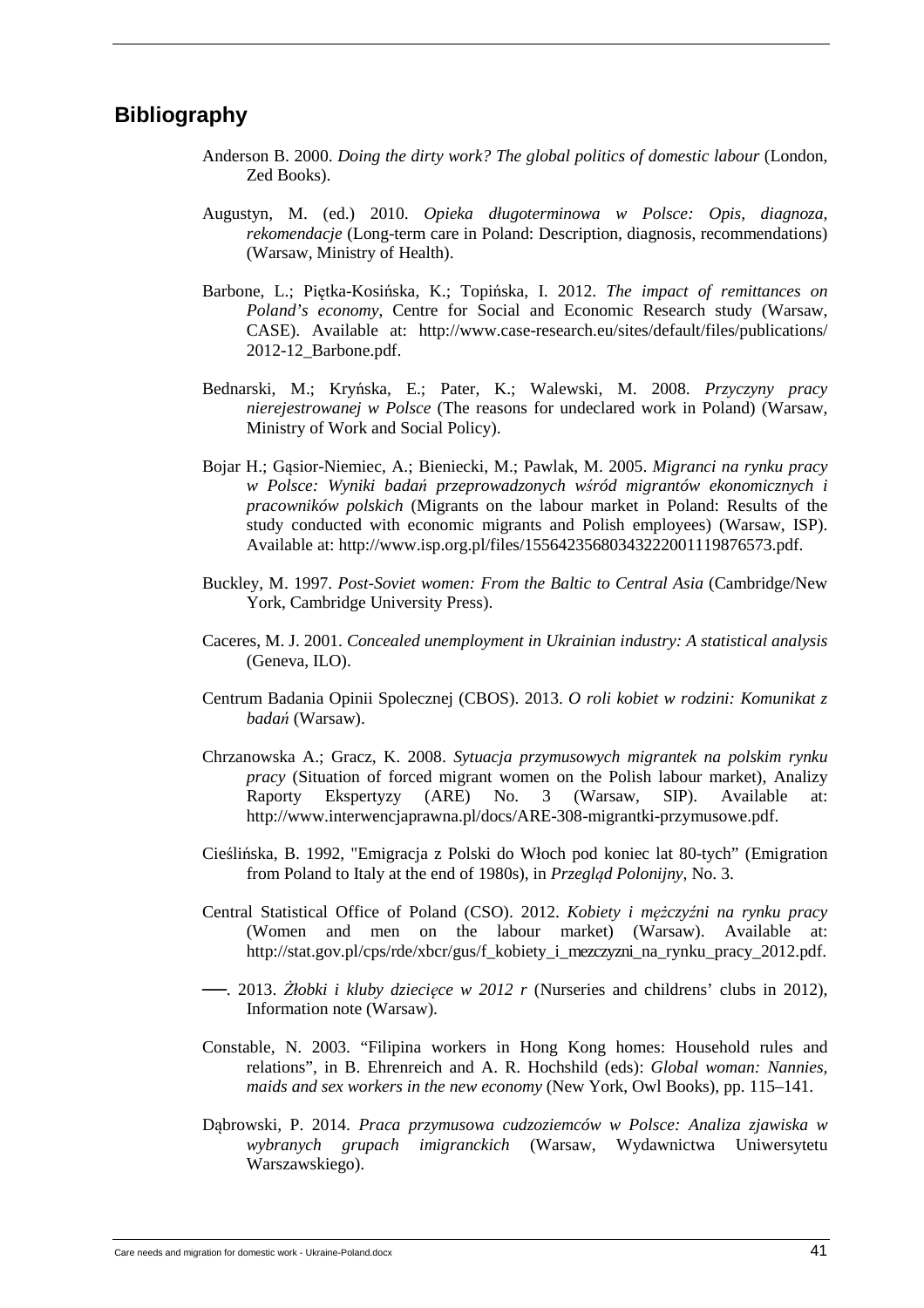## Bibliography

Anderson B. 2000. *Doing the dirty work? The global politics of domestic labour* (London, Zed Books).

Augustyn, M. (ed.) 2010. *Opieka długoterminowa w Polsce: Opis, diagnoza, rekomendacje* (Long-term care in Poland: Description, diagnosis, recommendations) (Warsaw, Ministry of Health).

Barbone, L.; Piętka-Kosińska, K.; Topińska, I. 2012. *The impact of remittances on Poland's economy*, Centre for Social and Economic Research study (Warsaw, CASE). Available at: http://www.case-research.eu/sites/default/files/publications/2012-12_Barbone.pdf.

Bednarski, M.; Kryńska, E.; Pater, K.; Walewski, M. 2008. *Przyczyny pracy nierejestrowanej w Polsce* (The reasons for undeclared work in Poland) (Warsaw, Ministry of Work and Social Policy).

Bojar H.; Gąsior-Niemiec, A.; Bieniecki, M.; Pawlak, M. 2005. *Migranci na rynku pracy w Polsce: Wyniki badań przeprowadzonych wśród migrantów ekonomicznych i pracowników polskich* (Migrants on the labour market in Poland: Results of the study conducted with economic migrants and Polish employees) (Warsaw, ISP). Available at: http://www.isp.org.pl/files/15564235680343222001119876573.pdf.

Buckley, M. 1997. *Post-Soviet women: From the Baltic to Central Asia* (Cambridge/New York, Cambridge University Press).

Caceres, M. J. 2001. *Concealed unemployment in Ukrainian industry: A statistical analysis* (Geneva, ILO).

Centrum Badania Opinii Spolecznej (CBOS). 2013. *O roli kobiet w rodzini: Komunikat z badań* (Warsaw).

Chrzanowska A.; Gracz, K. 2008. *Sytuacja przymusowych migrantek na polskim rynku pracy* (Situation of forced migrant women on the Polish labour market), Analizy Raporty Ekspertyzy (ARE) No. 3 (Warsaw, SIP). Available at: http://www.interwencjaprawna.pl/docs/ARE-308-migrantki-przymusowe.pdf.

Cieślińska, B. 1992, "Emigracja z Polski do Włoch pod koniec lat 80-tych" (Emigration from Poland to Italy at the end of 1980s), in *Przegląd Polonijny*, No. 3.

Central Statistical Office of Poland (CSO). 2012. *Kobiety i mężczyźni na rynku pracy* (Women and men on the labour market) (Warsaw). Available at: http://stat.gov.pl/cps/rde/xbcr/gus/f_kobiety_i_mezczyzni_na_rynku_pracy_2012.pdf.

—. 2013. *Żłobki i kluby dziecięce w 2012 r* (Nurseries and childrens' clubs in 2012), Information note (Warsaw).

Constable, N. 2003. "Filipina workers in Hong Kong homes: Household rules and relations", in B. Ehrenreich and A. R. Hochshild (eds): *Global woman: Nannies, maids and sex workers in the new economy* (New York, Owl Books), pp. 115–141.

Dąbrowski, P. 2014. *Praca przymusowa cudzoziemców w Polsce: Analiza zjawiska w wybranych grupach imigranckich* (Warsaw, Wydawnictwa Uniwersytetu Warszawskiego).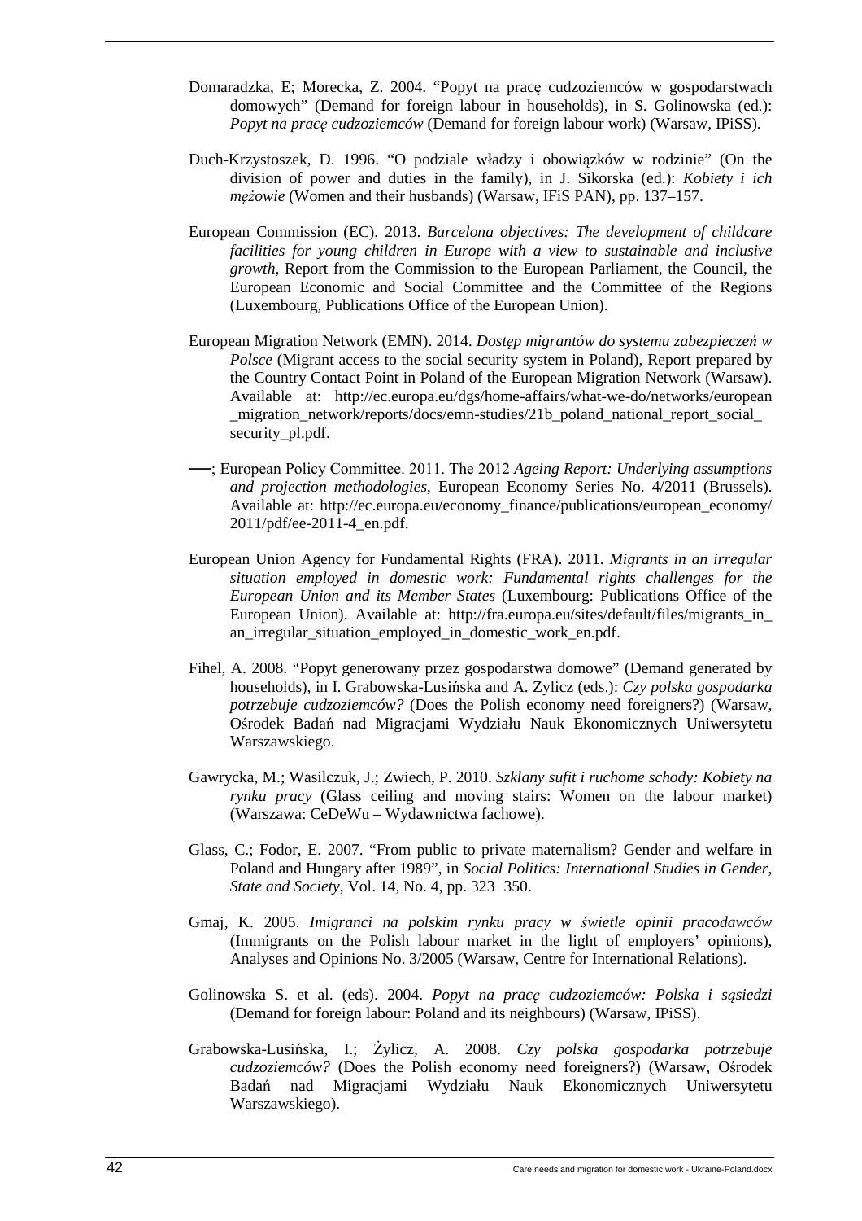Domaradzka, E; Morecka, Z. 2004. "Popyt na pracę cudzoziemców w gospodarstwach domowych" (Demand for foreign labour in households), in S. Golinowska (ed.): *Popyt na pracę cudzoziemców* (Demand for foreign labour work) (Warsaw, IPiSS).

Duch-Krzystoszek, D. 1996. "O podziale władzy i obowiązków w rodzinie" (On the division of power and duties in the family), in J. Sikorska (ed.): *Kobiety i ich mężowie* (Women and their husbands) (Warsaw, IFiS PAN), pp. 137–157.

European Commission (EC). 2013. *Barcelona objectives: The development of childcare facilities for young children in Europe with a view to sustainable and inclusive growth*, Report from the Commission to the European Parliament, the Council, the European Economic and Social Committee and the Committee of the Regions (Luxembourg, Publications Office of the European Union).

European Migration Network (EMN). 2014. *Dostęp migrantów do systemu zabezpieczeń w Polsce* (Migrant access to the social security system in Poland), Report prepared by the Country Contact Point in Poland of the European Migration Network (Warsaw). Available at: http://ec.europa.eu/dgs/home-affairs/what-we-do/networks/european_migration_network/reports/docs/emn-studies/21b_poland_national_report_social_security_pl.pdf.

—; European Policy Committee. 2011. The 2012 *Ageing Report: Underlying assumptions and projection methodologies*, European Economy Series No. 4/2011 (Brussels). Available at: http://ec.europa.eu/economy_finance/publications/european_economy/2011/pdf/ee-2011-4_en.pdf.

European Union Agency for Fundamental Rights (FRA). 2011. *Migrants in an irregular situation employed in domestic work: Fundamental rights challenges for the European Union and its Member States* (Luxembourg: Publications Office of the European Union). Available at: http://fra.europa.eu/sites/default/files/migrants_in_an_irregular_situation_employed_in_domestic_work_en.pdf.

Fihel, A. 2008. "Popyt generowany przez gospodarstwa domowe" (Demand generated by households), in I. Grabowska-Lusińska and A. Zylicz (eds.): *Czy polska gospodarka potrzebuje cudzoziemców?* (Does the Polish economy need foreigners?) (Warsaw, Ośrodek Badań nad Migracjami Wydziału Nauk Ekonomicznych Uniwersytetu Warszawskiego.

Gawrycka, M.; Wasilczuk, J.; Zwiech, P. 2010. *Szklany sufit i ruchome schody: Kobiety na rynku pracy* (Glass ceiling and moving stairs: Women on the labour market) (Warszawa: CeDeWu – Wydawnictwa fachowe).

Glass, C.; Fodor, E. 2007. "From public to private maternalism? Gender and welfare in Poland and Hungary after 1989", in *Social Politics: International Studies in Gender, State and Society*, Vol. 14, No. 4, pp. 323−350.

Gmaj, K. 2005. *Imigranci na polskim rynku pracy w świetle opinii pracodawców* (Immigrants on the Polish labour market in the light of employers' opinions), Analyses and Opinions No. 3/2005 (Warsaw, Centre for International Relations).

Golinowska S. et al. (eds). 2004. *Popyt na pracę cudzoziemców: Polska i sąsiedzi* (Demand for foreign labour: Poland and its neighbours) (Warsaw, IPiSS).

Grabowska-Lusińska, I.; Żylicz, A. 2008. *Czy polska gospodarka potrzebuje cudzoziemców?* (Does the Polish economy need foreigners?) (Warsaw, Ośrodek Badań nad Migracjami Wydziału Nauk Ekonomicznych Uniwersytetu Warszawskiego).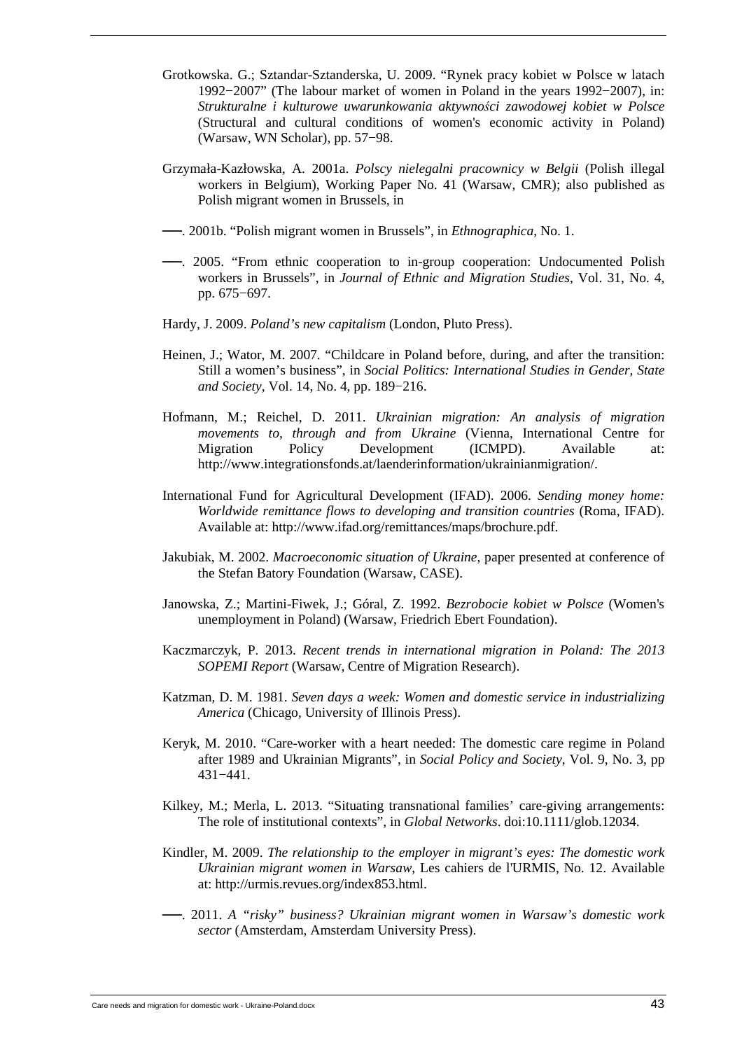Grotkowska. G.; Sztandar-Sztanderska, U. 2009. "Rynek pracy kobiet w Polsce w latach 1992−2007" (The labour market of women in Poland in the years 1992−2007), in: *Strukturalne i kulturowe uwarunkowania aktywności zawodowej kobiet w Polsce* (Structural and cultural conditions of women's economic activity in Poland) (Warsaw, WN Scholar), pp. 57−98.

Grzymała-Kazłowska, A. 2001a. *Polscy nielegalni pracownicy w Belgii* (Polish illegal workers in Belgium), Working Paper No. 41 (Warsaw, CMR); also published as Polish migrant women in Brussels, in

——. 2001b. "Polish migrant women in Brussels", in *Ethnographica*, No. 1.

——. 2005. "From ethnic cooperation to in-group cooperation: Undocumented Polish workers in Brussels", in *Journal of Ethnic and Migration Studies*, Vol. 31, No. 4, pp. 675−697.

Hardy, J. 2009. *Poland's new capitalism* (London, Pluto Press).

Heinen, J.; Wator, M. 2007. "Childcare in Poland before, during, and after the transition: Still a women's business", in *Social Politics: International Studies in Gender, State and Society*, Vol. 14, No. 4, pp. 189−216.

Hofmann, M.; Reichel, D. 2011. *Ukrainian migration: An analysis of migration movements to, through and from Ukraine* (Vienna, International Centre for Migration Policy Development (ICMPD). Available at: http://www.integrationsfonds.at/laenderinformation/ukrainianmigration/.

International Fund for Agricultural Development (IFAD). 2006. *Sending money home: Worldwide remittance flows to developing and transition countries* (Roma, IFAD). Available at: http://www.ifad.org/remittances/maps/brochure.pdf.

Jakubiak, M. 2002. *Macroeconomic situation of Ukraine*, paper presented at conference of the Stefan Batory Foundation (Warsaw, CASE).

Janowska, Z.; Martini-Fiwek, J.; Góral, Z. 1992. *Bezrobocie kobiet w Polsce* (Women's unemployment in Poland) (Warsaw, Friedrich Ebert Foundation).

Kaczmarczyk, P. 2013. *Recent trends in international migration in Poland: The 2013 SOPEMI Report* (Warsaw, Centre of Migration Research).

Katzman, D. M. 1981. *Seven days a week: Women and domestic service in industrializing America* (Chicago, University of Illinois Press).

Keryk, M. 2010. "Care-worker with a heart needed: The domestic care regime in Poland after 1989 and Ukrainian Migrants", in *Social Policy and Society*, Vol. 9, No. 3, pp 431−441.

Kilkey, M.; Merla, L. 2013. "Situating transnational families' care-giving arrangements: The role of institutional contexts", in *Global Networks*. doi:10.1111/glob.12034.

Kindler, M. 2009. *The relationship to the employer in migrant's eyes: The domestic work Ukrainian migrant women in Warsaw*, Les cahiers de l'URMIS, No. 12. Available at: http://urmis.revues.org/index853.html.

——. 2011. *A "risky" business? Ukrainian migrant women in Warsaw's domestic work sector* (Amsterdam, Amsterdam University Press).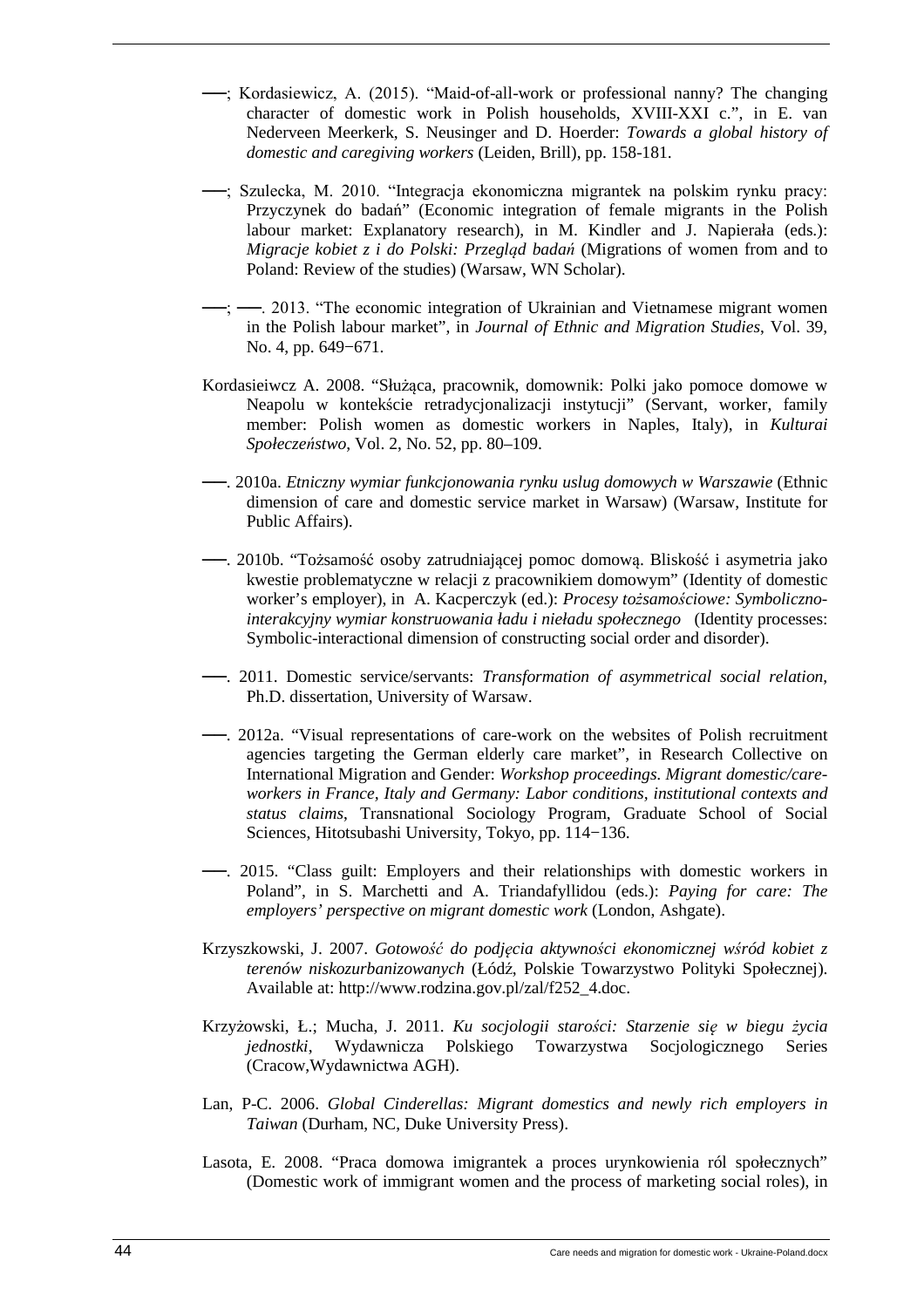—; Kordasiewicz, A. (2015). "Maid-of-all-work or professional nanny? The changing character of domestic work in Polish households, XVIII-XXI c.", in E. van Nederveen Meerkerk, S. Neusinger and D. Hoerder: *Towards a global history of domestic and caregiving workers* (Leiden, Brill), pp. 158-181.

—; Szulecka, M. 2010. "Integracja ekonomiczna migrantek na polskim rynku pracy: Przyczynek do badań" (Economic integration of female migrants in the Polish labour market: Explanatory research), in M. Kindler and J. Napierała (eds.): *Migracje kobiet z i do Polski: Przegląd badań* (Migrations of women from and to Poland: Review of the studies) (Warsaw, WN Scholar).

—; —. 2013. "The economic integration of Ukrainian and Vietnamese migrant women in the Polish labour market", in *Journal of Ethnic and Migration Studies*, Vol. 39, No. 4, pp. 649−671.

Kordasieiwcz A. 2008. "Służąca, pracownik, domownik: Polki jako pomoce domowe w Neapolu w kontekście retradycjonalizacji instytucji" (Servant, worker, family member: Polish women as domestic workers in Naples, Italy), in *Kulturai Społeczeństwo*, Vol. 2, No. 52, pp. 80–109.

—. 2010a. *Etniczny wymiar funkcjonowania rynku uslug domowych w Warszawie* (Ethnic dimension of care and domestic service market in Warsaw) (Warsaw, Institute for Public Affairs).

—. 2010b. "Tożsamość osoby zatrudniającej pomoc domową. Bliskość i asymetria jako kwestie problematyczne w relacji z pracownikiem domowym" (Identity of domestic worker's employer), in A. Kacperczyk (ed.): *Procesy tożsamościowe: Symboliczno-interakcyjny wymiar konstruowania ładu i nieładu społecznego* (Identity processes: Symbolic-interactional dimension of constructing social order and disorder).

—. 2011. Domestic service/servants: *Transformation of asymmetrical social relation*, Ph.D. dissertation, University of Warsaw.

—. 2012a. "Visual representations of care-work on the websites of Polish recruitment agencies targeting the German elderly care market", in Research Collective on International Migration and Gender: *Workshop proceedings. Migrant domestic/care-workers in France, Italy and Germany: Labor conditions, institutional contexts and status claims*, Transnational Sociology Program, Graduate School of Social Sciences, Hitotsubashi University, Tokyo, pp. 114−136.

—. 2015. "Class guilt: Employers and their relationships with domestic workers in Poland", in S. Marchetti and A. Triandafyllidou (eds.): *Paying for care: The employers' perspective on migrant domestic work* (London, Ashgate).

Krzyszkowski, J. 2007. *Gotowość do podjęcia aktywności ekonomicznej wśród kobiet z terenów niskozurbanizowanych* (Łódź, Polskie Towarzystwo Polityki Społecznej). Available at: http://www.rodzina.gov.pl/zal/f252_4.doc.

Krzyżowski, Ł.; Mucha, J. 2011. *Ku socjologii starości: Starzenie się w biegu życia jednostki*, Wydawnicza Polskiego Towarzystwa Socjologicznego Series (Cracow,Wydawnictwa AGH).

Lan, P-C. 2006. *Global Cinderellas: Migrant domestics and newly rich employers in Taiwan* (Durham, NC, Duke University Press).

Lasota, E. 2008. "Praca domowa imigrantek a proces urynkowienia ról społecznych" (Domestic work of immigrant women and the process of marketing social roles), in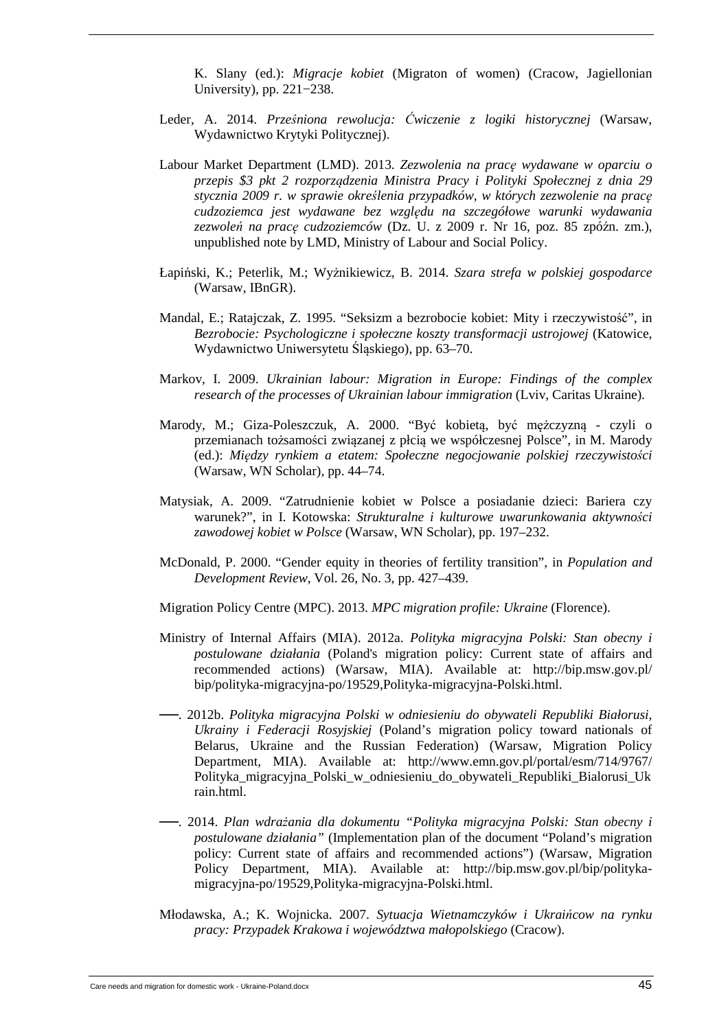K. Slany (ed.): *Migracje kobiet* (Migraton of women) (Cracow, Jagiellonian University), pp. 221−238.

Leder, A. 2014. *Prześniona rewolucja: Ćwiczenie z logiki historycznej* (Warsaw, Wydawnictwo Krytyki Politycznej).

Labour Market Department (LMD). 2013. *Zezwolenia na pracę wydawane w oparciu o przepis $3 pkt 2 rozporządzenia Ministra Pracy i Polityki Społecznej z dnia 29 stycznia 2009 r. w sprawie określenia przypadków, w których zezwolenie na pracę cudzoziemca jest wydawane bez względu na szczegółowe warunki wydawania zezwoleń na pracę cudzoziemców* (Dz. U. z 2009 r. Nr 16, poz. 85 zpóźn. zm.), unpublished note by LMD, Ministry of Labour and Social Policy.

Łapiński, K.; Peterlik, M.; Wyżnikiewicz, B. 2014. *Szara strefa w polskiej gospodarce* (Warsaw, IBnGR).

Mandal, E.; Ratajczak, Z. 1995. "Seksizm a bezrobocie kobiet: Mity i rzeczywistość", in *Bezrobocie: Psychologiczne i społeczne koszty transformacji ustrojowej* (Katowice, Wydawnictwo Uniwersytetu Śląskiego), pp. 63–70.

Markov, I. 2009. *Ukrainian labour: Migration in Europe: Findings of the complex research of the processes of Ukrainian labour immigration* (Lviv, Caritas Ukraine).

Marody, M.; Giza-Poleszczuk, A. 2000. "Być kobietą, być mężczyzną - czyli o przemianach tożsamości związanej z płcią we współczesnej Polsce", in M. Marody (ed.): *Między rynkiem a etatem: Społeczne negocjowanie polskiej rzeczywistości* (Warsaw, WN Scholar), pp. 44–74.

Matysiak, A. 2009. "Zatrudnienie kobiet w Polsce a posiadanie dzieci: Bariera czy warunek?", in I. Kotowska: *Strukturalne i kulturowe uwarunkowania aktywności zawodowej kobiet w Polsce* (Warsaw, WN Scholar), pp. 197–232.

McDonald, P. 2000. "Gender equity in theories of fertility transition", in *Population and Development Review*, Vol. 26, No. 3, pp. 427–439.

Migration Policy Centre (MPC). 2013. *MPC migration profile: Ukraine* (Florence).

Ministry of Internal Affairs (MIA). 2012a. *Polityka migracyjna Polski: Stan obecny i postulowane działania* (Poland's migration policy: Current state of affairs and recommended actions) (Warsaw, MIA). Available at: http://bip.msw.gov.pl/bip/polityka-migracyjna-po/19529,Polityka-migracyjna-Polski.html.

—. 2012b. *Polityka migracyjna Polski w odniesieniu do obywateli Republiki Białorusi, Ukrainy i Federacji Rosyjskiej* (Poland's migration policy toward nationals of Belarus, Ukraine and the Russian Federation) (Warsaw, Migration Policy Department, MIA). Available at: http://www.emn.gov.pl/portal/esm/714/9767/Polityka_migracyjna_Polski_w_odniesieniu_do_obywateli_Republiki_Bialorusi_Ukrain.html.

—. 2014. *Plan wdrażania dla dokumentu "Polityka migracyjna Polski: Stan obecny i postulowane działania"* (Implementation plan of the document "Poland's migration policy: Current state of affairs and recommended actions") (Warsaw, Migration Policy Department, MIA). Available at: http://bip.msw.gov.pl/bip/polityka-migracyjna-po/19529,Polityka-migracyjna-Polski.html.

Młodawska, A.; K. Wojnicka. 2007. *Sytuacja Wietnamczyków i Ukraińcow na rynku pracy: Przypadek Krakowa i województwa małopolskiego* (Cracow).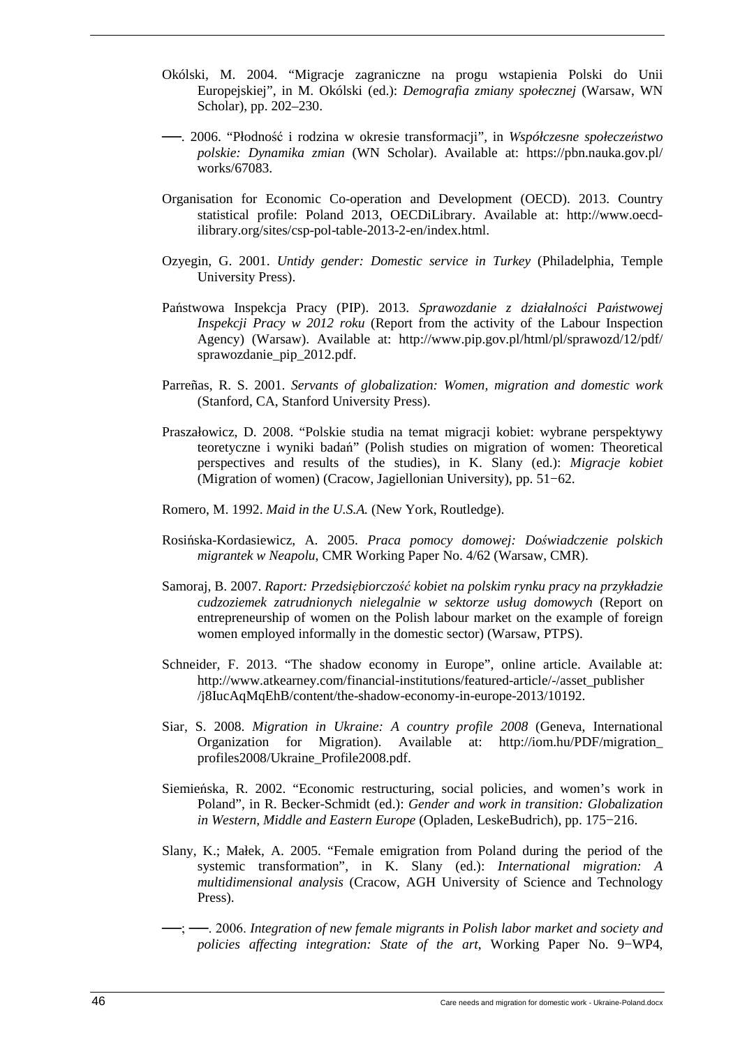Okólski, M. 2004. "Migracje zagraniczne na progu wstapienia Polski do Unii Europejskiej", in M. Okólski (ed.): *Demografia zmiany społecznej* (Warsaw, WN Scholar), pp. 202–230.

——. 2006. "Płodność i rodzina w okresie transformacji", in *Współczesne społeczeństwo polskie: Dynamika zmian* (WN Scholar). Available at: https://pbn.nauka.gov.pl/works/67083.

Organisation for Economic Co-operation and Development (OECD). 2013. Country statistical profile: Poland 2013, OECDiLibrary. Available at: http://www.oecd-ilibrary.org/sites/csp-pol-table-2013-2-en/index.html.

Ozyegin, G. 2001. *Untidy gender: Domestic service in Turkey* (Philadelphia, Temple University Press).

Państwowa Inspekcja Pracy (PIP). 2013. *Sprawozdanie z działalności Państwowej Inspekcji Pracy w 2012 roku* (Report from the activity of the Labour Inspection Agency) (Warsaw). Available at: http://www.pip.gov.pl/html/pl/sprawozd/12/pdf/sprawozdanie_pip_2012.pdf.

Parreñas, R. S. 2001. *Servants of globalization: Women, migration and domestic work* (Stanford, CA, Stanford University Press).

Praszałowicz, D. 2008. "Polskie studia na temat migracji kobiet: wybrane perspektywy teoretyczne i wyniki badań" (Polish studies on migration of women: Theoretical perspectives and results of the studies), in K. Slany (ed.): *Migracje kobiet* (Migration of women) (Cracow, Jagiellonian University), pp. 51−62.

Romero, M. 1992. *Maid in the U.S.A.* (New York, Routledge).

Rosińska-Kordasiewicz, A. 2005. *Praca pomocy domowej: Doświadczenie polskich migrantek w Neapolu*, CMR Working Paper No. 4/62 (Warsaw, CMR).

Samoraj, B. 2007. *Raport: Przedsiębiorczość kobiet na polskim rynku pracy na przykładzie cudzoziemek zatrudnionych nielegalnie w sektorze usług domowych* (Report on entrepreneurship of women on the Polish labour market on the example of foreign women employed informally in the domestic sector) (Warsaw, PTPS).

Schneider, F. 2013. "The shadow economy in Europe", online article. Available at: http://www.atkearney.com/financial-institutions/featured-article/-/asset_publisher/j8IucAqMqEhB/content/the-shadow-economy-in-europe-2013/10192.

Siar, S. 2008. *Migration in Ukraine: A country profile 2008* (Geneva, International Organization for Migration). Available at: http://iom.hu/PDF/migration_profiles2008/Ukraine_Profile2008.pdf.

Siemieńska, R. 2002. "Economic restructuring, social policies, and women's work in Poland", in R. Becker-Schmidt (ed.): *Gender and work in transition: Globalization in Western, Middle and Eastern Europe* (Opladen, LeskeBudrich), pp. 175−216.

Slany, K.; Małek, A. 2005. "Female emigration from Poland during the period of the systemic transformation", in K. Slany (ed.): *International migration: A multidimensional analysis* (Cracow, AGH University of Science and Technology Press).

——; ——. 2006. *Integration of new female migrants in Polish labor market and society and policies affecting integration: State of the art*, Working Paper No. 9−WP4,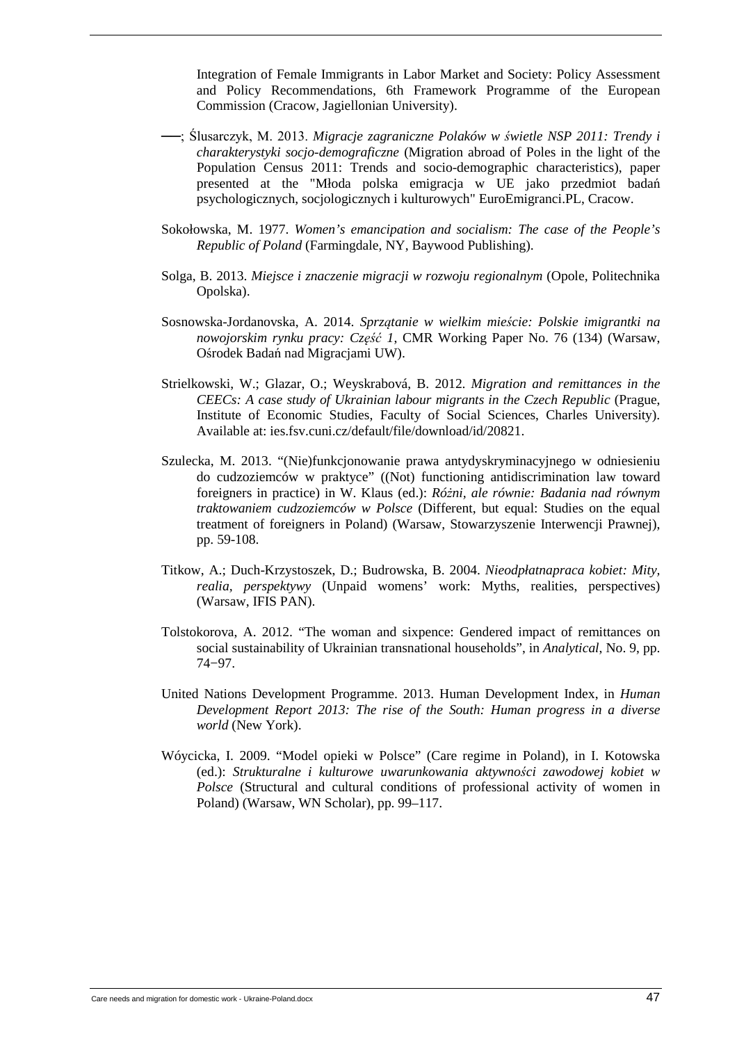Integration of Female Immigrants in Labor Market and Society: Policy Assessment and Policy Recommendations, 6th Framework Programme of the European Commission (Cracow, Jagiellonian University).

—; Ślusarczyk, M. 2013. *Migracje zagraniczne Polaków w świetle NSP 2011: Trendy i charakterystyki socjo-demograficzne* (Migration abroad of Poles in the light of the Population Census 2011: Trends and socio-demographic characteristics), paper presented at the "Młoda polska emigracja w UE jako przedmiot badań psychologicznych, socjologicznych i kulturowych" EuroEmigranci.PL, Cracow.

Sokołowska, M. 1977. *Women's emancipation and socialism: The case of the People's Republic of Poland* (Farmingdale, NY, Baywood Publishing).

Solga, B. 2013. *Miejsce i znaczenie migracji w rozwoju regionalnym* (Opole, Politechnika Opolska).

Sosnowska-Jordanovska, A. 2014. *Sprzątanie w wielkim mieście: Polskie imigrantki na nowojorskim rynku pracy: Część 1*, CMR Working Paper No. 76 (134) (Warsaw, Ośrodek Badań nad Migracjami UW).

Strielkowski, W.; Glazar, O.; Weyskrabová, B. 2012. *Migration and remittances in the CEECs: A case study of Ukrainian labour migrants in the Czech Republic* (Prague, Institute of Economic Studies, Faculty of Social Sciences, Charles University). Available at: ies.fsv.cuni.cz/default/file/download/id/20821.

Szulecka, M. 2013. "(Nie)funkcjonowanie prawa antydyskryminacyjnego w odniesieniu do cudzoziemców w praktyce" ((Not) functioning antidiscrimination law toward foreigners in practice) in W. Klaus (ed.): *Różni, ale równie: Badania nad równym traktowaniem cudzoziemców w Polsce* (Different, but equal: Studies on the equal treatment of foreigners in Poland) (Warsaw, Stowarzyszenie Interwencji Prawnej), pp. 59-108.

Titkow, A.; Duch-Krzystoszek, D.; Budrowska, B. 2004. *Nieodpłatnapraca kobiet: Mity, realia, perspektywy* (Unpaid womens' work: Myths, realities, perspectives) (Warsaw, IFIS PAN).

Tolstokorova, A. 2012. "The woman and sixpence: Gendered impact of remittances on social sustainability of Ukrainian transnational households", in *Analytical*, No. 9, pp. 74−97.

United Nations Development Programme. 2013. Human Development Index, in *Human Development Report 2013: The rise of the South: Human progress in a diverse world* (New York).

Wóycicka, I. 2009. "Model opieki w Polsce" (Care regime in Poland), in I. Kotowska (ed.): *Strukturalne i kulturowe uwarunkowania aktywności zawodowej kobiet w Polsce* (Structural and cultural conditions of professional activity of women in Poland) (Warsaw, WN Scholar), pp. 99–117.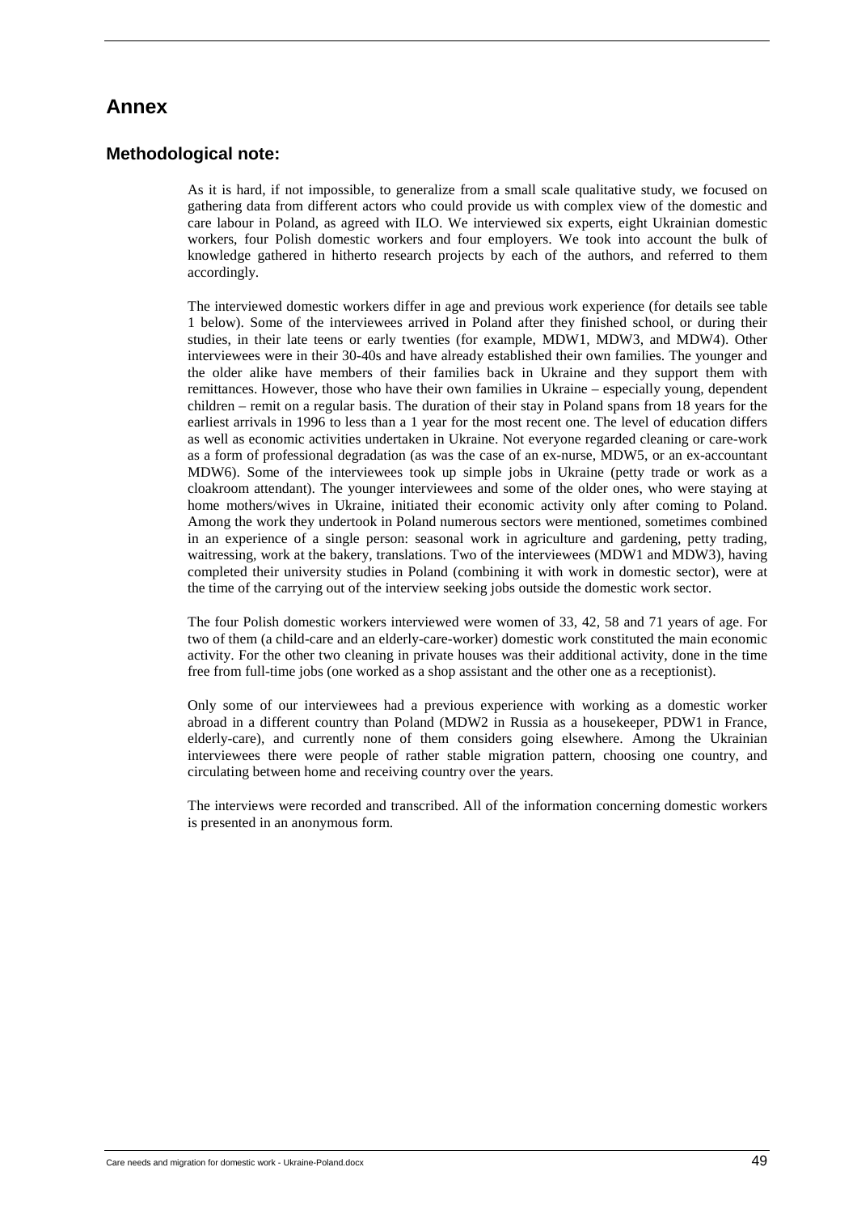# Annex

## Methodological note:

As it is hard, if not impossible, to generalize from a small scale qualitative study, we focused on gathering data from different actors who could provide us with complex view of the domestic and care labour in Poland, as agreed with ILO. We interviewed six experts, eight Ukrainian domestic workers, four Polish domestic workers and four employers. We took into account the bulk of knowledge gathered in hitherto research projects by each of the authors, and referred to them accordingly.

The interviewed domestic workers differ in age and previous work experience (for details see table 1 below). Some of the interviewees arrived in Poland after they finished school, or during their studies, in their late teens or early twenties (for example, MDW1, MDW3, and MDW4). Other interviewees were in their 30-40s and have already established their own families. The younger and the older alike have members of their families back in Ukraine and they support them with remittances. However, those who have their own families in Ukraine – especially young, dependent children – remit on a regular basis. The duration of their stay in Poland spans from 18 years for the earliest arrivals in 1996 to less than a 1 year for the most recent one. The level of education differs as well as economic activities undertaken in Ukraine. Not everyone regarded cleaning or care-work as a form of professional degradation (as was the case of an ex-nurse, MDW5, or an ex-accountant MDW6). Some of the interviewees took up simple jobs in Ukraine (petty trade or work as a cloakroom attendant). The younger interviewees and some of the older ones, who were staying at home mothers/wives in Ukraine, initiated their economic activity only after coming to Poland. Among the work they undertook in Poland numerous sectors were mentioned, sometimes combined in an experience of a single person: seasonal work in agriculture and gardening, petty trading, waitressing, work at the bakery, translations. Two of the interviewees (MDW1 and MDW3), having completed their university studies in Poland (combining it with work in domestic sector), were at the time of the carrying out of the interview seeking jobs outside the domestic work sector.

The four Polish domestic workers interviewed were women of 33, 42, 58 and 71 years of age. For two of them (a child-care and an elderly-care-worker) domestic work constituted the main economic activity. For the other two cleaning in private houses was their additional activity, done in the time free from full-time jobs (one worked as a shop assistant and the other one as a receptionist).

Only some of our interviewees had a previous experience with working as a domestic worker abroad in a different country than Poland (MDW2 in Russia as a housekeeper, PDW1 in France, elderly-care), and currently none of them considers going elsewhere. Among the Ukrainian interviewees there were people of rather stable migration pattern, choosing one country, and circulating between home and receiving country over the years.

The interviews were recorded and transcribed. All of the information concerning domestic workers is presented in an anonymous form.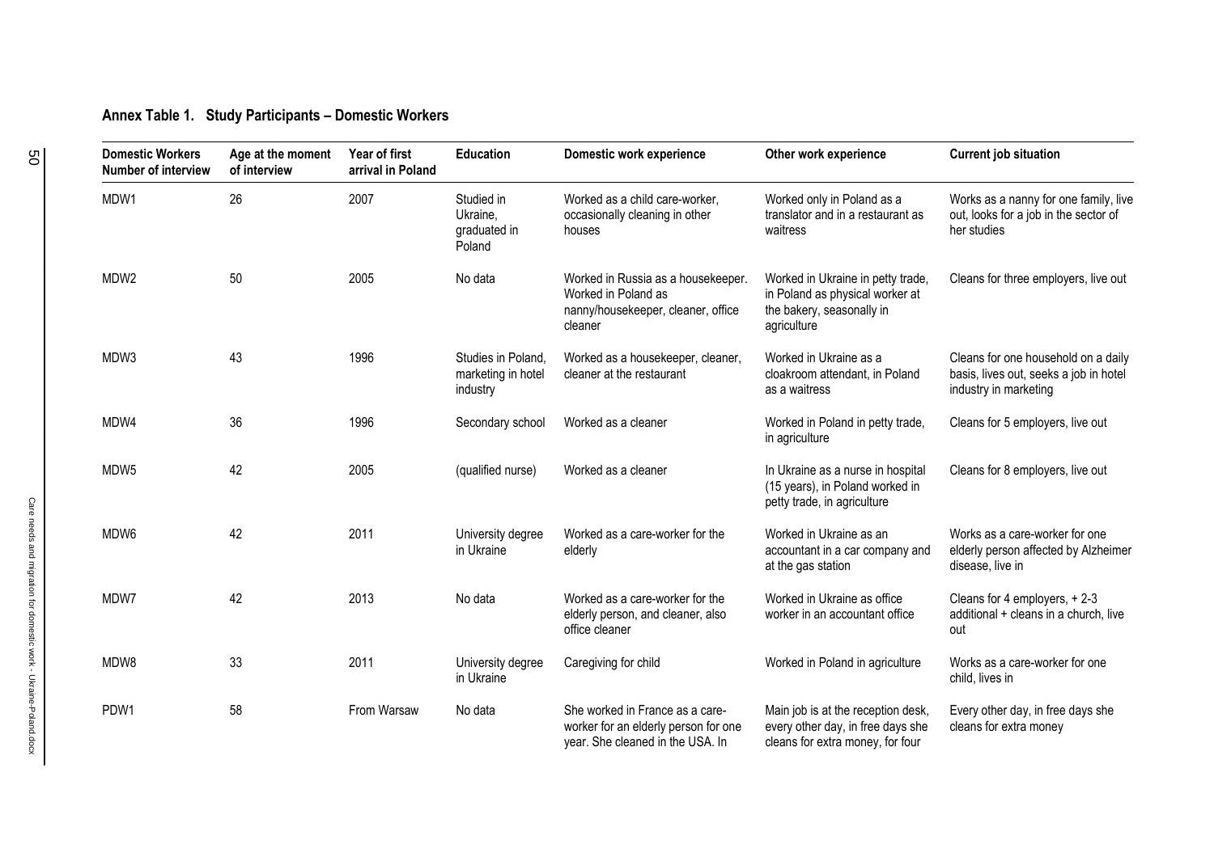### Annex Table 1. Study Participants – Domestic Workers

| Domestic Workers Number of interview | Age at the moment of interview | Year of first arrival in Poland | Education | Domestic work experience | Other work experience | Current job situation |
|---|---|---|---|---|---|---|
| MDW1 | 26 | 2007 | Studied in Ukraine, graduated in Poland | Worked as a child care-worker, occasionally cleaning in other houses | Worked only in Poland as a translator and in a restaurant as waitress | Works as a nanny for one family, live out, looks for a job in the sector of her studies |
| MDW2 | 50 | 2005 | No data | Worked in Russia as a housekeeper. Worked in Poland as nanny/housekeeper, cleaner, office cleaner | Worked in Ukraine in petty trade, in Poland as physical worker at the bakery, seasonally in agriculture | Cleans for three employers, live out |
| MDW3 | 43 | 1996 | Studies in Poland, marketing in hotel industry | Worked as a housekeeper, cleaner, cleaner at the restaurant | Worked in Ukraine as a cloakroom attendant, in Poland as a waitress | Cleans for one household on a daily basis, lives out, seeks a job in hotel industry in marketing |
| MDW4 | 36 | 1996 | Secondary school | Worked as a cleaner | Worked in Poland in petty trade, in agriculture | Cleans for 5 employers, live out |
| MDW5 | 42 | 2005 | (qualified nurse) | Worked as a cleaner | In Ukraine as a nurse in hospital (15 years), in Poland worked in petty trade, in agriculture | Cleans for 8 employers, live out |
| MDW6 | 42 | 2011 | University degree in Ukraine | Worked as a care-worker for the elderly | Worked in Ukraine as an accountant in a car company and at the gas station | Works as a care-worker for one elderly person affected by Alzheimer disease, live in |
| MDW7 | 42 | 2013 | No data | Worked as a care-worker for the elderly person, and cleaner, also office cleaner | Worked in Ukraine as office worker in an accountant office | Cleans for 4 employers, + 2-3 additional + cleans in a church, live out |
| MDW8 | 33 | 2011 | University degree in Ukraine | Caregiving for child | Worked in Poland in agriculture | Works as a care-worker for one child, lives in |
| PDW1 | 58 | From Warsaw | No data | She worked in France as a care-worker for an elderly person for one year. She cleaned in the USA. In | Main job is at the reception desk, every other day, in free days she cleans for extra money, for four | Every other day, in free days she cleans for extra money |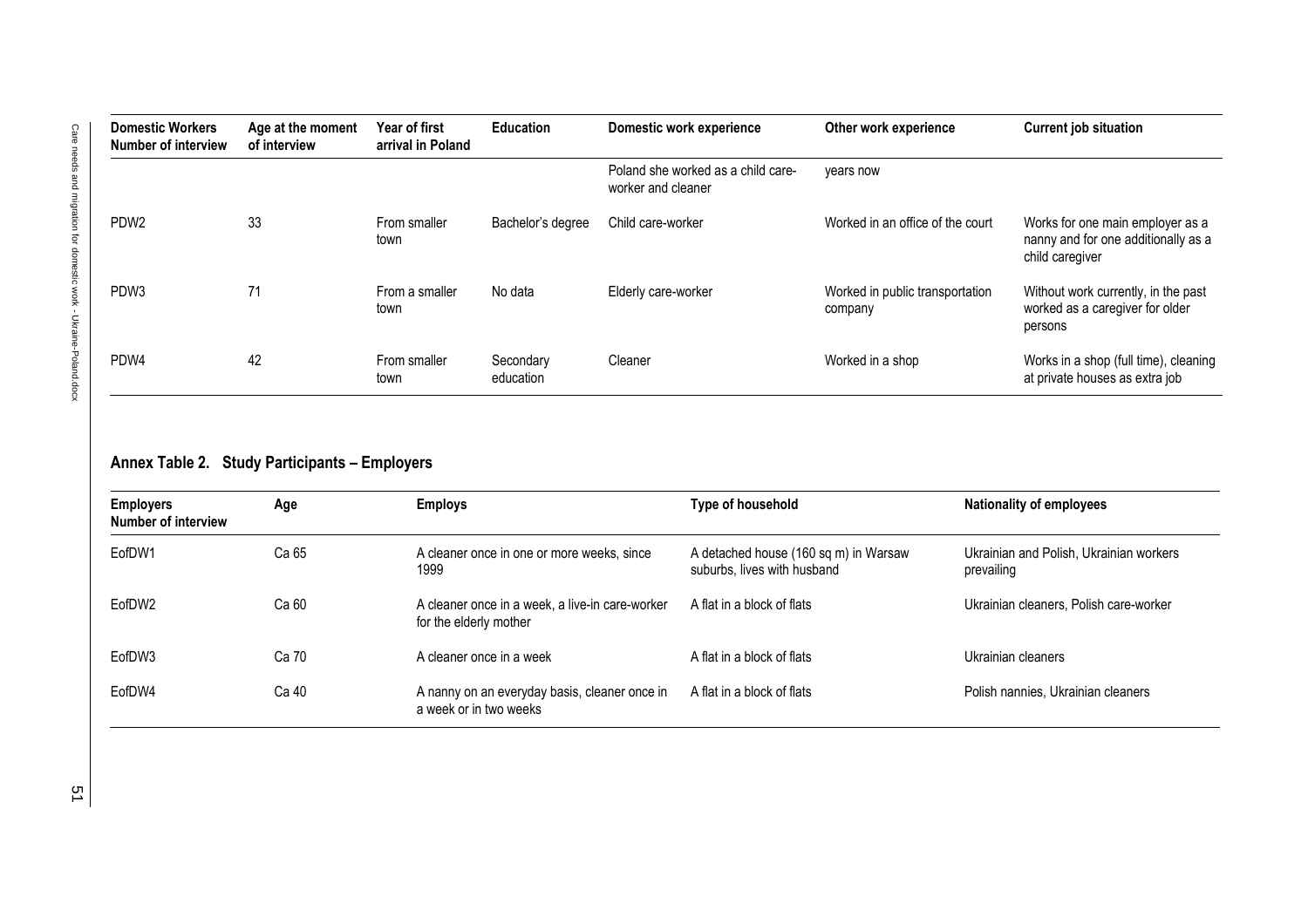| Domestic Workers Number of interview | Age at the moment of interview | Year of first arrival in Poland | Education | Domestic work experience | Other work experience | Current job situation |
|---|---|---|---|---|---|---|
| | | | | Poland she worked as a child care-worker and cleaner | years now | |
| PDW2 | 33 | From smaller town | Bachelor's degree | Child care-worker | Worked in an office of the court | Works for one main employer as a nanny and for one additionally as a child caregiver |
| PDW3 | 71 | From a smaller town | No data | Elderly care-worker | Worked in public transportation company | Without work currently, in the past worked as a caregiver for older persons |
| PDW4 | 42 | From smaller town | Secondary education | Cleaner | Worked in a shop | Works in a shop (full time), cleaning at private houses as extra job |

### Annex Table 2. Study Participants – Employers

| Employers Number of interview | Age | Employs | Type of household | Nationality of employees |
|---|---|---|---|---|
| EofDW1 | Ca 65 | A cleaner once in one or more weeks, since 1999 | A detached house (160 sq m) in Warsaw suburbs, lives with husband | Ukrainian and Polish, Ukrainian workers prevailing |
| EofDW2 | Ca 60 | A cleaner once in a week, a live-in care-worker for the elderly mother | A flat in a block of flats | Ukrainian cleaners, Polish care-worker |
| EofDW3 | Ca 70 | A cleaner once in a week | A flat in a block of flats | Ukrainian cleaners |
| EofDW4 | Ca 40 | A nanny on an everyday basis, cleaner once in a week or in two weeks | A flat in a block of flats | Polish nannies, Ukrainian cleaners |